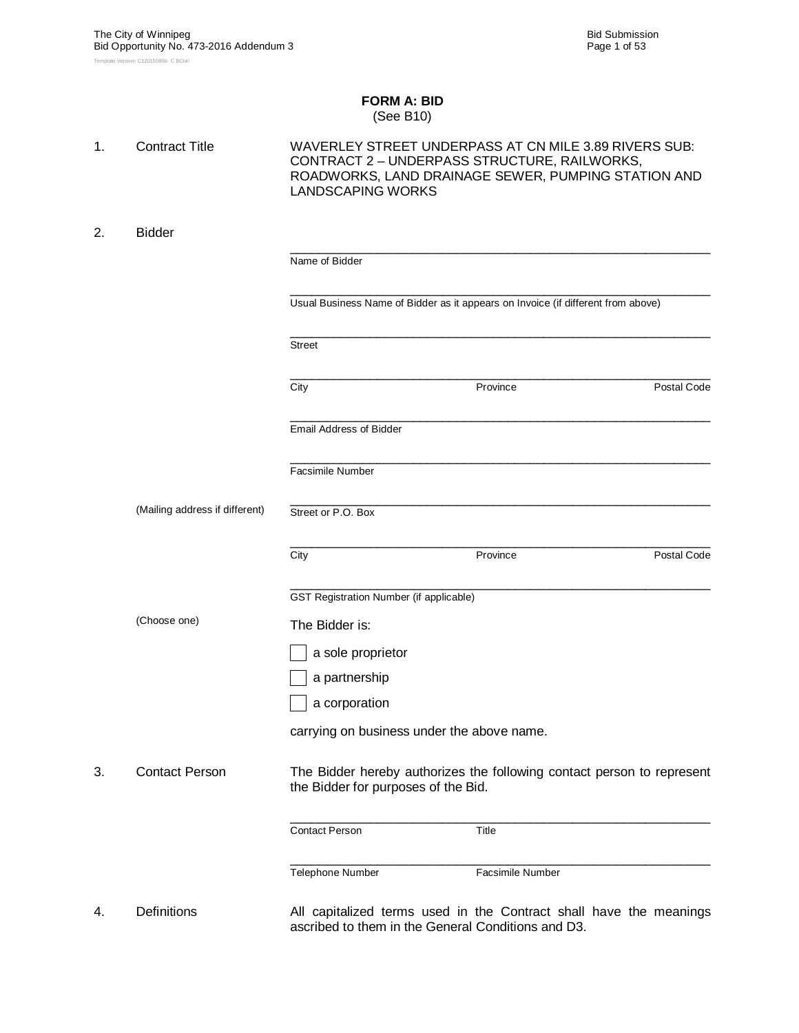# FORM A: BID

(See B10)

1. Contract Title — WAVERLEY STREET UNDERPASS AT CN MILE 3.89 RIVERS SUB: CONTRACT 2 – UNDERPASS STRUCTURE, RAILWORKS, ROADWORKS, LAND DRAINAGE SEWER, PUMPING STATION AND LANDSCAPING WORKS

2. Bidder

___________________________________________
Name of Bidder

___________________________________________
Usual Business Name of Bidder as it appears on Invoice (if different from above)

___________________________________________
Street

___________________________________________
City Province Postal Code

___________________________________________
Email Address of Bidder

___________________________________________
Facsimile Number

(Mailing address if different)

___________________________________________
Street or P.O. Box

___________________________________________
City Province Postal Code

___________________________________________
GST Registration Number (if applicable)

(Choose one)

The Bidder is:

- ☐ a sole proprietor
- ☐ a partnership
- ☐ a corporation

carrying on business under the above name.

3. Contact Person — The Bidder hereby authorizes the following contact person to represent the Bidder for purposes of the Bid.

___________________________________________
Contact Person Title

___________________________________________
Telephone Number Facsimile Number

4. Definitions — All capitalized terms used in the Contract shall have the meanings ascribed to them in the General Conditions and D3.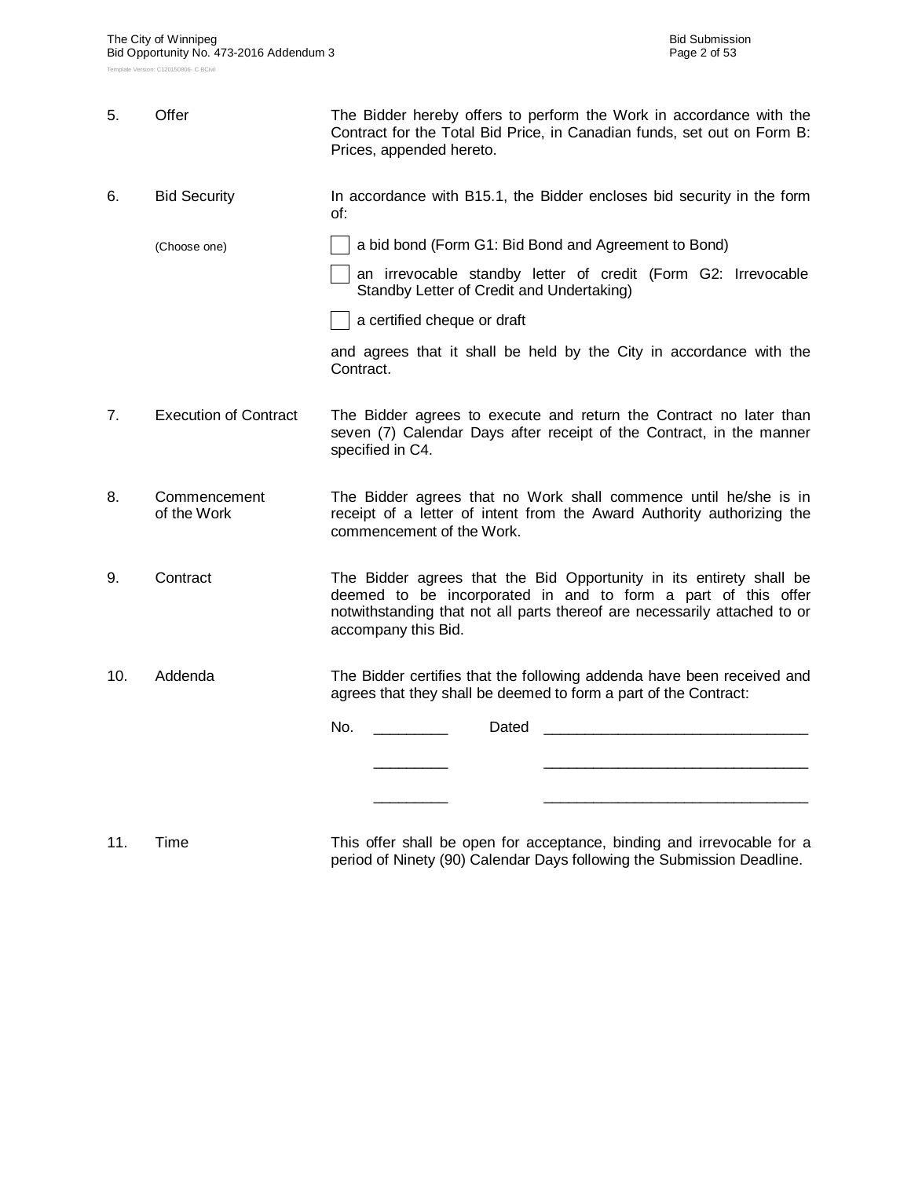5. **Offer**

   The Bidder hereby offers to perform the Work in accordance with the Contract for the Total Bid Price, in Canadian funds, set out on Form B: Prices, appended hereto.

6. **Bid Security**

   In accordance with B15.1, the Bidder encloses bid security in the form of:

   (Choose one)

   - [ ] a bid bond (Form G1: Bid Bond and Agreement to Bond)
   - [ ] an irrevocable standby letter of credit (Form G2: Irrevocable Standby Letter of Credit and Undertaking)
   - [ ] a certified cheque or draft

   and agrees that it shall be held by the City in accordance with the Contract.

7. **Execution of Contract**

   The Bidder agrees to execute and return the Contract no later than seven (7) Calendar Days after receipt of the Contract, in the manner specified in C4.

8. **Commencement of the Work**

   The Bidder agrees that no Work shall commence until he/she is in receipt of a letter of intent from the Award Authority authorizing the commencement of the Work.

9. **Contract**

   The Bidder agrees that the Bid Opportunity in its entirety shall be deemed to be incorporated in and to form a part of this offer notwithstanding that not all parts thereof are necessarily attached to or accompany this Bid.

10. **Addenda**

    The Bidder certifies that the following addenda have been received and agrees that they shall be deemed to form a part of the Contract:

    No. _________ Dated ________________________________

    _________ ________________________________

    _________ ________________________________

11. **Time**

    This offer shall be open for acceptance, binding and irrevocable for a period of Ninety (90) Calendar Days following the Submission Deadline.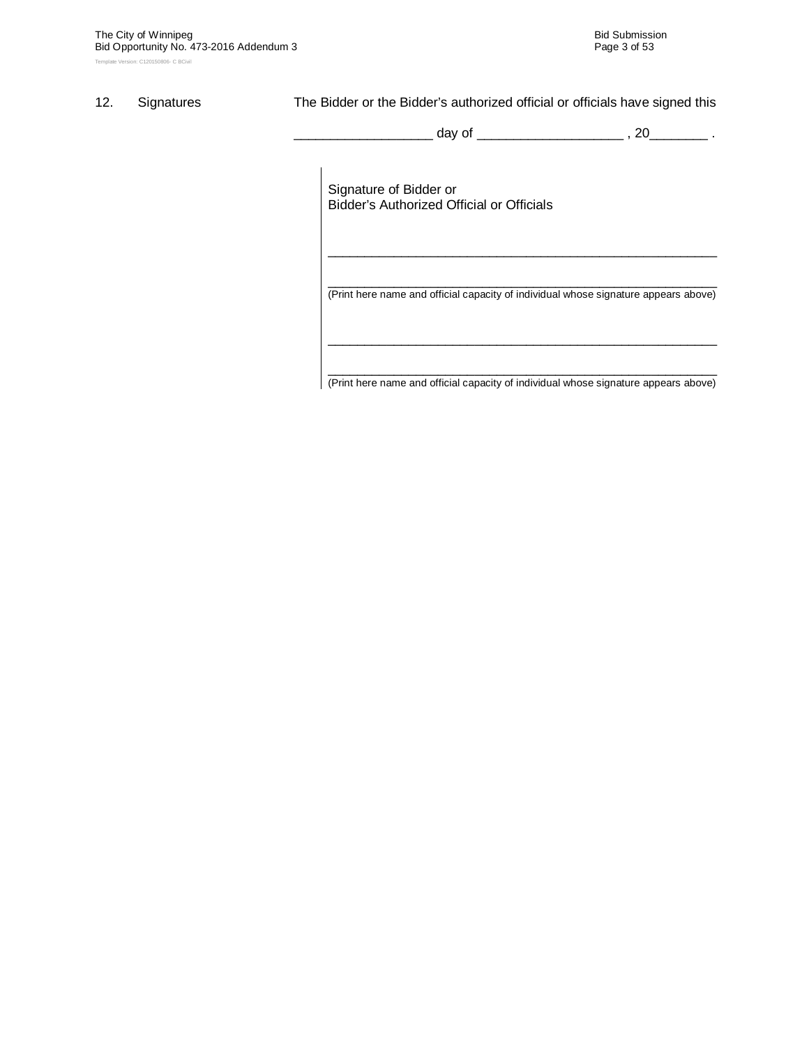12. Signatures

The Bidder or the Bidder's authorized official or officials have signed this

___________________ day of ____________________ , 20________ .

Signature of Bidder or
Bidder's Authorized Official or Officials

___________________________________________________________

___________________________________________________________
(Print here name and official capacity of individual whose signature appears above)

___________________________________________________________

___________________________________________________________
(Print here name and official capacity of individual whose signature appears above)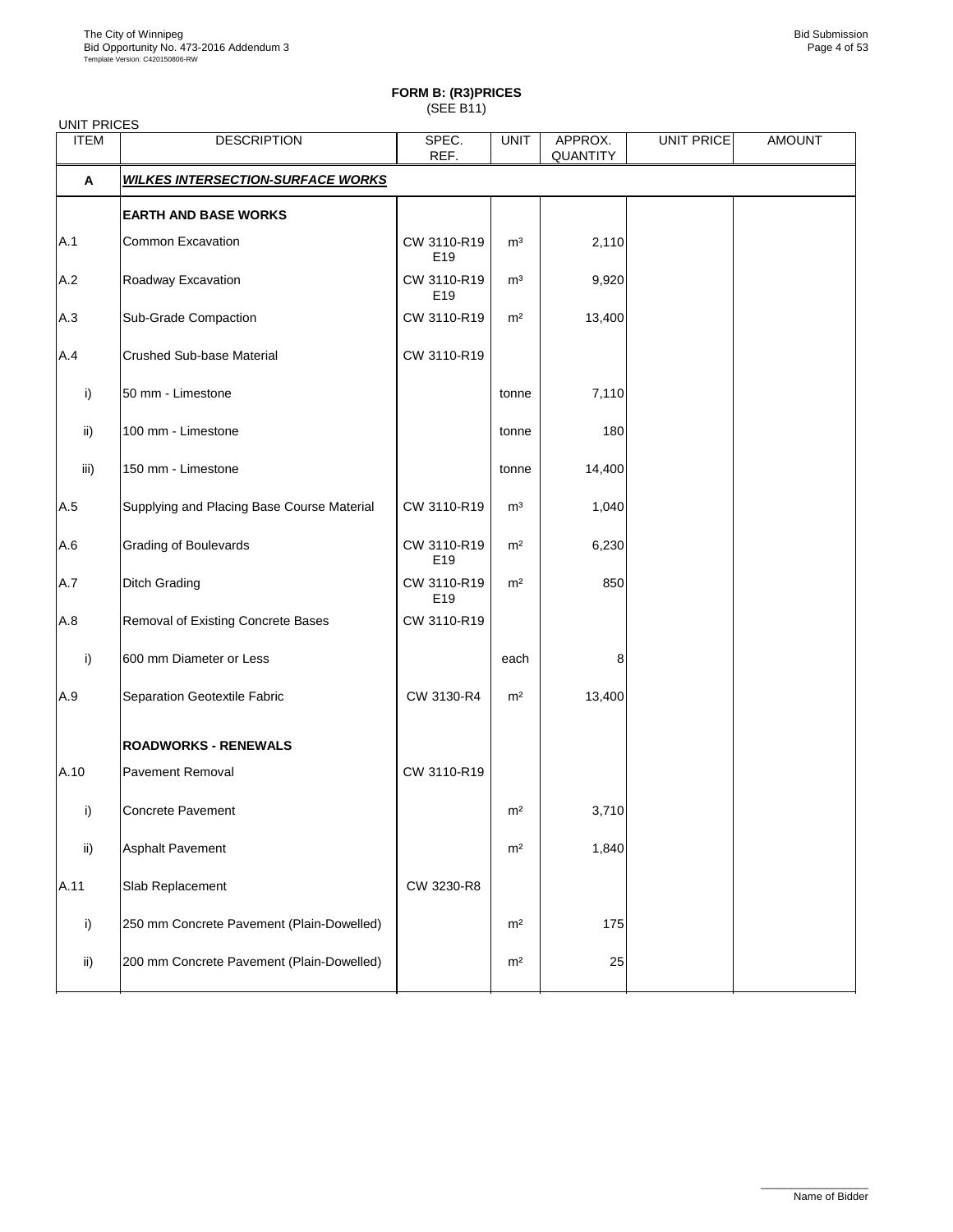**FORM B: (R3)PRICES**
(SEE B11)

UNIT PRICES

| ITEM | DESCRIPTION | SPEC. REF. | UNIT | APPROX. QUANTITY | UNIT PRICE | AMOUNT |
|---|---|---|---|---|---|---|
| **A** | ***WILKES INTERSECTION-SURFACE WORKS*** | | | | | |
| | **EARTH AND BASE WORKS** | | | | | |
| A.1 | Common Excavation | CW 3110-R19 E19 | m³ | 2,110 | | |
| A.2 | Roadway Excavation | CW 3110-R19 E19 | m³ | 9,920 | | |
| A.3 | Sub-Grade Compaction | CW 3110-R19 | m² | 13,400 | | |
| A.4 | Crushed Sub-base Material | CW 3110-R19 | | | | |
| i) | 50 mm - Limestone | | tonne | 7,110 | | |
| ii) | 100 mm - Limestone | | tonne | 180 | | |
| iii) | 150 mm - Limestone | | tonne | 14,400 | | |
| A.5 | Supplying and Placing Base Course Material | CW 3110-R19 | m³ | 1,040 | | |
| A.6 | Grading of Boulevards | CW 3110-R19 E19 | m² | 6,230 | | |
| A.7 | Ditch Grading | CW 3110-R19 E19 | m² | 850 | | |
| A.8 | Removal of Existing Concrete Bases | CW 3110-R19 | | | | |
| i) | 600 mm Diameter or Less | | each | 8 | | |
| A.9 | Separation Geotextile Fabric | CW 3130-R4 | m² | 13,400 | | |
| | **ROADWORKS - RENEWALS** | | | | | |
| A.10 | Pavement Removal | CW 3110-R19 | | | | |
| i) | Concrete Pavement | | m² | 3,710 | | |
| ii) | Asphalt Pavement | | m² | 1,840 | | |
| A.11 | Slab Replacement | CW 3230-R8 | | | | |
| i) | 250 mm Concrete Pavement (Plain-Dowelled) | | m² | 175 | | |
| ii) | 200 mm Concrete Pavement (Plain-Dowelled) | | m² | 25 | | |

Name of Bidder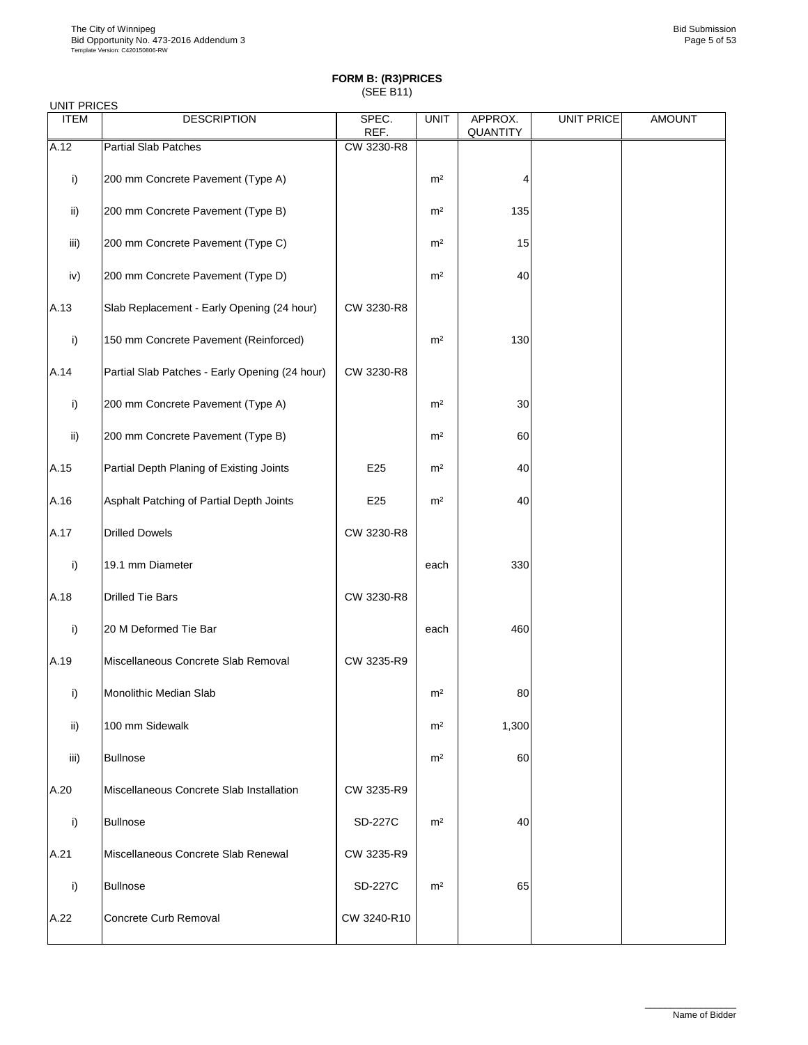**FORM B: (R3)PRICES**
(SEE B11)

UNIT PRICES

| ITEM | DESCRIPTION | SPEC. REF. | UNIT | APPROX. QUANTITY | UNIT PRICE | AMOUNT |
|---|---|---|---|---|---|---|
| A.12 | Partial Slab Patches | CW 3230-R8 | | | | |
| i) | 200 mm Concrete Pavement (Type A) | | m² | 4 | | |
| ii) | 200 mm Concrete Pavement (Type B) | | m² | 135 | | |
| iii) | 200 mm Concrete Pavement (Type C) | | m² | 15 | | |
| iv) | 200 mm Concrete Pavement (Type D) | | m² | 40 | | |
| A.13 | Slab Replacement - Early Opening (24 hour) | CW 3230-R8 | | | | |
| i) | 150 mm Concrete Pavement (Reinforced) | | m² | 130 | | |
| A.14 | Partial Slab Patches - Early Opening (24 hour) | CW 3230-R8 | | | | |
| i) | 200 mm Concrete Pavement (Type A) | | m² | 30 | | |
| ii) | 200 mm Concrete Pavement (Type B) | | m² | 60 | | |
| A.15 | Partial Depth Planing of Existing Joints | E25 | m² | 40 | | |
| A.16 | Asphalt Patching of Partial Depth Joints | E25 | m² | 40 | | |
| A.17 | Drilled Dowels | CW 3230-R8 | | | | |
| i) | 19.1 mm Diameter | | each | 330 | | |
| A.18 | Drilled Tie Bars | CW 3230-R8 | | | | |
| i) | 20 M Deformed Tie Bar | | each | 460 | | |
| A.19 | Miscellaneous Concrete Slab Removal | CW 3235-R9 | | | | |
| i) | Monolithic Median Slab | | m² | 80 | | |
| ii) | 100 mm Sidewalk | | m² | 1,300 | | |
| iii) | Bullnose | | m² | 60 | | |
| A.20 | Miscellaneous Concrete Slab Installation | CW 3235-R9 | | | | |
| i) | Bullnose | SD-227C | m² | 40 | | |
| A.21 | Miscellaneous Concrete Slab Renewal | CW 3235-R9 | | | | |
| i) | Bullnose | SD-227C | m² | 65 | | |
| A.22 | Concrete Curb Removal | CW 3240-R10 | | | | |

Name of Bidder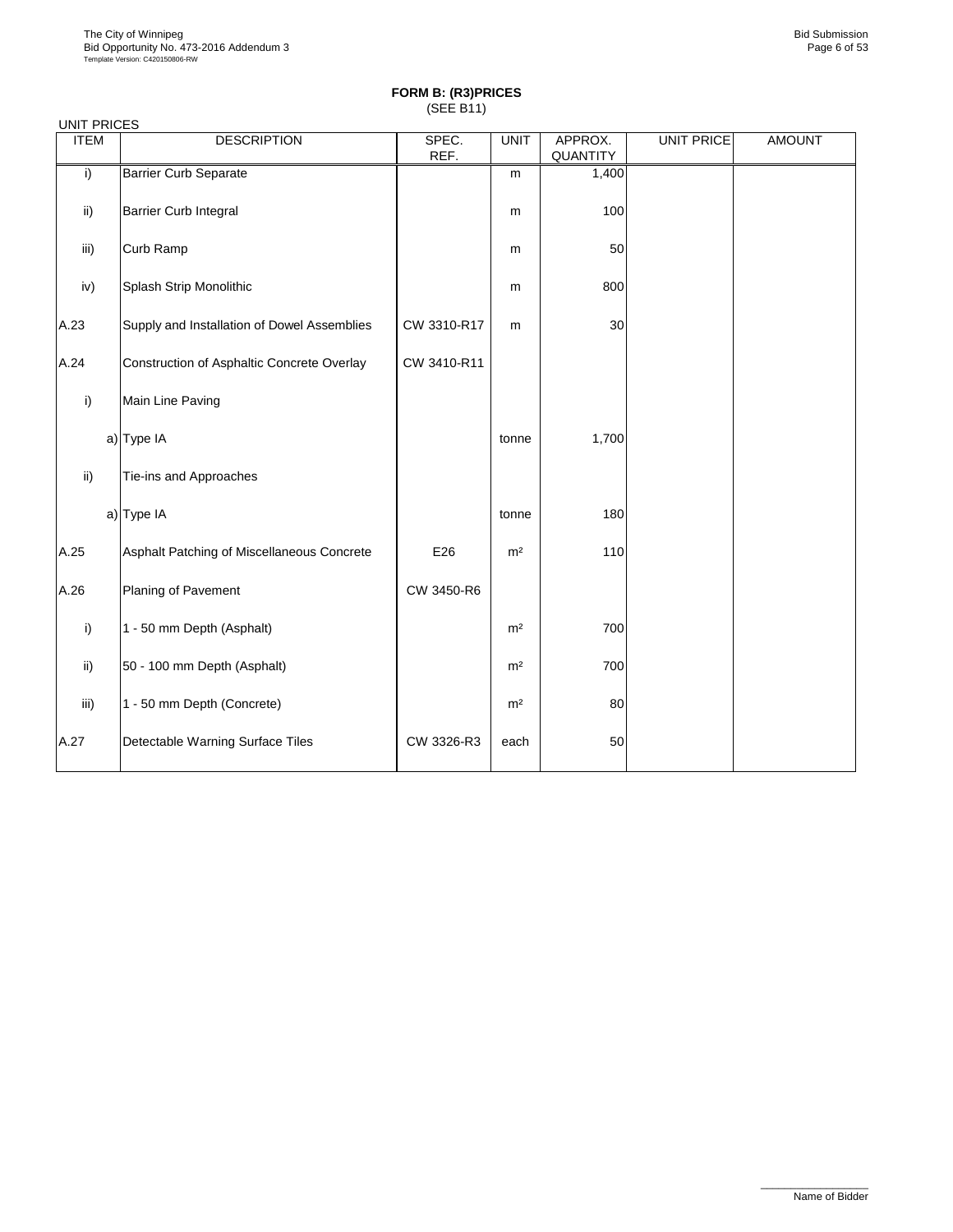**FORM B: (R3)PRICES**
(SEE B11)

UNIT PRICES

| ITEM | DESCRIPTION | SPEC. REF. | UNIT | APPROX. QUANTITY | UNIT PRICE | AMOUNT |
|---|---|---|---|---|---|---|
| i) | Barrier Curb Separate | | m | 1,400 | | |
| ii) | Barrier Curb Integral | | m | 100 | | |
| iii) | Curb Ramp | | m | 50 | | |
| iv) | Splash Strip Monolithic | | m | 800 | | |
| A.23 | Supply and Installation of Dowel Assemblies | CW 3310-R17 | m | 30 | | |
| A.24 | Construction of Asphaltic Concrete Overlay | CW 3410-R11 | | | | |
| i) | Main Line Paving | | | | | |
| a) | Type IA | | tonne | 1,700 | | |
| ii) | Tie-ins and Approaches | | | | | |
| a) | Type IA | | tonne | 180 | | |
| A.25 | Asphalt Patching of Miscellaneous Concrete | E26 | m² | 110 | | |
| A.26 | Planing of Pavement | CW 3450-R6 | | | | |
| i) | 1 - 50 mm Depth (Asphalt) | | m² | 700 | | |
| ii) | 50 - 100 mm Depth (Asphalt) | | m² | 700 | | |
| iii) | 1 - 50 mm Depth (Concrete) | | m² | 80 | | |
| A.27 | Detectable Warning Surface Tiles | CW 3326-R3 | each | 50 | | |

Name of Bidder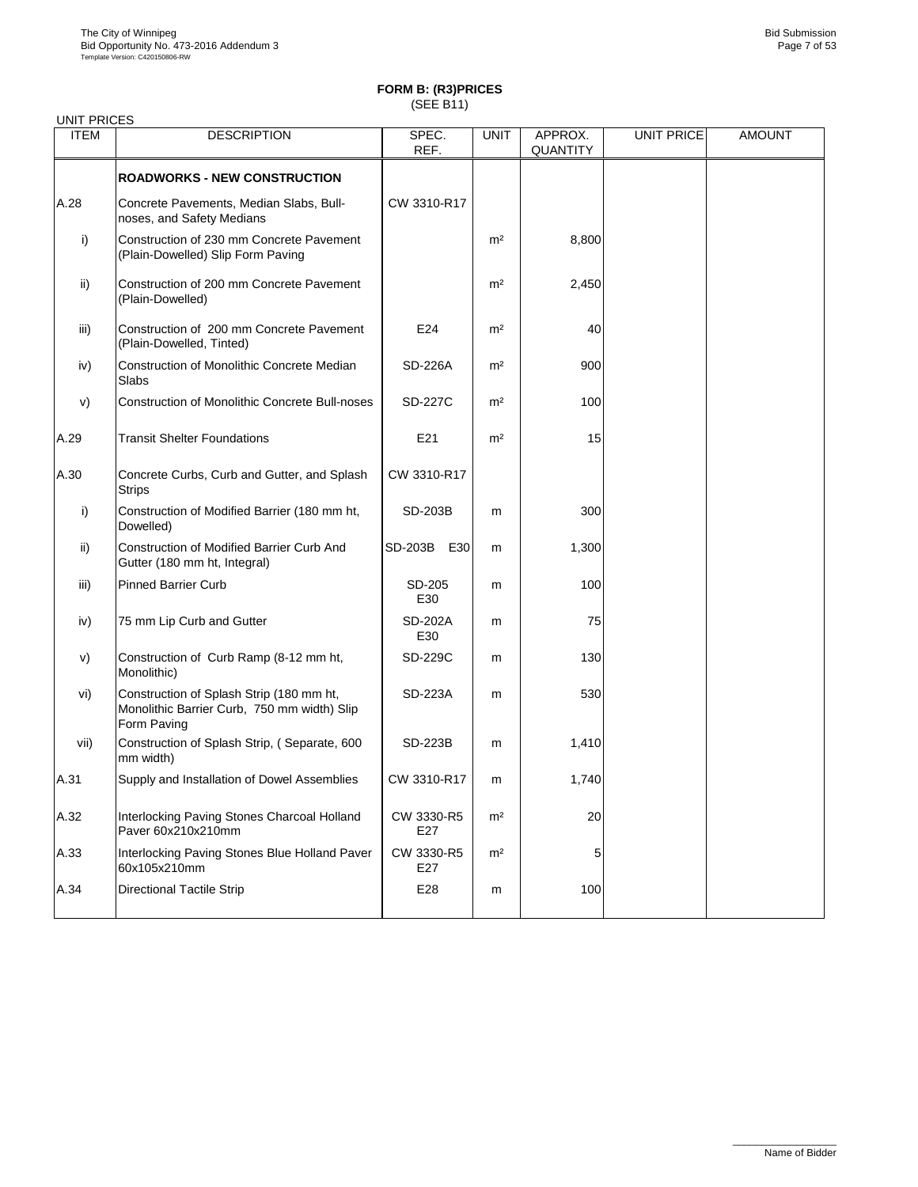**FORM B: (R3)PRICES**
(SEE B11)

UNIT PRICES

| ITEM | DESCRIPTION | SPEC. REF. | UNIT | APPROX. QUANTITY | UNIT PRICE | AMOUNT |
|---|---|---|---|---|---|---|
| | **ROADWORKS - NEW CONSTRUCTION** | | | | | |
| A.28 | Concrete Pavements, Median Slabs, Bull-noses, and Safety Medians | CW 3310-R17 | | | | |
| i) | Construction of 230 mm Concrete Pavement (Plain-Dowelled) Slip Form Paving | | m² | 8,800 | | |
| ii) | Construction of 200 mm Concrete Pavement (Plain-Dowelled) | | m² | 2,450 | | |
| iii) | Construction of 200 mm Concrete Pavement (Plain-Dowelled, Tinted) | E24 | m² | 40 | | |
| iv) | Construction of Monolithic Concrete Median Slabs | SD-226A | m² | 900 | | |
| v) | Construction of Monolithic Concrete Bull-noses | SD-227C | m² | 100 | | |
| A.29 | Transit Shelter Foundations | E21 | m² | 15 | | |
| A.30 | Concrete Curbs, Curb and Gutter, and Splash Strips | CW 3310-R17 | | | | |
| i) | Construction of Modified Barrier (180 mm ht, Dowelled) | SD-203B | m | 300 | | |
| ii) | Construction of Modified Barrier Curb And Gutter (180 mm ht, Integral) | SD-203B E30 | m | 1,300 | | |
| iii) | Pinned Barrier Curb | SD-205 E30 | m | 100 | | |
| iv) | 75 mm Lip Curb and Gutter | SD-202A E30 | m | 75 | | |
| v) | Construction of Curb Ramp (8-12 mm ht, Monolithic) | SD-229C | m | 130 | | |
| vi) | Construction of Splash Strip (180 mm ht, Monolithic Barrier Curb, 750 mm width) Slip Form Paving | SD-223A | m | 530 | | |
| vii) | Construction of Splash Strip, ( Separate, 600 mm width) | SD-223B | m | 1,410 | | |
| A.31 | Supply and Installation of Dowel Assemblies | CW 3310-R17 | m | 1,740 | | |
| A.32 | Interlocking Paving Stones Charcoal Holland Paver 60x210x210mm | CW 3330-R5 E27 | m² | 20 | | |
| A.33 | Interlocking Paving Stones Blue Holland Paver 60x105x210mm | CW 3330-R5 E27 | m² | 5 | | |
| A.34 | Directional Tactile Strip | E28 | m | 100 | | |

Name of Bidder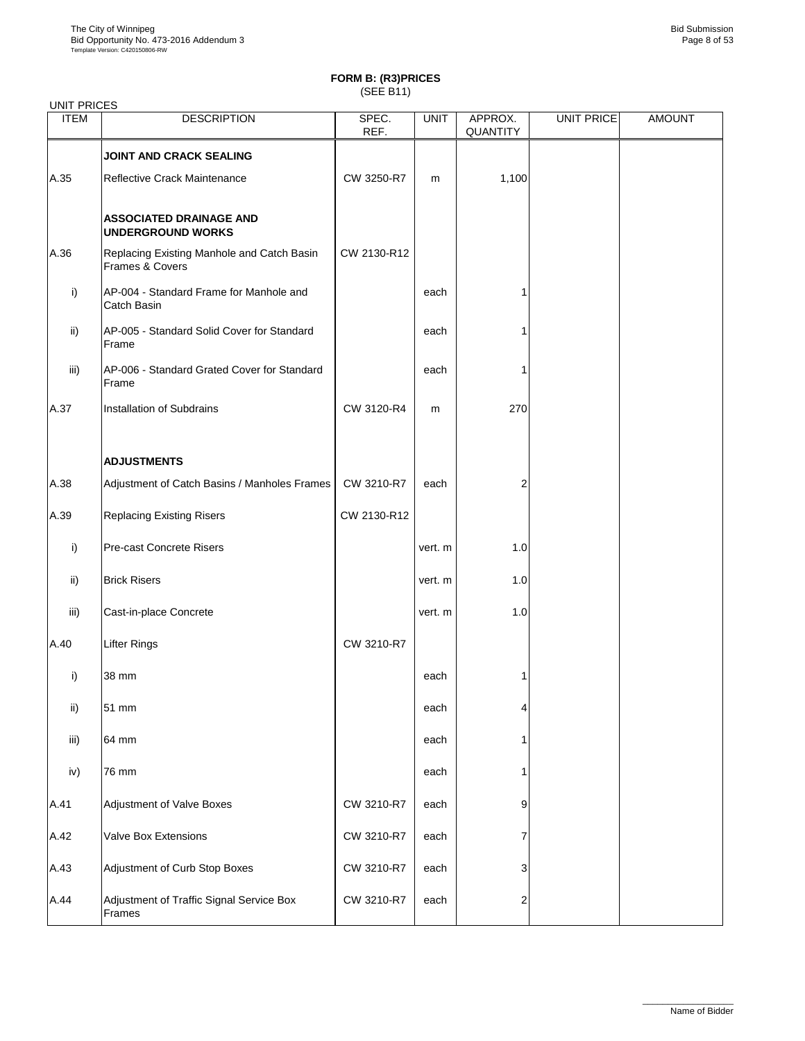**FORM B: (R3)PRICES**
(SEE B11)

UNIT PRICES

| ITEM | DESCRIPTION | SPEC. REF. | UNIT | APPROX. QUANTITY | UNIT PRICE | AMOUNT |
|---|---|---|---|---|---|---|
| | **JOINT AND CRACK SEALING** | | | | | |
| A.35 | Reflective Crack Maintenance | CW 3250-R7 | m | 1,100 | | |
| | **ASSOCIATED DRAINAGE AND UNDERGROUND WORKS** | | | | | |
| A.36 | Replacing Existing Manhole and Catch Basin Frames & Covers | CW 2130-R12 | | | | |
| i) | AP-004 - Standard Frame for Manhole and Catch Basin | | each | 1 | | |
| ii) | AP-005 - Standard Solid Cover for Standard Frame | | each | 1 | | |
| iii) | AP-006 - Standard Grated Cover for Standard Frame | | each | 1 | | |
| A.37 | Installation of Subdrains | CW 3120-R4 | m | 270 | | |
| | **ADJUSTMENTS** | | | | | |
| A.38 | Adjustment of Catch Basins / Manholes Frames | CW 3210-R7 | each | 2 | | |
| A.39 | Replacing Existing Risers | CW 2130-R12 | | | | |
| i) | Pre-cast Concrete Risers | | vert. m | 1.0 | | |
| ii) | Brick Risers | | vert. m | 1.0 | | |
| iii) | Cast-in-place Concrete | | vert. m | 1.0 | | |
| A.40 | Lifter Rings | CW 3210-R7 | | | | |
| i) | 38 mm | | each | 1 | | |
| ii) | 51 mm | | each | 4 | | |
| iii) | 64 mm | | each | 1 | | |
| iv) | 76 mm | | each | 1 | | |
| A.41 | Adjustment of Valve Boxes | CW 3210-R7 | each | 9 | | |
| A.42 | Valve Box Extensions | CW 3210-R7 | each | 7 | | |
| A.43 | Adjustment of Curb Stop Boxes | CW 3210-R7 | each | 3 | | |
| A.44 | Adjustment of Traffic Signal Service Box Frames | CW 3210-R7 | each | 2 | | |

Name of Bidder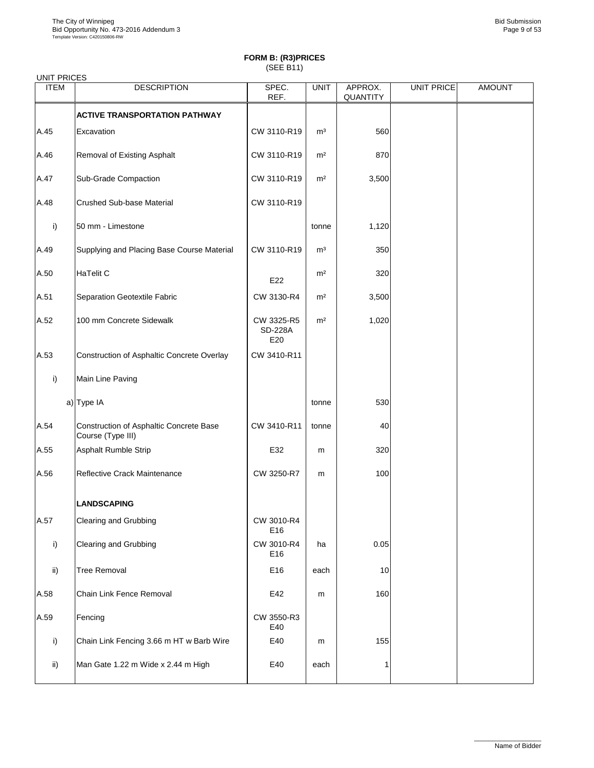**FORM B: (R3)PRICES**
(SEE B11)

UNIT PRICES

| ITEM | DESCRIPTION | SPEC. REF. | UNIT | APPROX. QUANTITY | UNIT PRICE | AMOUNT |
|---|---|---|---|---|---|---|
| | **ACTIVE TRANSPORTATION PATHWAY** | | | | | |
| A.45 | Excavation | CW 3110-R19 | m³ | 560 | | |
| A.46 | Removal of Existing Asphalt | CW 3110-R19 | m² | 870 | | |
| A.47 | Sub-Grade Compaction | CW 3110-R19 | m² | 3,500 | | |
| A.48 | Crushed Sub-base Material | CW 3110-R19 | | | | |
| i) | 50 mm - Limestone | | tonne | 1,120 | | |
| A.49 | Supplying and Placing Base Course Material | CW 3110-R19 | m³ | 350 | | |
| A.50 | HaTelit C | E22 | m² | 320 | | |
| A.51 | Separation Geotextile Fabric | CW 3130-R4 | m² | 3,500 | | |
| A.52 | 100 mm Concrete Sidewalk | CW 3325-R5 SD-228A E20 | m² | 1,020 | | |
| A.53 | Construction of Asphaltic Concrete Overlay | CW 3410-R11 | | | | |
| i) | Main Line Paving | | | | | |
| a) | Type IA | | tonne | 530 | | |
| A.54 | Construction of Asphaltic Concrete Base Course (Type III) | CW 3410-R11 | tonne | 40 | | |
| A.55 | Asphalt Rumble Strip | E32 | m | 320 | | |
| A.56 | Reflective Crack Maintenance | CW 3250-R7 | m | 100 | | |
| | **LANDSCAPING** | | | | | |
| A.57 | Clearing and Grubbing | CW 3010-R4 E16 | | | | |
| i) | Clearing and Grubbing | CW 3010-R4 E16 | ha | 0.05 | | |
| ii) | Tree Removal | E16 | each | 10 | | |
| A.58 | Chain Link Fence Removal | E42 | m | 160 | | |
| A.59 | Fencing | CW 3550-R3 E40 | | | | |
| i) | Chain Link Fencing 3.66 m HT w Barb Wire | E40 | m | 155 | | |
| ii) | Man Gate 1.22 m Wide x 2.44 m High | E40 | each | 1 | | |

_______________
Name of Bidder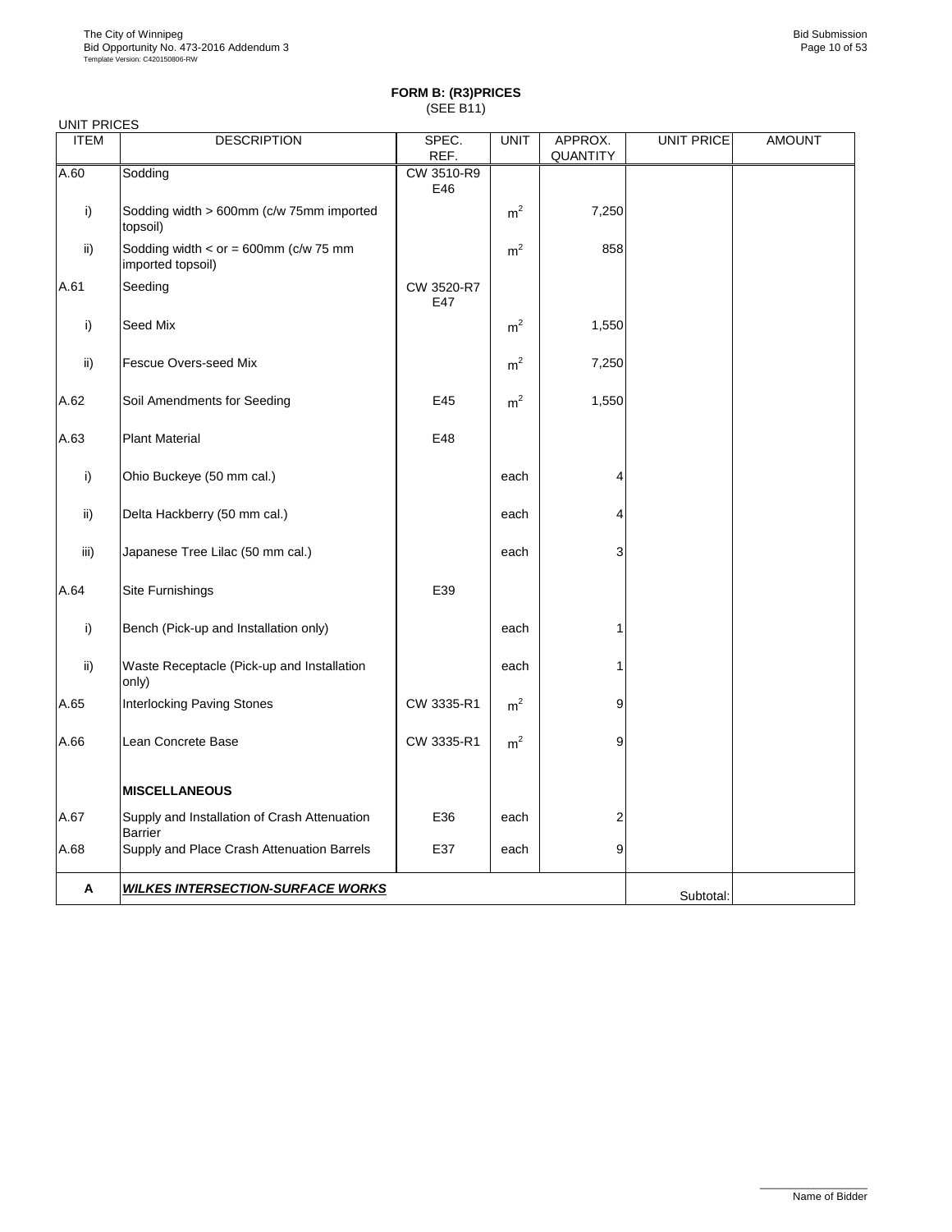**FORM B: (R3)PRICES**
(SEE B11)

UNIT PRICES

| ITEM | DESCRIPTION | SPEC. REF. | UNIT | APPROX. QUANTITY | UNIT PRICE | AMOUNT |
|---|---|---|---|---|---|---|
| A.60 | Sodding | CW 3510-R9 E46 | | | | |
| i) | Sodding width > 600mm (c/w 75mm imported topsoil) | | $m^2$ | 7,250 | | |
| ii) | Sodding width < or = 600mm (c/w 75 mm imported topsoil) | | $m^2$ | 858 | | |
| A.61 | Seeding | CW 3520-R7 E47 | | | | |
| i) | Seed Mix | | $m^2$ | 1,550 | | |
| ii) | Fescue Overs-seed Mix | | $m^2$ | 7,250 | | |
| A.62 | Soil Amendments for Seeding | E45 | $m^2$ | 1,550 | | |
| A.63 | Plant Material | E48 | | | | |
| i) | Ohio Buckeye (50 mm cal.) | | each | 4 | | |
| ii) | Delta Hackberry (50 mm cal.) | | each | 4 | | |
| iii) | Japanese Tree Lilac (50 mm cal.) | | each | 3 | | |
| A.64 | Site Furnishings | E39 | | | | |
| i) | Bench (Pick-up and Installation only) | | each | 1 | | |
| ii) | Waste Receptacle (Pick-up and Installation only) | | each | 1 | | |
| A.65 | Interlocking Paving Stones | CW 3335-R1 | $m^2$ | 9 | | |
| A.66 | Lean Concrete Base | CW 3335-R1 | $m^2$ | 9 | | |
| | **MISCELLANEOUS** | | | | | |
| A.67 | Supply and Installation of Crash Attenuation Barrier | E36 | each | 2 | | |
| A.68 | Supply and Place Crash Attenuation Barrels | E37 | each | 9 | | |
| **A** | ***WILKES INTERSECTION-SURFACE WORKS*** | | | | Subtotal: | |

Name of Bidder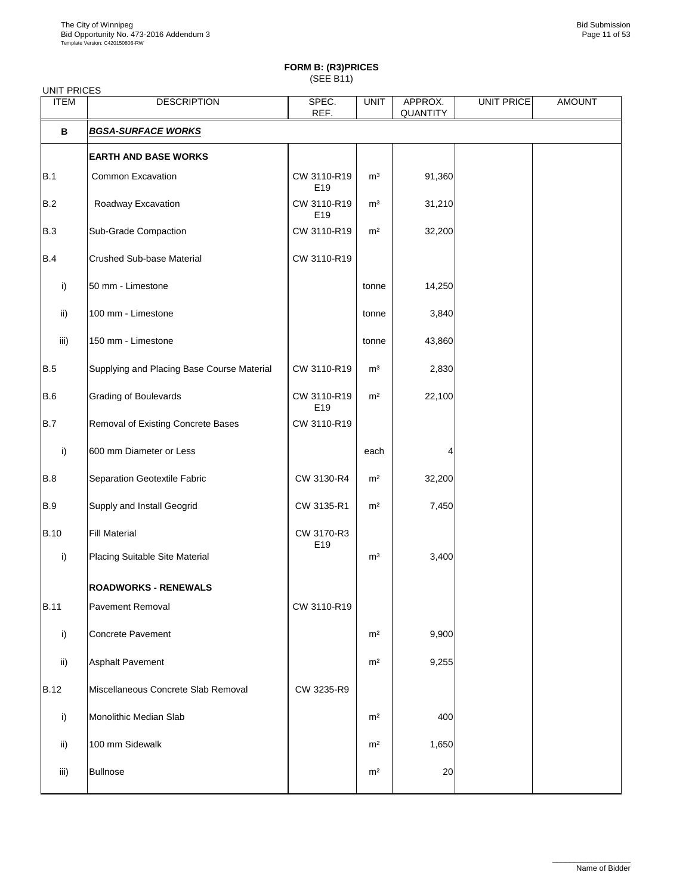## FORM B: (R3)PRICES
(SEE B11)

UNIT PRICES

| ITEM | DESCRIPTION | SPEC. REF. | UNIT | APPROX. QUANTITY | UNIT PRICE | AMOUNT |
|---|---|---|---|---|---|---|
| **B** | ***BGSA-SURFACE WORKS*** | | | | | |
| | **EARTH AND BASE WORKS** | | | | | |
| B.1 | Common Excavation | CW 3110-R19 E19 | m³ | 91,360 | | |
| B.2 | Roadway Excavation | CW 3110-R19 E19 | m³ | 31,210 | | |
| B.3 | Sub-Grade Compaction | CW 3110-R19 | m² | 32,200 | | |
| B.4 | Crushed Sub-base Material | CW 3110-R19 | | | | |
| i) | 50 mm - Limestone | | tonne | 14,250 | | |
| ii) | 100 mm - Limestone | | tonne | 3,840 | | |
| iii) | 150 mm - Limestone | | tonne | 43,860 | | |
| B.5 | Supplying and Placing Base Course Material | CW 3110-R19 | m³ | 2,830 | | |
| B.6 | Grading of Boulevards | CW 3110-R19 E19 | m² | 22,100 | | |
| B.7 | Removal of Existing Concrete Bases | CW 3110-R19 | | | | |
| i) | 600 mm Diameter or Less | | each | 4 | | |
| B.8 | Separation Geotextile Fabric | CW 3130-R4 | m² | 32,200 | | |
| B.9 | Supply and Install Geogrid | CW 3135-R1 | m² | 7,450 | | |
| B.10 | Fill Material | CW 3170-R3 E19 | | | | |
| i) | Placing Suitable Site Material | | m³ | 3,400 | | |
| | **ROADWORKS - RENEWALS** | | | | | |
| B.11 | Pavement Removal | CW 3110-R19 | | | | |
| i) | Concrete Pavement | | m² | 9,900 | | |
| ii) | Asphalt Pavement | | m² | 9,255 | | |
| B.12 | Miscellaneous Concrete Slab Removal | CW 3235-R9 | | | | |
| i) | Monolithic Median Slab | | m² | 400 | | |
| ii) | 100 mm Sidewalk | | m² | 1,650 | | |
| iii) | Bullnose | | m² | 20 | | |

_________________
Name of Bidder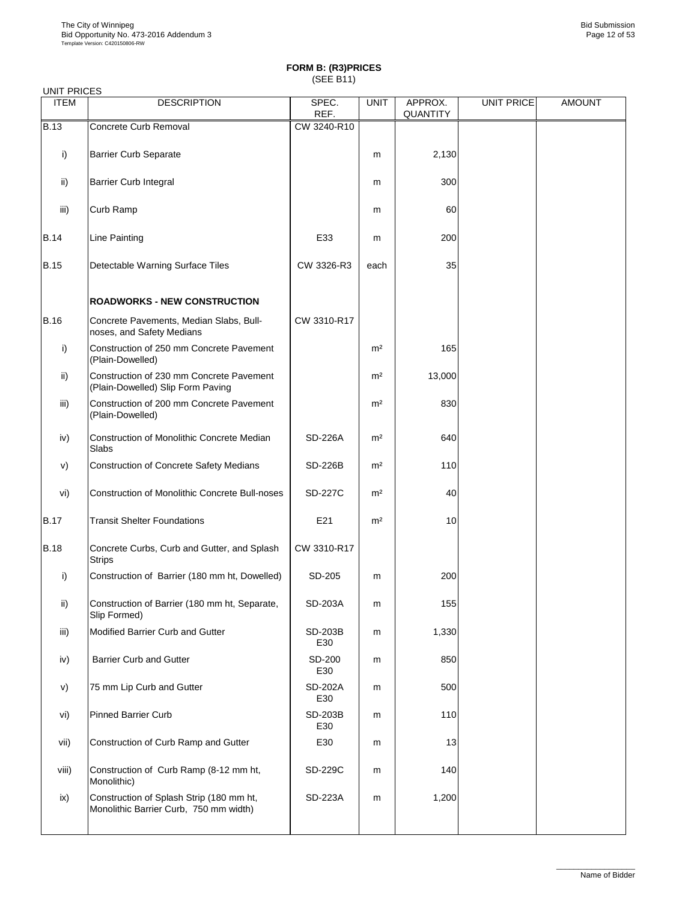**FORM B: (R3)PRICES**
(SEE B11)

UNIT PRICES

| ITEM | DESCRIPTION | SPEC. REF. | UNIT | APPROX. QUANTITY | UNIT PRICE | AMOUNT |
|---|---|---|---|---|---|---|
| B.13 | Concrete Curb Removal | CW 3240-R10 | | | | |
| i) | Barrier Curb Separate | | m | 2,130 | | |
| ii) | Barrier Curb Integral | | m | 300 | | |
| iii) | Curb Ramp | | m | 60 | | |
| B.14 | Line Painting | E33 | m | 200 | | |
| B.15 | Detectable Warning Surface Tiles | CW 3326-R3 | each | 35 | | |
| | **ROADWORKS - NEW CONSTRUCTION** | | | | | |
| B.16 | Concrete Pavements, Median Slabs, Bull-noses, and Safety Medians | CW 3310-R17 | | | | |
| i) | Construction of 250 mm Concrete Pavement (Plain-Dowelled) | | m² | 165 | | |
| ii) | Construction of 230 mm Concrete Pavement (Plain-Dowelled) Slip Form Paving | | m² | 13,000 | | |
| iii) | Construction of 200 mm Concrete Pavement (Plain-Dowelled) | | m² | 830 | | |
| iv) | Construction of Monolithic Concrete Median Slabs | SD-226A | m² | 640 | | |
| v) | Construction of Concrete Safety Medians | SD-226B | m² | 110 | | |
| vi) | Construction of Monolithic Concrete Bull-noses | SD-227C | m² | 40 | | |
| B.17 | Transit Shelter Foundations | E21 | m² | 10 | | |
| B.18 | Concrete Curbs, Curb and Gutter, and Splash Strips | CW 3310-R17 | | | | |
| i) | Construction of Barrier (180 mm ht, Dowelled) | SD-205 | m | 200 | | |
| ii) | Construction of Barrier (180 mm ht, Separate, Slip Formed) | SD-203A | m | 155 | | |
| iii) | Modified Barrier Curb and Gutter | SD-203B E30 | m | 1,330 | | |
| iv) | Barrier Curb and Gutter | SD-200 E30 | m | 850 | | |
| v) | 75 mm Lip Curb and Gutter | SD-202A E30 | m | 500 | | |
| vi) | Pinned Barrier Curb | SD-203B E30 | m | 110 | | |
| vii) | Construction of Curb Ramp and Gutter | E30 | m | 13 | | |
| viii) | Construction of Curb Ramp (8-12 mm ht, Monolithic) | SD-229C | m | 140 | | |
| ix) | Construction of Splash Strip (180 mm ht, Monolithic Barrier Curb, 750 mm width) | SD-223A | m | 1,200 | | |

Name of Bidder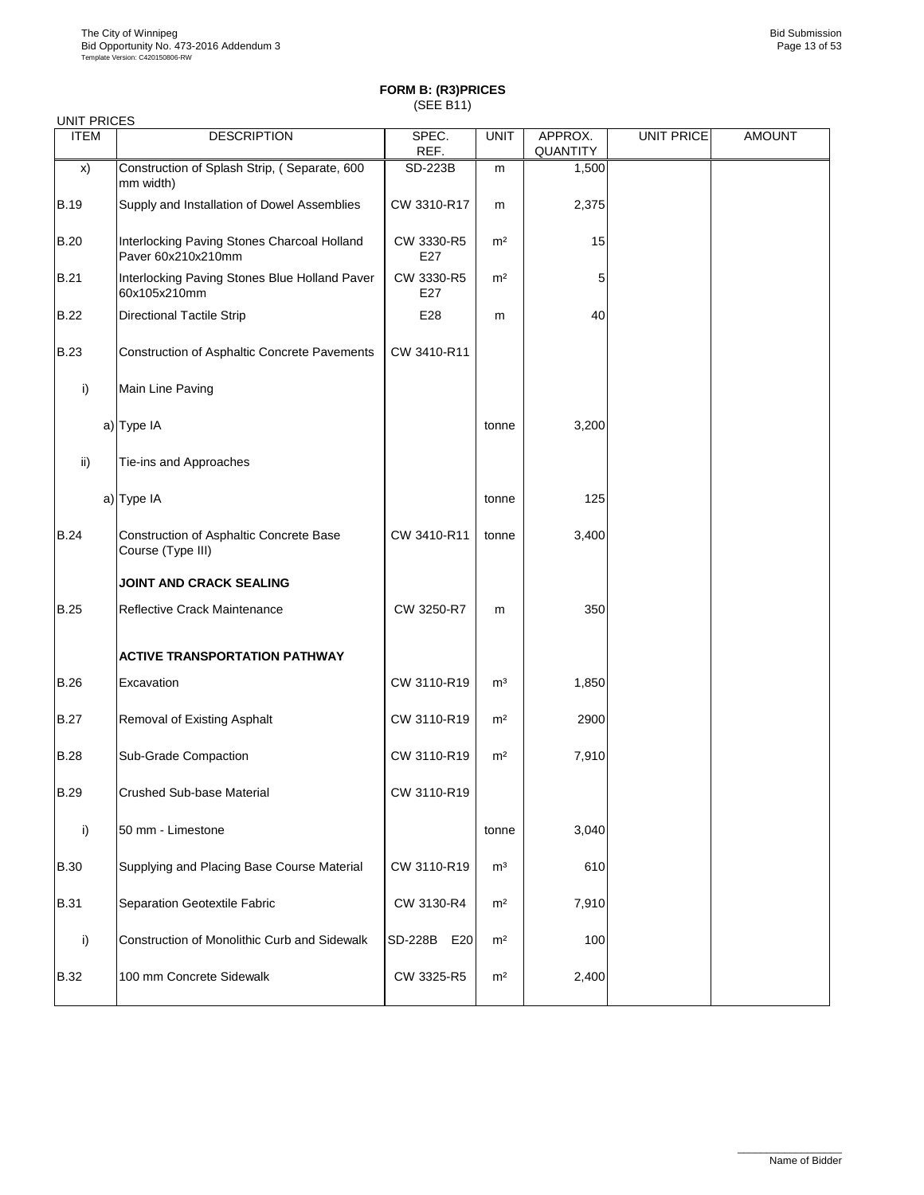## FORM B: (R3)PRICES
(SEE B11)

UNIT PRICES

| ITEM | DESCRIPTION | SPEC. REF. | UNIT | APPROX. QUANTITY | UNIT PRICE | AMOUNT |
|---|---|---|---|---|---|---|
| x) | Construction of Splash Strip, ( Separate, 600 mm width) | SD-223B | m | 1,500 | | |
| B.19 | Supply and Installation of Dowel Assemblies | CW 3310-R17 | m | 2,375 | | |
| B.20 | Interlocking Paving Stones Charcoal Holland Paver 60x210x210mm | CW 3330-R5 E27 | m² | 15 | | |
| B.21 | Interlocking Paving Stones Blue Holland Paver 60x105x210mm | CW 3330-R5 E27 | m² | 5 | | |
| B.22 | Directional Tactile Strip | E28 | m | 40 | | |
| B.23 | Construction of Asphaltic Concrete Pavements | CW 3410-R11 | | | | |
| i) | Main Line Paving | | | | | |
| a) | Type IA | | tonne | 3,200 | | |
| ii) | Tie-ins and Approaches | | | | | |
| a) | Type IA | | tonne | 125 | | |
| B.24 | Construction of Asphaltic Concrete Base Course (Type III) | CW 3410-R11 | tonne | 3,400 | | |
| | **JOINT AND CRACK SEALING** | | | | | |
| B.25 | Reflective Crack Maintenance | CW 3250-R7 | m | 350 | | |
| | **ACTIVE TRANSPORTATION PATHWAY** | | | | | |
| B.26 | Excavation | CW 3110-R19 | m³ | 1,850 | | |
| B.27 | Removal of Existing Asphalt | CW 3110-R19 | m² | 2900 | | |
| B.28 | Sub-Grade Compaction | CW 3110-R19 | m² | 7,910 | | |
| B.29 | Crushed Sub-base Material | CW 3110-R19 | | | | |
| i) | 50 mm - Limestone | | tonne | 3,040 | | |
| B.30 | Supplying and Placing Base Course Material | CW 3110-R19 | m³ | 610 | | |
| B.31 | Separation Geotextile Fabric | CW 3130-R4 | m² | 7,910 | | |
| i) | Construction of Monolithic Curb and Sidewalk | SD-228B E20 | m² | 100 | | |
| B.32 | 100 mm Concrete Sidewalk | CW 3325-R5 | m² | 2,400 | | |

Name of Bidder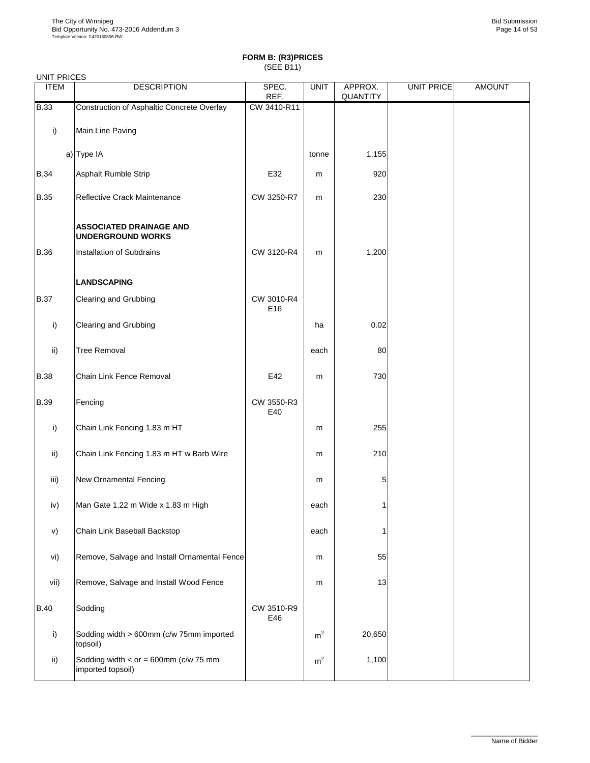**FORM B: (R3)PRICES**
(SEE B11)

UNIT PRICES

| ITEM | DESCRIPTION | SPEC. REF. | UNIT | APPROX. QUANTITY | UNIT PRICE | AMOUNT |
|---|---|---|---|---|---|---|
| B.33 | Construction of Asphaltic Concrete Overlay | CW 3410-R11 | | | | |
| i) | Main Line Paving | | | | | |
| a) | Type IA | | tonne | 1,155 | | |
| B.34 | Asphalt Rumble Strip | E32 | m | 920 | | |
| B.35 | Reflective Crack Maintenance | CW 3250-R7 | m | 230 | | |
| | **ASSOCIATED DRAINAGE AND UNDERGROUND WORKS** | | | | | |
| B.36 | Installation of Subdrains | CW 3120-R4 | m | 1,200 | | |
| | **LANDSCAPING** | | | | | |
| B.37 | Clearing and Grubbing | CW 3010-R4 E16 | | | | |
| i) | Clearing and Grubbing | | ha | 0.02 | | |
| ii) | Tree Removal | | each | 80 | | |
| B.38 | Chain Link Fence Removal | E42 | m | 730 | | |
| B.39 | Fencing | CW 3550-R3 E40 | | | | |
| i) | Chain Link Fencing 1.83 m HT | | m | 255 | | |
| ii) | Chain Link Fencing 1.83 m HT w Barb Wire | | m | 210 | | |
| iii) | New Ornamental Fencing | | m | 5 | | |
| iv) | Man Gate 1.22 m Wide x 1.83 m High | | each | 1 | | |
| v) | Chain Link Baseball Backstop | | each | 1 | | |
| vi) | Remove, Salvage and Install Ornamental Fence | | m | 55 | | |
| vii) | Remove, Salvage and Install Wood Fence | | m | 13 | | |
| B.40 | Sodding | CW 3510-R9 E46 | | | | |
| i) | Sodding width > 600mm (c/w 75mm imported topsoil) | | $m^2$ | 20,650 | | |
| ii) | Sodding width < or = 600mm (c/w 75 mm imported topsoil) | | $m^2$ | 1,100 | | |

Name of Bidder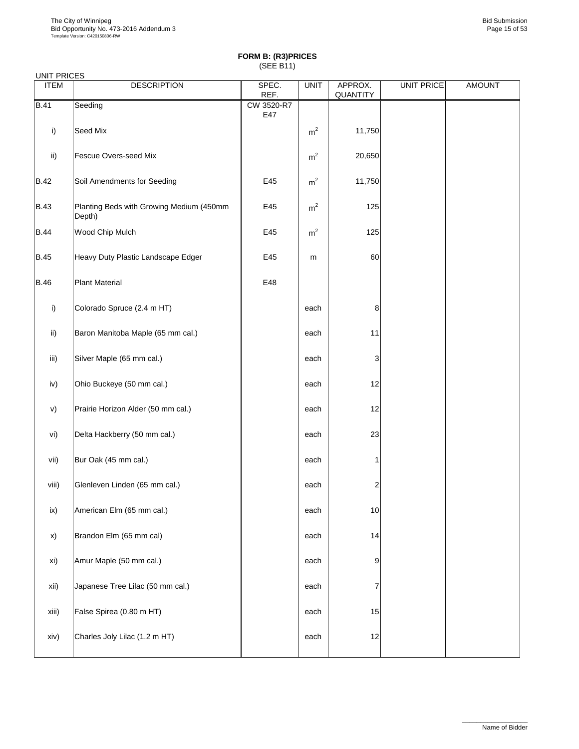## FORM B: (R3)PRICES
(SEE B11)

UNIT PRICES

| ITEM | DESCRIPTION | SPEC. REF. | UNIT | APPROX. QUANTITY | UNIT PRICE | AMOUNT |
|---|---|---|---|---|---|---|
| B.41 | Seeding | CW 3520-R7 E47 | | | | |
| i) | Seed Mix | | $m^2$ | 11,750 | | |
| ii) | Fescue Overs-seed Mix | | $m^2$ | 20,650 | | |
| B.42 | Soil Amendments for Seeding | E45 | $m^2$ | 11,750 | | |
| B.43 | Planting Beds with Growing Medium (450mm Depth) | E45 | $m^2$ | 125 | | |
| B.44 | Wood Chip Mulch | E45 | $m^2$ | 125 | | |
| B.45 | Heavy Duty Plastic Landscape Edger | E45 | m | 60 | | |
| B.46 | Plant Material | E48 | | | | |
| i) | Colorado Spruce (2.4 m HT) | | each | 8 | | |
| ii) | Baron Manitoba Maple (65 mm cal.) | | each | 11 | | |
| iii) | Silver Maple (65 mm cal.) | | each | 3 | | |
| iv) | Ohio Buckeye (50 mm cal.) | | each | 12 | | |
| v) | Prairie Horizon Alder (50 mm cal.) | | each | 12 | | |
| vi) | Delta Hackberry (50 mm cal.) | | each | 23 | | |
| vii) | Bur Oak (45 mm cal.) | | each | 1 | | |
| viii) | Glenleven Linden (65 mm cal.) | | each | 2 | | |
| ix) | American Elm (65 mm cal.) | | each | 10 | | |
| x) | Brandon Elm (65 mm cal) | | each | 14 | | |
| xi) | Amur Maple (50 mm cal.) | | each | 9 | | |
| xii) | Japanese Tree Lilac (50 mm cal.) | | each | 7 | | |
| xiii) | False Spirea (0.80 m HT) | | each | 15 | | |
| xiv) | Charles Joly Lilac (1.2 m HT) | | each | 12 | | |

Name of Bidder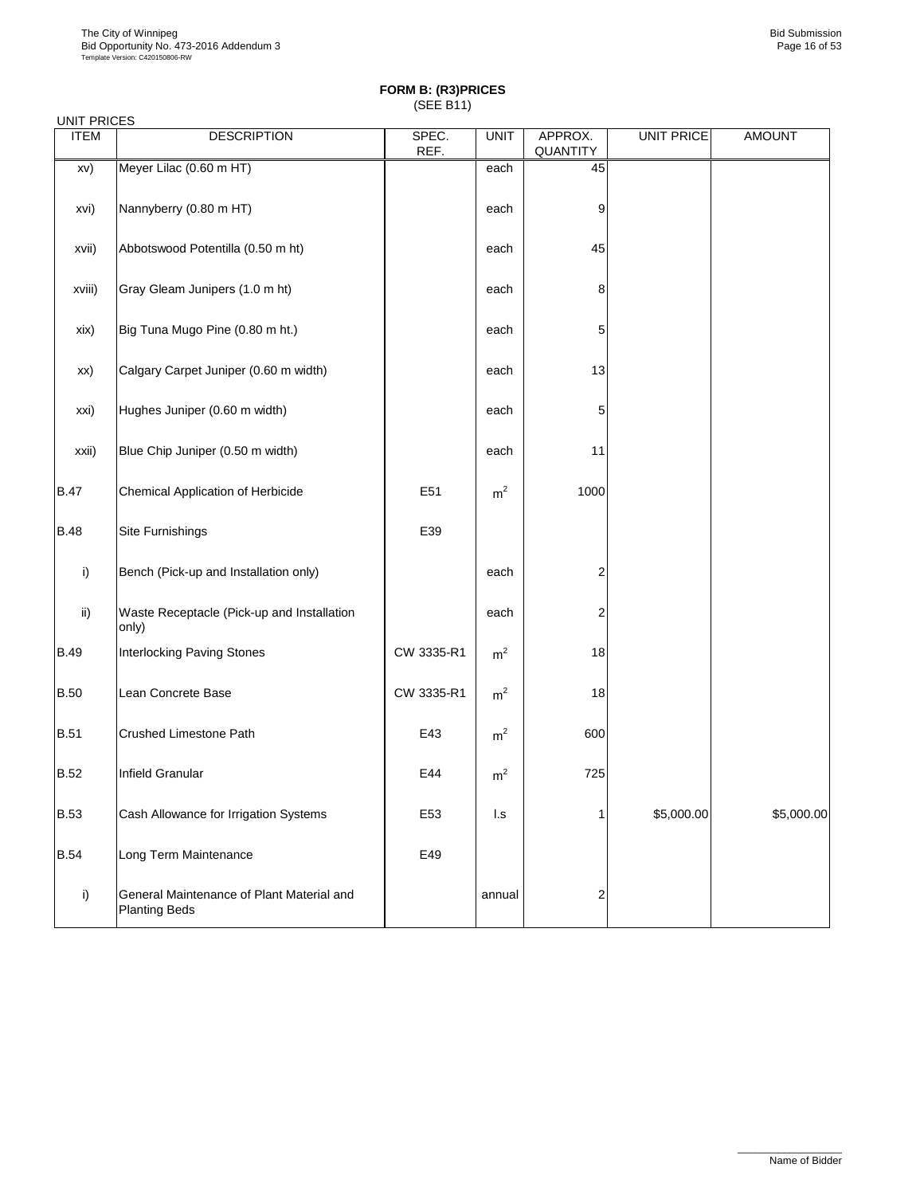**FORM B: (R3)PRICES**
(SEE B11)

UNIT PRICES

| ITEM | DESCRIPTION | SPEC. REF. | UNIT | APPROX. QUANTITY | UNIT PRICE | AMOUNT |
|---|---|---|---|---|---|---|
| xv) | Meyer Lilac (0.60 m HT) | | each | 45 | | |
| xvi) | Nannyberry (0.80 m HT) | | each | 9 | | |
| xvii) | Abbotswood Potentilla (0.50 m ht) | | each | 45 | | |
| xviii) | Gray Gleam Junipers (1.0 m ht) | | each | 8 | | |
| xix) | Big Tuna Mugo Pine (0.80 m ht.) | | each | 5 | | |
| xx) | Calgary Carpet Juniper (0.60 m width) | | each | 13 | | |
| xxi) | Hughes Juniper (0.60 m width) | | each | 5 | | |
| xxii) | Blue Chip Juniper (0.50 m width) | | each | 11 | | |
| B.47 | Chemical Application of Herbicide | E51 | $m^2$ | 1000 | | |
| B.48 | Site Furnishings | E39 | | | | |
| i) | Bench (Pick-up and Installation only) | | each | 2 | | |
| ii) | Waste Receptacle (Pick-up and Installation only) | | each | 2 | | |
| B.49 | Interlocking Paving Stones | CW 3335-R1 | $m^2$ | 18 | | |
| B.50 | Lean Concrete Base | CW 3335-R1 | $m^2$ | 18 | | |
| B.51 | Crushed Limestone Path | E43 | $m^2$ | 600 | | |
| B.52 | Infield Granular | E44 | $m^2$ | 725 | | |
| B.53 | Cash Allowance for Irrigation Systems | E53 | l.s | 1 | $5,000.00 | $5,000.00 |
| B.54 | Long Term Maintenance | E49 | | | | |
| i) | General Maintenance of Plant Material and Planting Beds | | annual | 2 | | |

Name of Bidder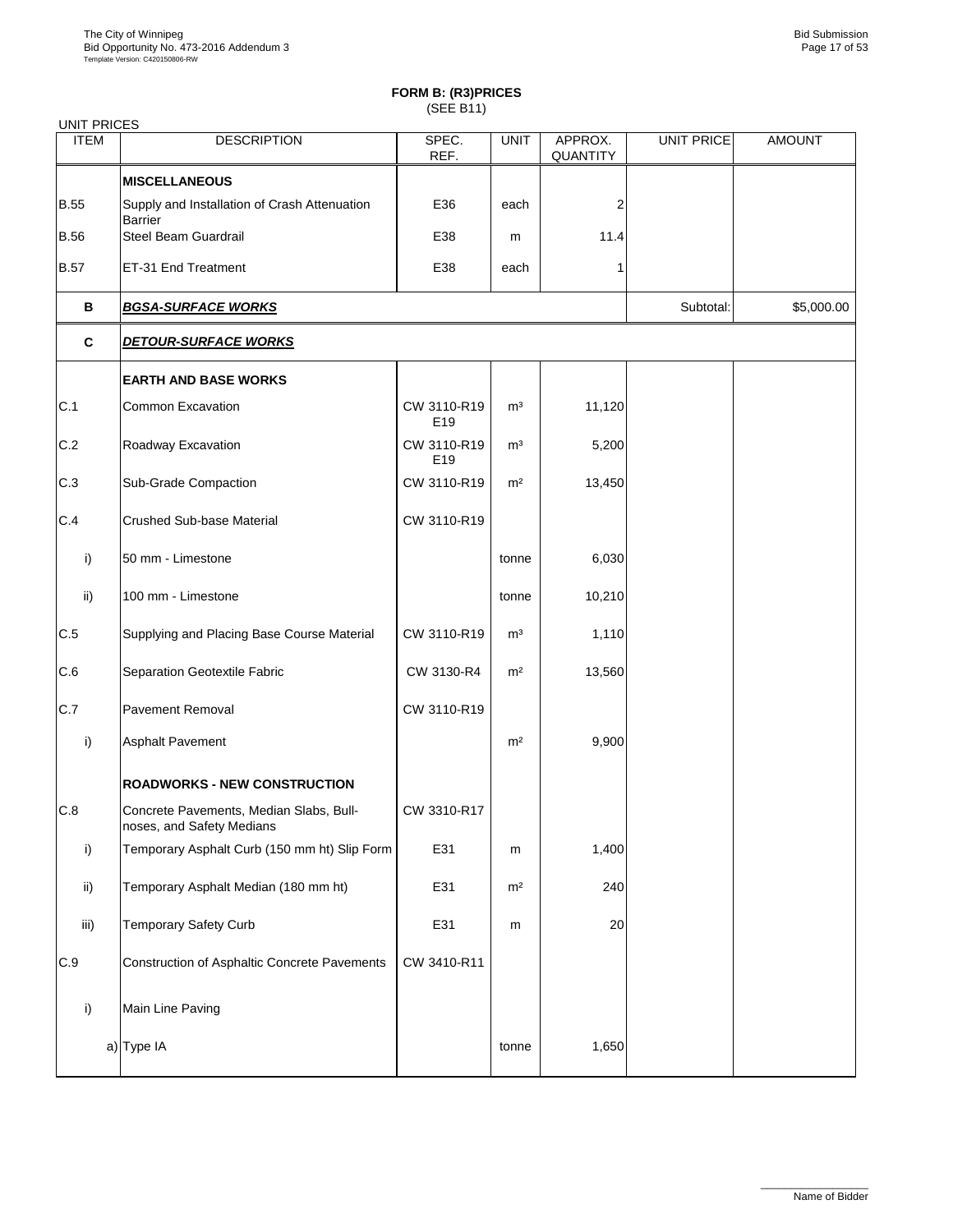**FORM B: (R3)PRICES**
(SEE B11)

UNIT PRICES

| ITEM | DESCRIPTION | SPEC. REF. | UNIT | APPROX. QUANTITY | UNIT PRICE | AMOUNT |
|---|---|---|---|---|---|---|
| | **MISCELLANEOUS** | | | | | |
| B.55 | Supply and Installation of Crash Attenuation Barrier | E36 | each | 2 | | |
| B.56 | Steel Beam Guardrail | E38 | m | 11.4 | | |
| B.57 | ET-31 End Treatment | E38 | each | 1 | | |
| **B** | ***BGSA-SURFACE WORKS*** | | | | Subtotal: | $5,000.00 |
| **C** | ***DETOUR-SURFACE WORKS*** | | | | | |
| | **EARTH AND BASE WORKS** | | | | | |
| C.1 | Common Excavation | CW 3110-R19 E19 | m³ | 11,120 | | |
| C.2 | Roadway Excavation | CW 3110-R19 E19 | m³ | 5,200 | | |
| C.3 | Sub-Grade Compaction | CW 3110-R19 | m² | 13,450 | | |
| C.4 | Crushed Sub-base Material | CW 3110-R19 | | | | |
| i) | 50 mm - Limestone | | tonne | 6,030 | | |
| ii) | 100 mm - Limestone | | tonne | 10,210 | | |
| C.5 | Supplying and Placing Base Course Material | CW 3110-R19 | m³ | 1,110 | | |
| C.6 | Separation Geotextile Fabric | CW 3130-R4 | m² | 13,560 | | |
| C.7 | Pavement Removal | CW 3110-R19 | | | | |
| i) | Asphalt Pavement | | m² | 9,900 | | |
| | **ROADWORKS - NEW CONSTRUCTION** | | | | | |
| C.8 | Concrete Pavements, Median Slabs, Bull-noses, and Safety Medians | CW 3310-R17 | | | | |
| i) | Temporary Asphalt Curb (150 mm ht) Slip Form | E31 | m | 1,400 | | |
| ii) | Temporary Asphalt Median (180 mm ht) | E31 | m² | 240 | | |
| iii) | Temporary Safety Curb | E31 | m | 20 | | |
| C.9 | Construction of Asphaltic Concrete Pavements | CW 3410-R11 | | | | |
| i) | Main Line Paving | | | | | |
| a) | Type IA | | tonne | 1,650 | | |

Name of Bidder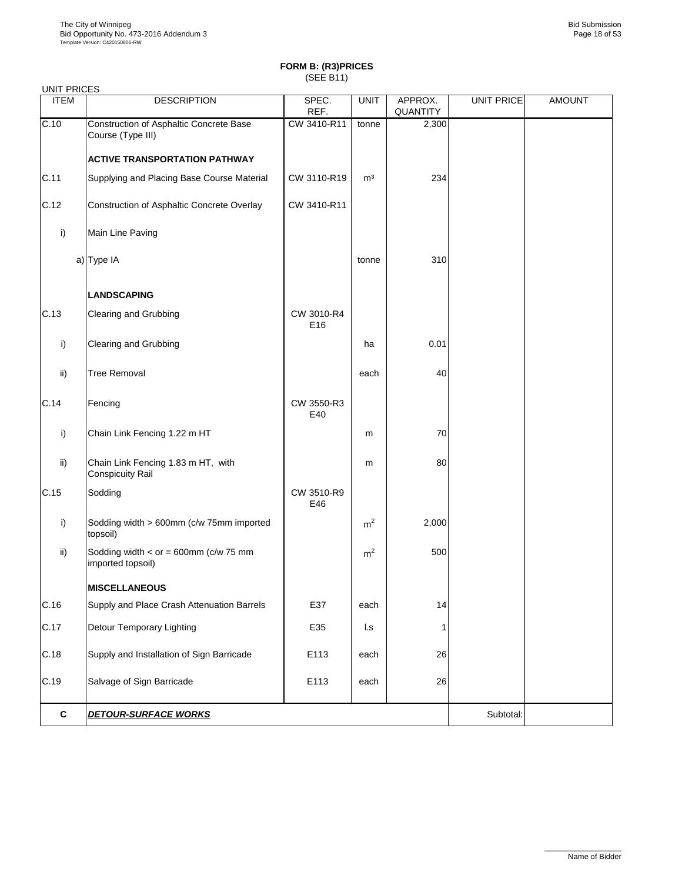**FORM B: (R3)PRICES**
(SEE B11)

UNIT PRICES

| ITEM | DESCRIPTION | SPEC. REF. | UNIT | APPROX. QUANTITY | UNIT PRICE | AMOUNT |
|---|---|---|---|---|---|---|
| C.10 | Construction of Asphaltic Concrete Base Course (Type III) | CW 3410-R11 | tonne | 2,300 | | |
| | **ACTIVE TRANSPORTATION PATHWAY** | | | | | |
| C.11 | Supplying and Placing Base Course Material | CW 3110-R19 | m³ | 234 | | |
| C.12 | Construction of Asphaltic Concrete Overlay | CW 3410-R11 | | | | |
| i) | Main Line Paving | | | | | |
| a) | Type IA | | tonne | 310 | | |
| | **LANDSCAPING** | | | | | |
| C.13 | Clearing and Grubbing | CW 3010-R4 E16 | | | | |
| i) | Clearing and Grubbing | | ha | 0.01 | | |
| ii) | Tree Removal | | each | 40 | | |
| C.14 | Fencing | CW 3550-R3 E40 | | | | |
| i) | Chain Link Fencing 1.22 m HT | | m | 70 | | |
| ii) | Chain Link Fencing 1.83 m HT, with Conspicuity Rail | | m | 80 | | |
| C.15 | Sodding | CW 3510-R9 E46 | | | | |
| i) | Sodding width > 600mm (c/w 75mm imported topsoil) | | $m^2$ | 2,000 | | |
| ii) | Sodding width < or = 600mm (c/w 75 mm imported topsoil) | | $m^2$ | 500 | | |
| | **MISCELLANEOUS** | | | | | |
| C.16 | Supply and Place Crash Attenuation Barrels | E37 | each | 14 | | |
| C.17 | Detour Temporary Lighting | E35 | l.s | 1 | | |
| C.18 | Supply and Installation of Sign Barricade | E113 | each | 26 | | |
| C.19 | Salvage of Sign Barricade | E113 | each | 26 | | |
| **C** | ***DETOUR-SURFACE WORKS*** | | | | Subtotal: | |

Name of Bidder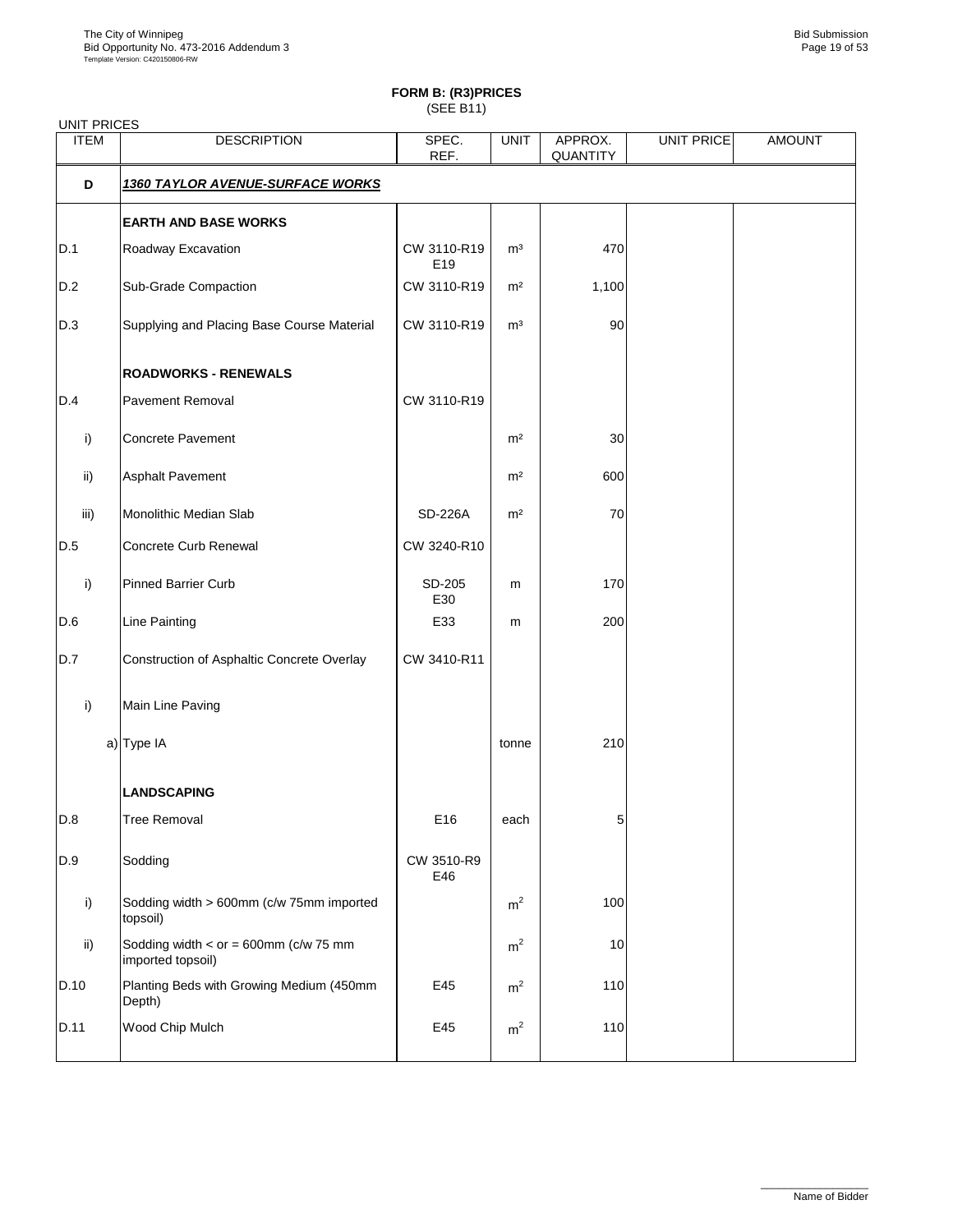**FORM B: (R3)PRICES**
(SEE B11)

UNIT PRICES

| ITEM | DESCRIPTION | SPEC. REF. | UNIT | APPROX. QUANTITY | UNIT PRICE | AMOUNT |
|---|---|---|---|---|---|---|
| **D** | ***1360 TAYLOR AVENUE-SURFACE WORKS*** | | | | | |
| | **EARTH AND BASE WORKS** | | | | | |
| D.1 | Roadway Excavation | CW 3110-R19 E19 | m³ | 470 | | |
| D.2 | Sub-Grade Compaction | CW 3110-R19 | m² | 1,100 | | |
| D.3 | Supplying and Placing Base Course Material | CW 3110-R19 | m³ | 90 | | |
| | **ROADWORKS - RENEWALS** | | | | | |
| D.4 | Pavement Removal | CW 3110-R19 | | | | |
| i) | Concrete Pavement | | m² | 30 | | |
| ii) | Asphalt Pavement | | m² | 600 | | |
| iii) | Monolithic Median Slab | SD-226A | m² | 70 | | |
| D.5 | Concrete Curb Renewal | CW 3240-R10 | | | | |
| i) | Pinned Barrier Curb | SD-205 E30 | m | 170 | | |
| D.6 | Line Painting | E33 | m | 200 | | |
| D.7 | Construction of Asphaltic Concrete Overlay | CW 3410-R11 | | | | |
| i) | Main Line Paving | | | | | |
| a) | Type IA | | tonne | 210 | | |
| | **LANDSCAPING** | | | | | |
| D.8 | Tree Removal | E16 | each | 5 | | |
| D.9 | Sodding | CW 3510-R9 E46 | | | | |
| i) | Sodding width > 600mm (c/w 75mm imported topsoil) | | $m^2$ | 100 | | |
| ii) | Sodding width < or = 600mm (c/w 75 mm imported topsoil) | | $m^2$ | 10 | | |
| D.10 | Planting Beds with Growing Medium (450mm Depth) | E45 | $m^2$ | 110 | | |
| D.11 | Wood Chip Mulch | E45 | $m^2$ | 110 | | |

Name of Bidder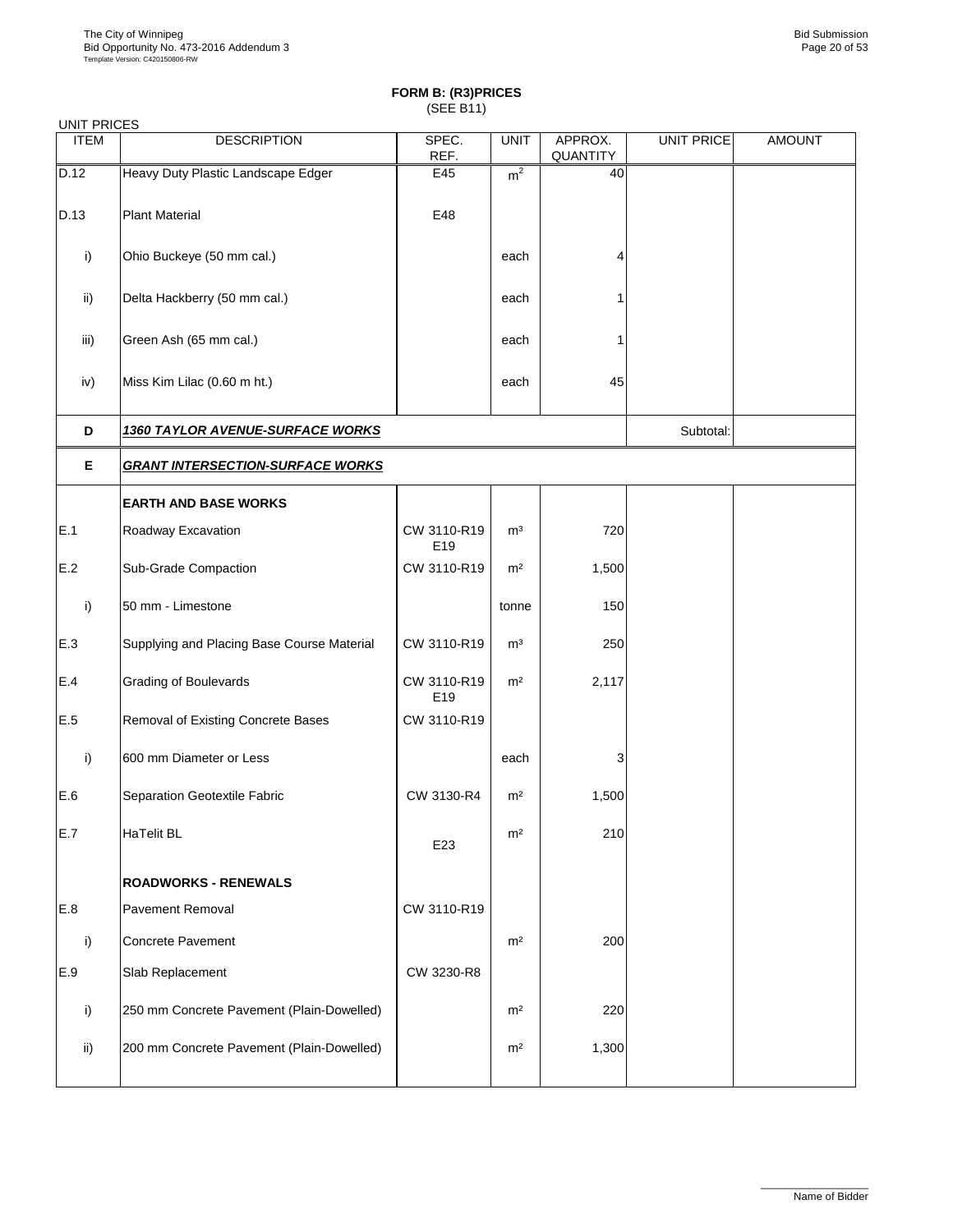**FORM B: (R3)PRICES**
(SEE B11)

UNIT PRICES

| ITEM | DESCRIPTION | SPEC. REF. | UNIT | APPROX. QUANTITY | UNIT PRICE | AMOUNT |
|---|---|---|---|---|---|---|
| D.12 | Heavy Duty Plastic Landscape Edger | E45 | $m^2$ | 40 | | |
| D.13 | Plant Material | E48 | | | | |
| i) | Ohio Buckeye (50 mm cal.) | | each | 4 | | |
| ii) | Delta Hackberry (50 mm cal.) | | each | 1 | | |
| iii) | Green Ash (65 mm cal.) | | each | 1 | | |
| iv) | Miss Kim Lilac (0.60 m ht.) | | each | 45 | | |
| **D** | ***1360 TAYLOR AVENUE-SURFACE WORKS*** | | | | Subtotal: | |
| **E** | ***GRANT INTERSECTION-SURFACE WORKS*** | | | | | |
| | **EARTH AND BASE WORKS** | | | | | |
| E.1 | Roadway Excavation | CW 3110-R19 E19 | $m^3$ | 720 | | |
| E.2 | Sub-Grade Compaction | CW 3110-R19 | $m^2$ | 1,500 | | |
| i) | 50 mm - Limestone | | tonne | 150 | | |
| E.3 | Supplying and Placing Base Course Material | CW 3110-R19 | $m^3$ | 250 | | |
| E.4 | Grading of Boulevards | CW 3110-R19 E19 | $m^2$ | 2,117 | | |
| E.5 | Removal of Existing Concrete Bases | CW 3110-R19 | | | | |
| i) | 600 mm Diameter or Less | | each | 3 | | |
| E.6 | Separation Geotextile Fabric | CW 3130-R4 | $m^2$ | 1,500 | | |
| E.7 | HaTelit BL | E23 | $m^2$ | 210 | | |
| | **ROADWORKS - RENEWALS** | | | | | |
| E.8 | Pavement Removal | CW 3110-R19 | | | | |
| i) | Concrete Pavement | | $m^2$ | 200 | | |
| E.9 | Slab Replacement | CW 3230-R8 | | | | |
| i) | 250 mm Concrete Pavement (Plain-Dowelled) | | $m^2$ | 220 | | |
| ii) | 200 mm Concrete Pavement (Plain-Dowelled) | | $m^2$ | 1,300 | | |

Name of Bidder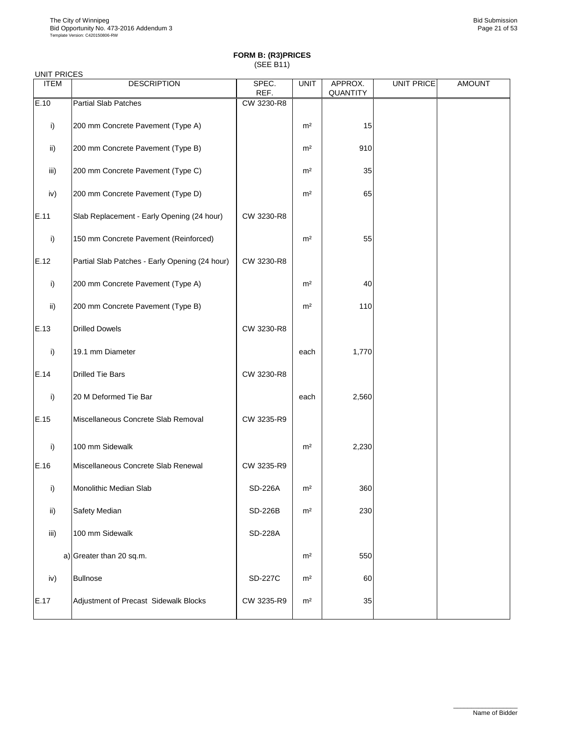**FORM B: (R3)PRICES**
(SEE B11)

UNIT PRICES

| ITEM | DESCRIPTION | SPEC. REF. | UNIT | APPROX. QUANTITY | UNIT PRICE | AMOUNT |
|---|---|---|---|---|---|---|
| E.10 | Partial Slab Patches | CW 3230-R8 | | | | |
| i) | 200 mm Concrete Pavement (Type A) | | m² | 15 | | |
| ii) | 200 mm Concrete Pavement (Type B) | | m² | 910 | | |
| iii) | 200 mm Concrete Pavement (Type C) | | m² | 35 | | |
| iv) | 200 mm Concrete Pavement (Type D) | | m² | 65 | | |
| E.11 | Slab Replacement - Early Opening (24 hour) | CW 3230-R8 | | | | |
| i) | 150 mm Concrete Pavement (Reinforced) | | m² | 55 | | |
| E.12 | Partial Slab Patches - Early Opening (24 hour) | CW 3230-R8 | | | | |
| i) | 200 mm Concrete Pavement (Type A) | | m² | 40 | | |
| ii) | 200 mm Concrete Pavement (Type B) | | m² | 110 | | |
| E.13 | Drilled Dowels | CW 3230-R8 | | | | |
| i) | 19.1 mm Diameter | | each | 1,770 | | |
| E.14 | Drilled Tie Bars | CW 3230-R8 | | | | |
| i) | 20 M Deformed Tie Bar | | each | 2,560 | | |
| E.15 | Miscellaneous Concrete Slab Removal | CW 3235-R9 | | | | |
| i) | 100 mm Sidewalk | | m² | 2,230 | | |
| E.16 | Miscellaneous Concrete Slab Renewal | CW 3235-R9 | | | | |
| i) | Monolithic Median Slab | SD-226A | m² | 360 | | |
| ii) | Safety Median | SD-226B | m² | 230 | | |
| iii) | 100 mm Sidewalk | SD-228A | | | | |
| a) | Greater than 20 sq.m. | | m² | 550 | | |
| iv) | Bullnose | SD-227C | m² | 60 | | |
| E.17 | Adjustment of Precast Sidewalk Blocks | CW 3235-R9 | m² | 35 | | |

Name of Bidder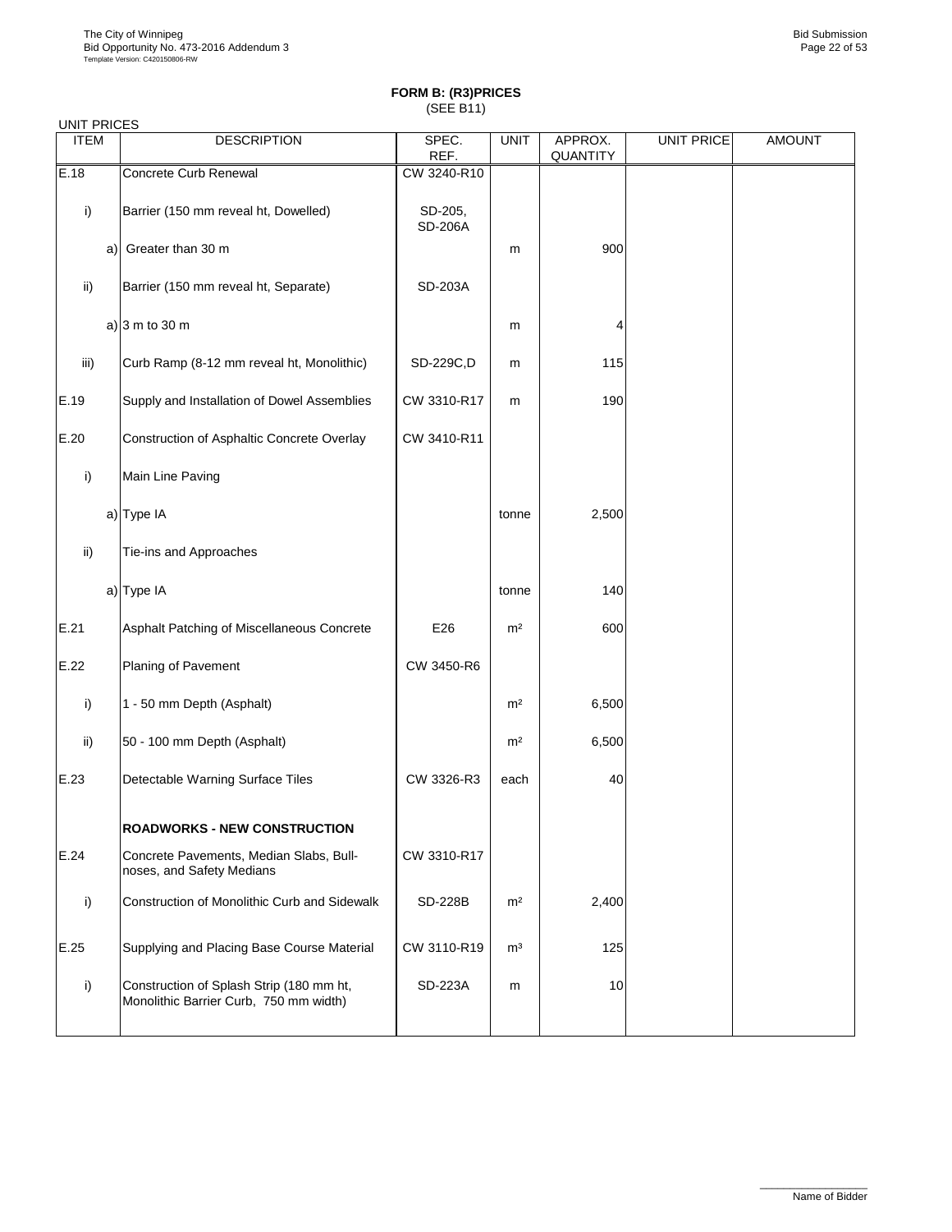**FORM B: (R3)PRICES**
(SEE B11)

UNIT PRICES

| ITEM | | DESCRIPTION | SPEC. REF. | UNIT | APPROX. QUANTITY | UNIT PRICE | AMOUNT |
|---|---|---|---|---|---|---|---|
| E.18 | | Concrete Curb Renewal | CW 3240-R10 | | | | |
| i) | | Barrier (150 mm reveal ht, Dowelled) | SD-205, SD-206A | | | | |
| | a) | Greater than 30 m | | m | 900 | | |
| ii) | | Barrier (150 mm reveal ht, Separate) | SD-203A | | | | |
| | a) | 3 m to 30 m | | m | 4 | | |
| iii) | | Curb Ramp (8-12 mm reveal ht, Monolithic) | SD-229C,D | m | 115 | | |
| E.19 | | Supply and Installation of Dowel Assemblies | CW 3310-R17 | m | 190 | | |
| E.20 | | Construction of Asphaltic Concrete Overlay | CW 3410-R11 | | | | |
| i) | | Main Line Paving | | | | | |
| | a) | Type IA | | tonne | 2,500 | | |
| ii) | | Tie-ins and Approaches | | | | | |
| | a) | Type IA | | tonne | 140 | | |
| E.21 | | Asphalt Patching of Miscellaneous Concrete | E26 | m² | 600 | | |
| E.22 | | Planing of Pavement | CW 3450-R6 | | | | |
| i) | | 1 - 50 mm Depth (Asphalt) | | m² | 6,500 | | |
| ii) | | 50 - 100 mm Depth (Asphalt) | | m² | 6,500 | | |
| E.23 | | Detectable Warning Surface Tiles | CW 3326-R3 | each | 40 | | |
| | | **ROADWORKS - NEW CONSTRUCTION** | | | | | |
| E.24 | | Concrete Pavements, Median Slabs, Bull-noses, and Safety Medians | CW 3310-R17 | | | | |
| i) | | Construction of Monolithic Curb and Sidewalk | SD-228B | m² | 2,400 | | |
| E.25 | | Supplying and Placing Base Course Material | CW 3110-R19 | m³ | 125 | | |
| i) | | Construction of Splash Strip (180 mm ht, Monolithic Barrier Curb, 750 mm width) | SD-223A | m | 10 | | |

Name of Bidder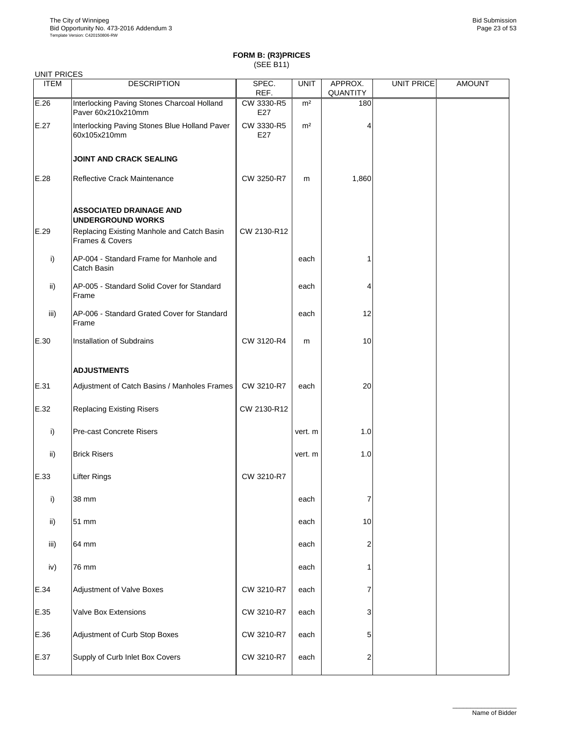**FORM B: (R3)PRICES**
(SEE B11)

UNIT PRICES

| ITEM | DESCRIPTION | SPEC. REF. | UNIT | APPROX. QUANTITY | UNIT PRICE | AMOUNT |
|---|---|---|---|---|---|---|
| E.26 | Interlocking Paving Stones Charcoal Holland Paver 60x210x210mm | CW 3330-R5 E27 | m² | 180 | | |
| E.27 | Interlocking Paving Stones Blue Holland Paver 60x105x210mm | CW 3330-R5 E27 | m² | 4 | | |
| | **JOINT AND CRACK SEALING** | | | | | |
| E.28 | Reflective Crack Maintenance | CW 3250-R7 | m | 1,860 | | |
| | **ASSOCIATED DRAINAGE AND UNDERGROUND WORKS** | | | | | |
| E.29 | Replacing Existing Manhole and Catch Basin Frames & Covers | CW 2130-R12 | | | | |
| i) | AP-004 - Standard Frame for Manhole and Catch Basin | | each | 1 | | |
| ii) | AP-005 - Standard Solid Cover for Standard Frame | | each | 4 | | |
| iii) | AP-006 - Standard Grated Cover for Standard Frame | | each | 12 | | |
| E.30 | Installation of Subdrains | CW 3120-R4 | m | 10 | | |
| | **ADJUSTMENTS** | | | | | |
| E.31 | Adjustment of Catch Basins / Manholes Frames | CW 3210-R7 | each | 20 | | |
| E.32 | Replacing Existing Risers | CW 2130-R12 | | | | |
| i) | Pre-cast Concrete Risers | | vert. m | 1.0 | | |
| ii) | Brick Risers | | vert. m | 1.0 | | |
| E.33 | Lifter Rings | CW 3210-R7 | | | | |
| i) | 38 mm | | each | 7 | | |
| ii) | 51 mm | | each | 10 | | |
| iii) | 64 mm | | each | 2 | | |
| iv) | 76 mm | | each | 1 | | |
| E.34 | Adjustment of Valve Boxes | CW 3210-R7 | each | 7 | | |
| E.35 | Valve Box Extensions | CW 3210-R7 | each | 3 | | |
| E.36 | Adjustment of Curb Stop Boxes | CW 3210-R7 | each | 5 | | |
| E.37 | Supply of Curb Inlet Box Covers | CW 3210-R7 | each | 2 | | |

Name of Bidder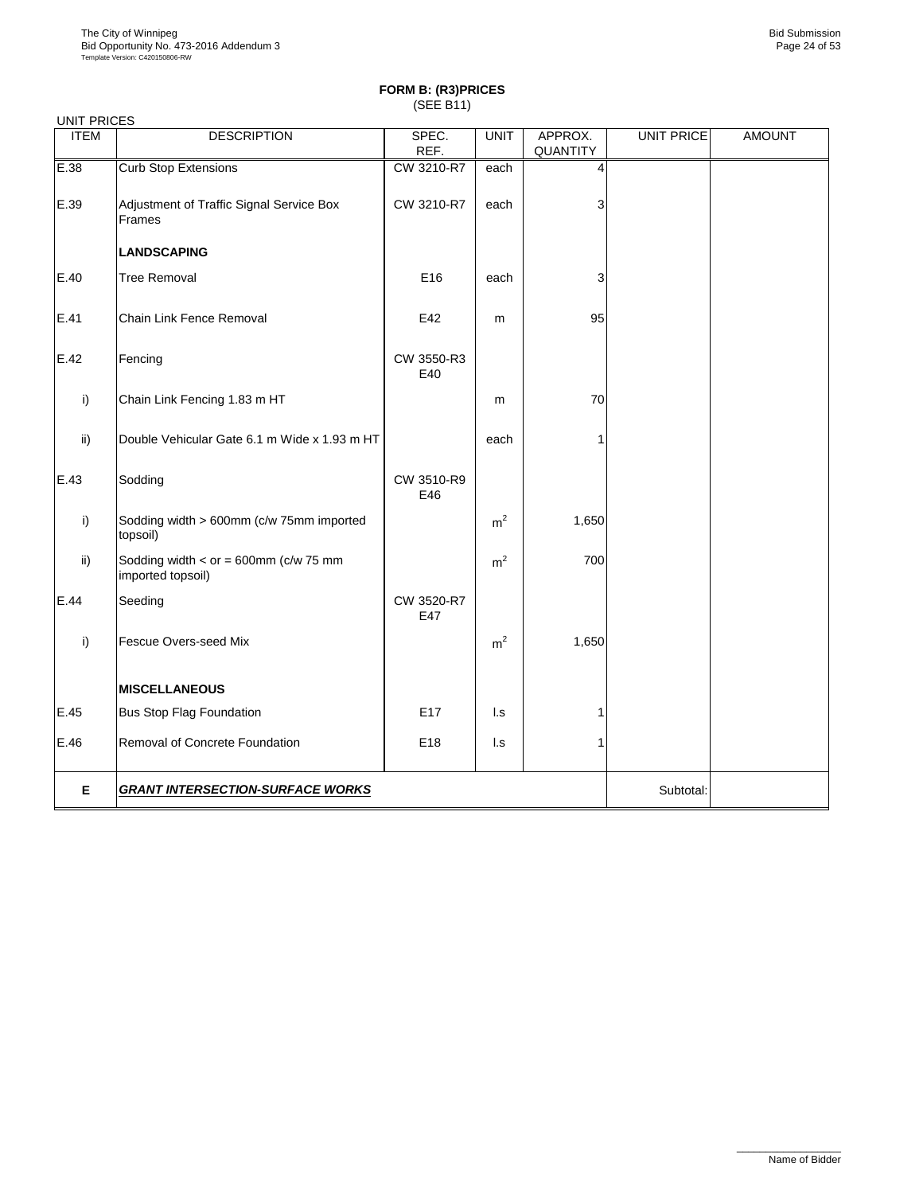**FORM B: (R3)PRICES**
(SEE B11)

UNIT PRICES

| ITEM | DESCRIPTION | SPEC. REF. | UNIT | APPROX. QUANTITY | UNIT PRICE | AMOUNT |
|---|---|---|---|---|---|---|
| E.38 | Curb Stop Extensions | CW 3210-R7 | each | 4 | | |
| E.39 | Adjustment of Traffic Signal Service Box Frames | CW 3210-R7 | each | 3 | | |
| | **LANDSCAPING** | | | | | |
| E.40 | Tree Removal | E16 | each | 3 | | |
| E.41 | Chain Link Fence Removal | E42 | m | 95 | | |
| E.42 | Fencing | CW 3550-R3 E40 | | | | |
| i) | Chain Link Fencing 1.83 m HT | | m | 70 | | |
| ii) | Double Vehicular Gate 6.1 m Wide x 1.93 m HT | | each | 1 | | |
| E.43 | Sodding | CW 3510-R9 E46 | | | | |
| i) | Sodding width > 600mm (c/w 75mm imported topsoil) | | $m^2$ | 1,650 | | |
| ii) | Sodding width < or = 600mm (c/w 75 mm imported topsoil) | | $m^2$ | 700 | | |
| E.44 | Seeding | CW 3520-R7 E47 | | | | |
| i) | Fescue Overs-seed Mix | | $m^2$ | 1,650 | | |
| | **MISCELLANEOUS** | | | | | |
| E.45 | Bus Stop Flag Foundation | E17 | l.s | 1 | | |
| E.46 | Removal of Concrete Foundation | E18 | l.s | 1 | | |
| **E** | ***GRANT INTERSECTION-SURFACE WORKS*** | | | | Subtotal: | |

Name of Bidder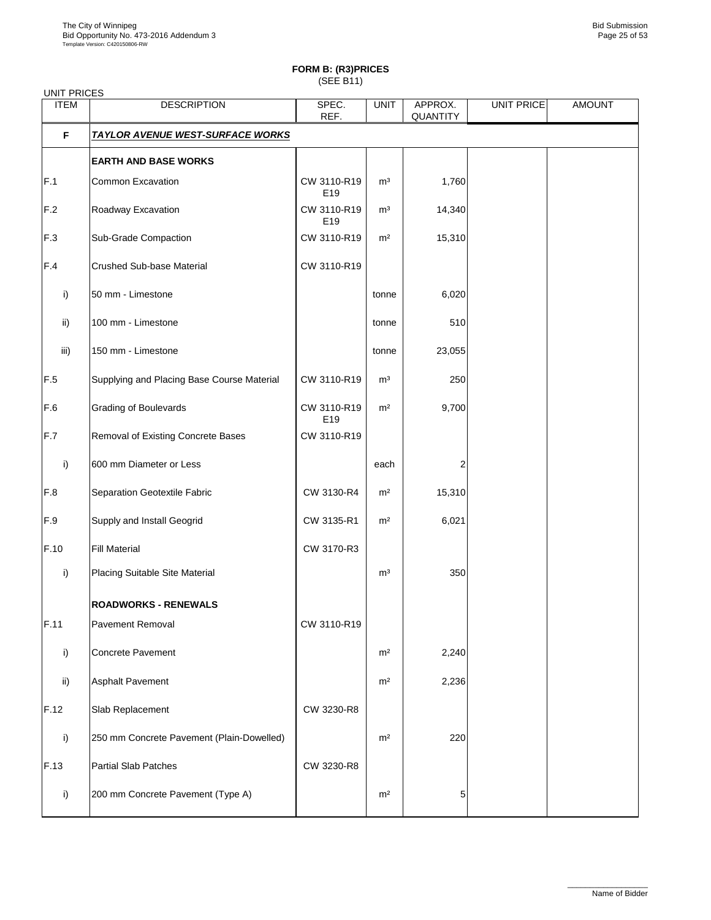**FORM B: (R3)PRICES**
(SEE B11)

UNIT PRICES

| ITEM | DESCRIPTION | SPEC. REF. | UNIT | APPROX. QUANTITY | UNIT PRICE | AMOUNT |
|---|---|---|---|---|---|---|
| **F** | ***TAYLOR AVENUE WEST-SURFACE WORKS*** | | | | | |
| | **EARTH AND BASE WORKS** | | | | | |
| F.1 | Common Excavation | CW 3110-R19 E19 | m³ | 1,760 | | |
| F.2 | Roadway Excavation | CW 3110-R19 E19 | m³ | 14,340 | | |
| F.3 | Sub-Grade Compaction | CW 3110-R19 | m² | 15,310 | | |
| F.4 | Crushed Sub-base Material | CW 3110-R19 | | | | |
| i) | 50 mm - Limestone | | tonne | 6,020 | | |
| ii) | 100 mm - Limestone | | tonne | 510 | | |
| iii) | 150 mm - Limestone | | tonne | 23,055 | | |
| F.5 | Supplying and Placing Base Course Material | CW 3110-R19 | m³ | 250 | | |
| F.6 | Grading of Boulevards | CW 3110-R19 E19 | m² | 9,700 | | |
| F.7 | Removal of Existing Concrete Bases | CW 3110-R19 | | | | |
| i) | 600 mm Diameter or Less | | each | 2 | | |
| F.8 | Separation Geotextile Fabric | CW 3130-R4 | m² | 15,310 | | |
| F.9 | Supply and Install Geogrid | CW 3135-R1 | m² | 6,021 | | |
| F.10 | Fill Material | CW 3170-R3 | | | | |
| i) | Placing Suitable Site Material | | m³ | 350 | | |
| | **ROADWORKS - RENEWALS** | | | | | |
| F.11 | Pavement Removal | CW 3110-R19 | | | | |
| i) | Concrete Pavement | | m² | 2,240 | | |
| ii) | Asphalt Pavement | | m² | 2,236 | | |
| F.12 | Slab Replacement | CW 3230-R8 | | | | |
| i) | 250 mm Concrete Pavement (Plain-Dowelled) | | m² | 220 | | |
| F.13 | Partial Slab Patches | CW 3230-R8 | | | | |
| i) | 200 mm Concrete Pavement (Type A) | | m² | 5 | | |

Name of Bidder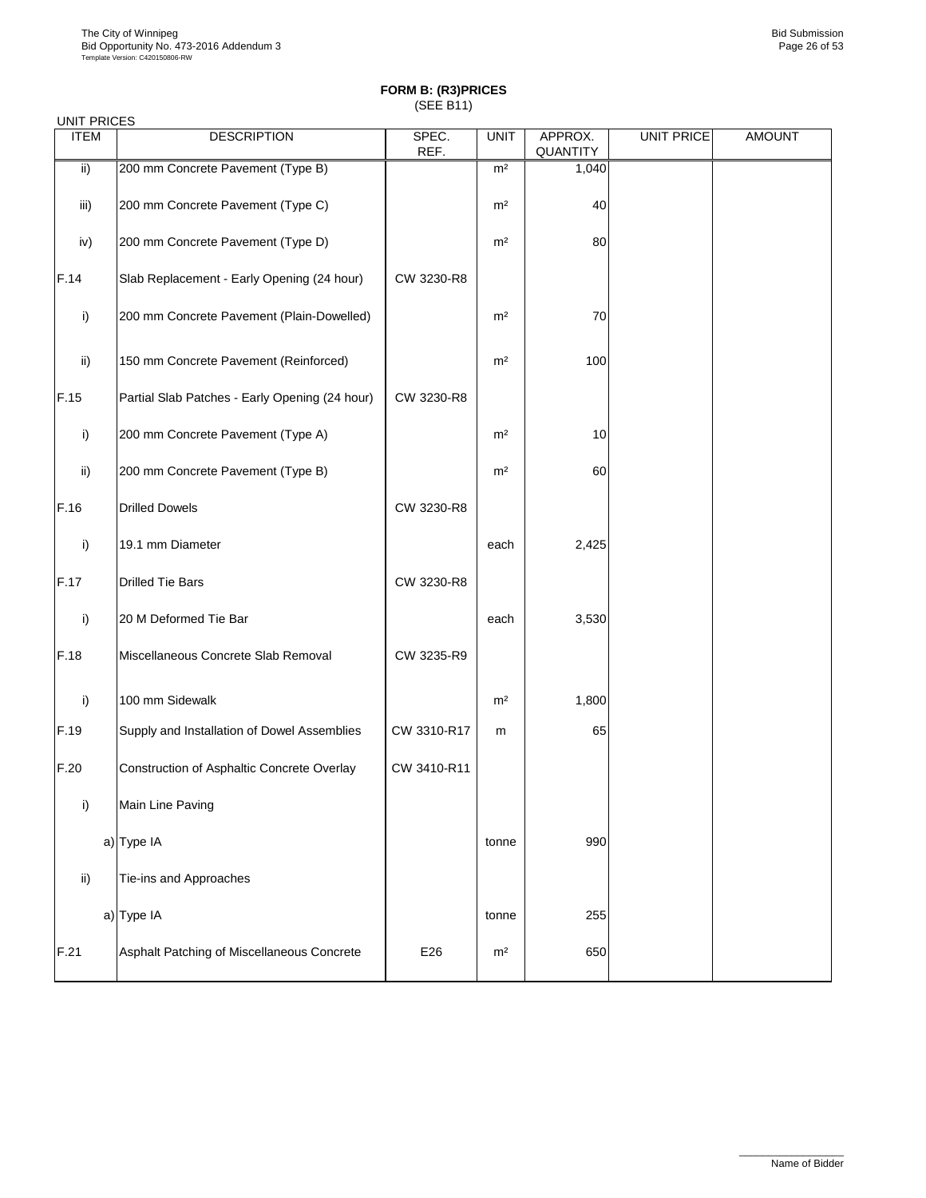**FORM B: (R3)PRICES**
(SEE B11)

UNIT PRICES

| ITEM | DESCRIPTION | SPEC. REF. | UNIT | APPROX. QUANTITY | UNIT PRICE | AMOUNT |
|---|---|---|---|---|---|---|
| ii) | 200 mm Concrete Pavement (Type B) | | m² | 1,040 | | |
| iii) | 200 mm Concrete Pavement (Type C) | | m² | 40 | | |
| iv) | 200 mm Concrete Pavement (Type D) | | m² | 80 | | |
| F.14 | Slab Replacement - Early Opening (24 hour) | CW 3230-R8 | | | | |
| i) | 200 mm Concrete Pavement (Plain-Dowelled) | | m² | 70 | | |
| ii) | 150 mm Concrete Pavement (Reinforced) | | m² | 100 | | |
| F.15 | Partial Slab Patches - Early Opening (24 hour) | CW 3230-R8 | | | | |
| i) | 200 mm Concrete Pavement (Type A) | | m² | 10 | | |
| ii) | 200 mm Concrete Pavement (Type B) | | m² | 60 | | |
| F.16 | Drilled Dowels | CW 3230-R8 | | | | |
| i) | 19.1 mm Diameter | | each | 2,425 | | |
| F.17 | Drilled Tie Bars | CW 3230-R8 | | | | |
| i) | 20 M Deformed Tie Bar | | each | 3,530 | | |
| F.18 | Miscellaneous Concrete Slab Removal | CW 3235-R9 | | | | |
| i) | 100 mm Sidewalk | | m² | 1,800 | | |
| F.19 | Supply and Installation of Dowel Assemblies | CW 3310-R17 | m | 65 | | |
| F.20 | Construction of Asphaltic Concrete Overlay | CW 3410-R11 | | | | |
| i) | Main Line Paving | | | | | |
| a) | Type IA | | tonne | 990 | | |
| ii) | Tie-ins and Approaches | | | | | |
| a) | Type IA | | tonne | 255 | | |
| F.21 | Asphalt Patching of Miscellaneous Concrete | E26 | m² | 650 | | |

Name of Bidder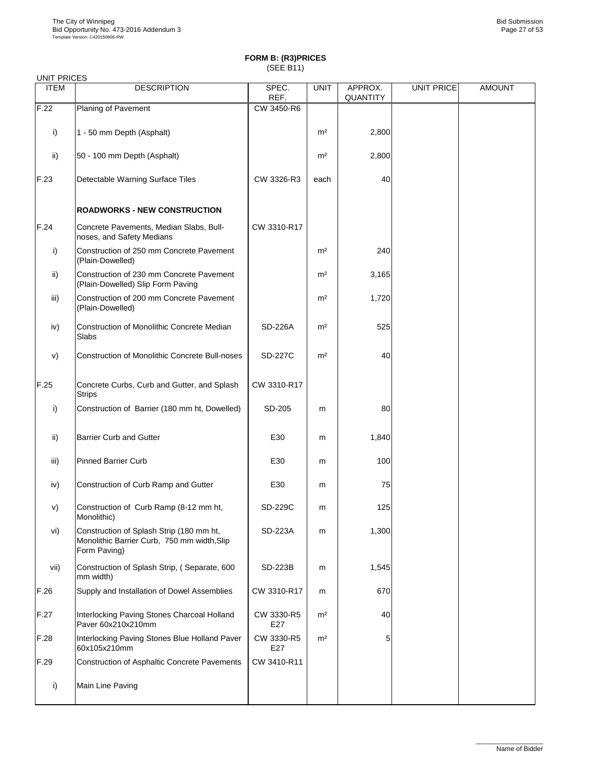**FORM B: (R3)PRICES**
(SEE B11)

UNIT PRICES

| ITEM | DESCRIPTION | SPEC. REF. | UNIT | APPROX. QUANTITY | UNIT PRICE | AMOUNT |
|---|---|---|---|---|---|---|
| F.22 | Planing of Pavement | CW 3450-R6 | | | | |
| i) | 1 - 50 mm Depth (Asphalt) | | m² | 2,800 | | |
| ii) | 50 - 100 mm Depth (Asphalt) | | m² | 2,800 | | |
| F.23 | Detectable Warning Surface Tiles | CW 3326-R3 | each | 40 | | |
| | **ROADWORKS - NEW CONSTRUCTION** | | | | | |
| F.24 | Concrete Pavements, Median Slabs, Bull-noses, and Safety Medians | CW 3310-R17 | | | | |
| i) | Construction of 250 mm Concrete Pavement (Plain-Dowelled) | | m² | 240 | | |
| ii) | Construction of 230 mm Concrete Pavement (Plain-Dowelled) Slip Form Paving | | m² | 3,165 | | |
| iii) | Construction of 200 mm Concrete Pavement (Plain-Dowelled) | | m² | 1,720 | | |
| iv) | Construction of Monolithic Concrete Median Slabs | SD-226A | m² | 525 | | |
| v) | Construction of Monolithic Concrete Bull-noses | SD-227C | m² | 40 | | |
| F.25 | Concrete Curbs, Curb and Gutter, and Splash Strips | CW 3310-R17 | | | | |
| i) | Construction of Barrier (180 mm ht, Dowelled) | SD-205 | m | 80 | | |
| ii) | Barrier Curb and Gutter | E30 | m | 1,840 | | |
| iii) | Pinned Barrier Curb | E30 | m | 100 | | |
| iv) | Construction of Curb Ramp and Gutter | E30 | m | 75 | | |
| v) | Construction of Curb Ramp (8-12 mm ht, Monolithic) | SD-229C | m | 125 | | |
| vi) | Construction of Splash Strip (180 mm ht, Monolithic Barrier Curb, 750 mm width,Slip Form Paving) | SD-223A | m | 1,300 | | |
| vii) | Construction of Splash Strip, ( Separate, 600 mm width) | SD-223B | m | 1,545 | | |
| F.26 | Supply and Installation of Dowel Assemblies | CW 3310-R17 | m | 670 | | |
| F.27 | Interlocking Paving Stones Charcoal Holland Paver 60x210x210mm | CW 3330-R5 E27 | m² | 40 | | |
| F.28 | Interlocking Paving Stones Blue Holland Paver 60x105x210mm | CW 3330-R5 E27 | m² | 5 | | |
| F.29 | Construction of Asphaltic Concrete Pavements | CW 3410-R11 | | | | |
| i) | Main Line Paving | | | | | |

Name of Bidder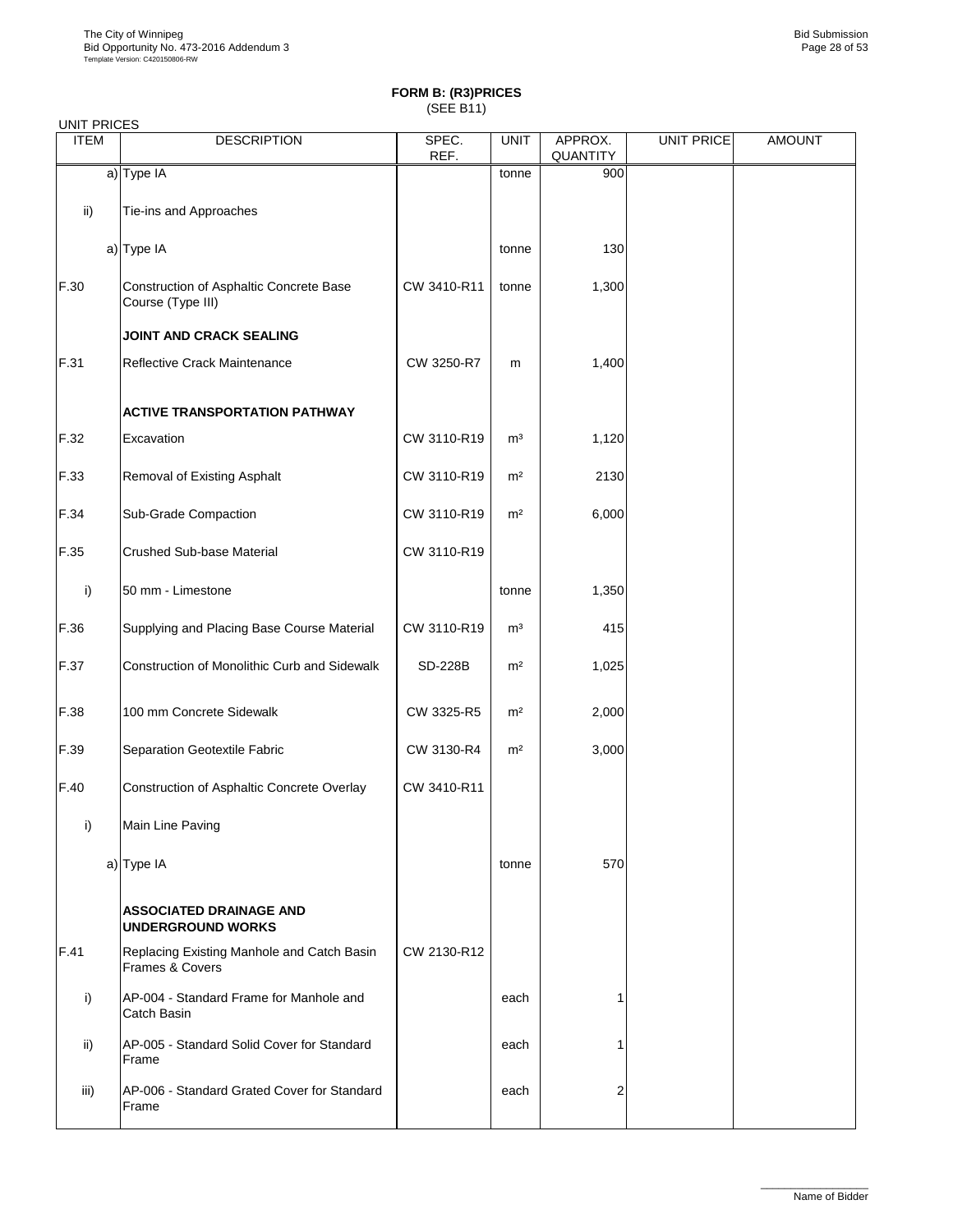**FORM B: (R3)PRICES**
(SEE B11)

UNIT PRICES

| ITEM | DESCRIPTION | SPEC. REF. | UNIT | APPROX. QUANTITY | UNIT PRICE | AMOUNT |
|---|---|---|---|---|---|---|
| a) | Type IA | | tonne | 900 | | |
| ii) | Tie-ins and Approaches | | | | | |
| a) | Type IA | | tonne | 130 | | |
| F.30 | Construction of Asphaltic Concrete Base Course (Type III) | CW 3410-R11 | tonne | 1,300 | | |
| | **JOINT AND CRACK SEALING** | | | | | |
| F.31 | Reflective Crack Maintenance | CW 3250-R7 | m | 1,400 | | |
| | **ACTIVE TRANSPORTATION PATHWAY** | | | | | |
| F.32 | Excavation | CW 3110-R19 | m³ | 1,120 | | |
| F.33 | Removal of Existing Asphalt | CW 3110-R19 | m² | 2130 | | |
| F.34 | Sub-Grade Compaction | CW 3110-R19 | m² | 6,000 | | |
| F.35 | Crushed Sub-base Material | CW 3110-R19 | | | | |
| i) | 50 mm - Limestone | | tonne | 1,350 | | |
| F.36 | Supplying and Placing Base Course Material | CW 3110-R19 | m³ | 415 | | |
| F.37 | Construction of Monolithic Curb and Sidewalk | SD-228B | m² | 1,025 | | |
| F.38 | 100 mm Concrete Sidewalk | CW 3325-R5 | m² | 2,000 | | |
| F.39 | Separation Geotextile Fabric | CW 3130-R4 | m² | 3,000 | | |
| F.40 | Construction of Asphaltic Concrete Overlay | CW 3410-R11 | | | | |
| i) | Main Line Paving | | | | | |
| a) | Type IA | | tonne | 570 | | |
| | **ASSOCIATED DRAINAGE AND UNDERGROUND WORKS** | | | | | |
| F.41 | Replacing Existing Manhole and Catch Basin Frames & Covers | CW 2130-R12 | | | | |
| i) | AP-004 - Standard Frame for Manhole and Catch Basin | | each | 1 | | |
| ii) | AP-005 - Standard Solid Cover for Standard Frame | | each | 1 | | |
| iii) | AP-006 - Standard Grated Cover for Standard Frame | | each | 2 | | |

Name of Bidder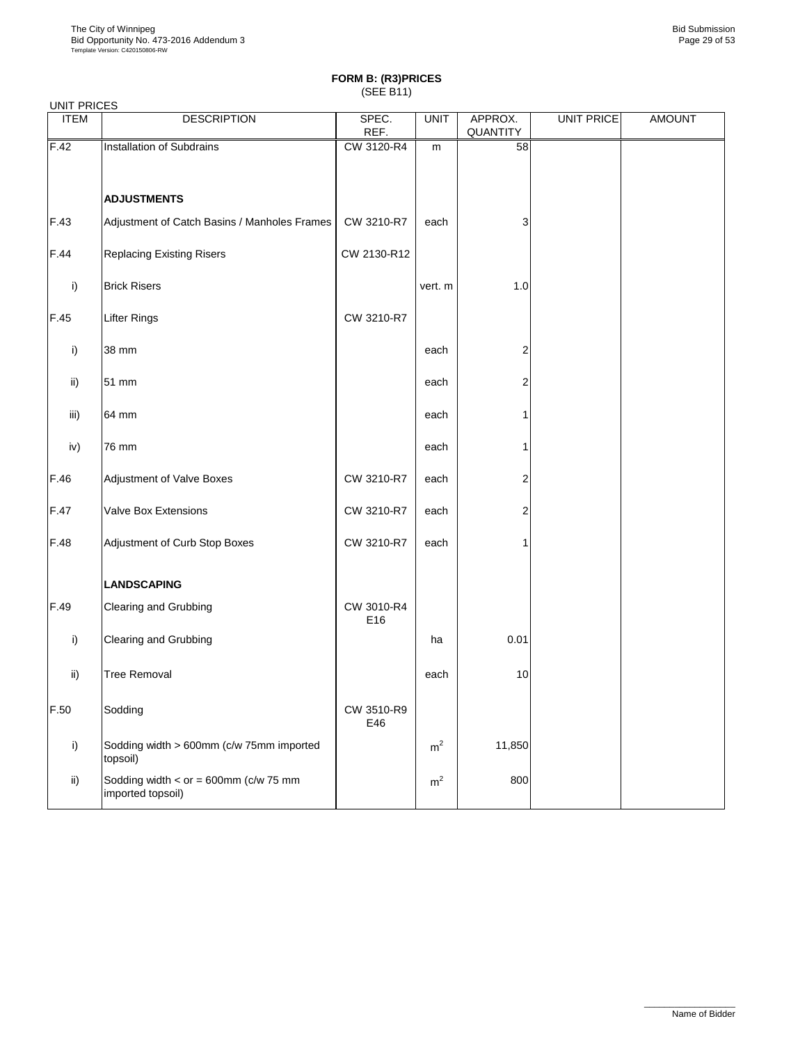**FORM B: (R3)PRICES**
(SEE B11)

UNIT PRICES

| ITEM | DESCRIPTION | SPEC. REF. | UNIT | APPROX. QUANTITY | UNIT PRICE | AMOUNT |
|---|---|---|---|---|---|---|
| F.42 | Installation of Subdrains | CW 3120-R4 | m | 58 | | |
| | **ADJUSTMENTS** | | | | | |
| F.43 | Adjustment of Catch Basins / Manholes Frames | CW 3210-R7 | each | 3 | | |
| F.44 | Replacing Existing Risers | CW 2130-R12 | | | | |
| i) | Brick Risers | | vert. m | 1.0 | | |
| F.45 | Lifter Rings | CW 3210-R7 | | | | |
| i) | 38 mm | | each | 2 | | |
| ii) | 51 mm | | each | 2 | | |
| iii) | 64 mm | | each | 1 | | |
| iv) | 76 mm | | each | 1 | | |
| F.46 | Adjustment of Valve Boxes | CW 3210-R7 | each | 2 | | |
| F.47 | Valve Box Extensions | CW 3210-R7 | each | 2 | | |
| F.48 | Adjustment of Curb Stop Boxes | CW 3210-R7 | each | 1 | | |
| | **LANDSCAPING** | | | | | |
| F.49 | Clearing and Grubbing | CW 3010-R4 E16 | | | | |
| i) | Clearing and Grubbing | | ha | 0.01 | | |
| ii) | Tree Removal | | each | 10 | | |
| F.50 | Sodding | CW 3510-R9 E46 | | | | |
| i) | Sodding width > 600mm (c/w 75mm imported topsoil) | | $m^2$ | 11,850 | | |
| ii) | Sodding width < or = 600mm (c/w 75 mm imported topsoil) | | $m^2$ | 800 | | |

Name of Bidder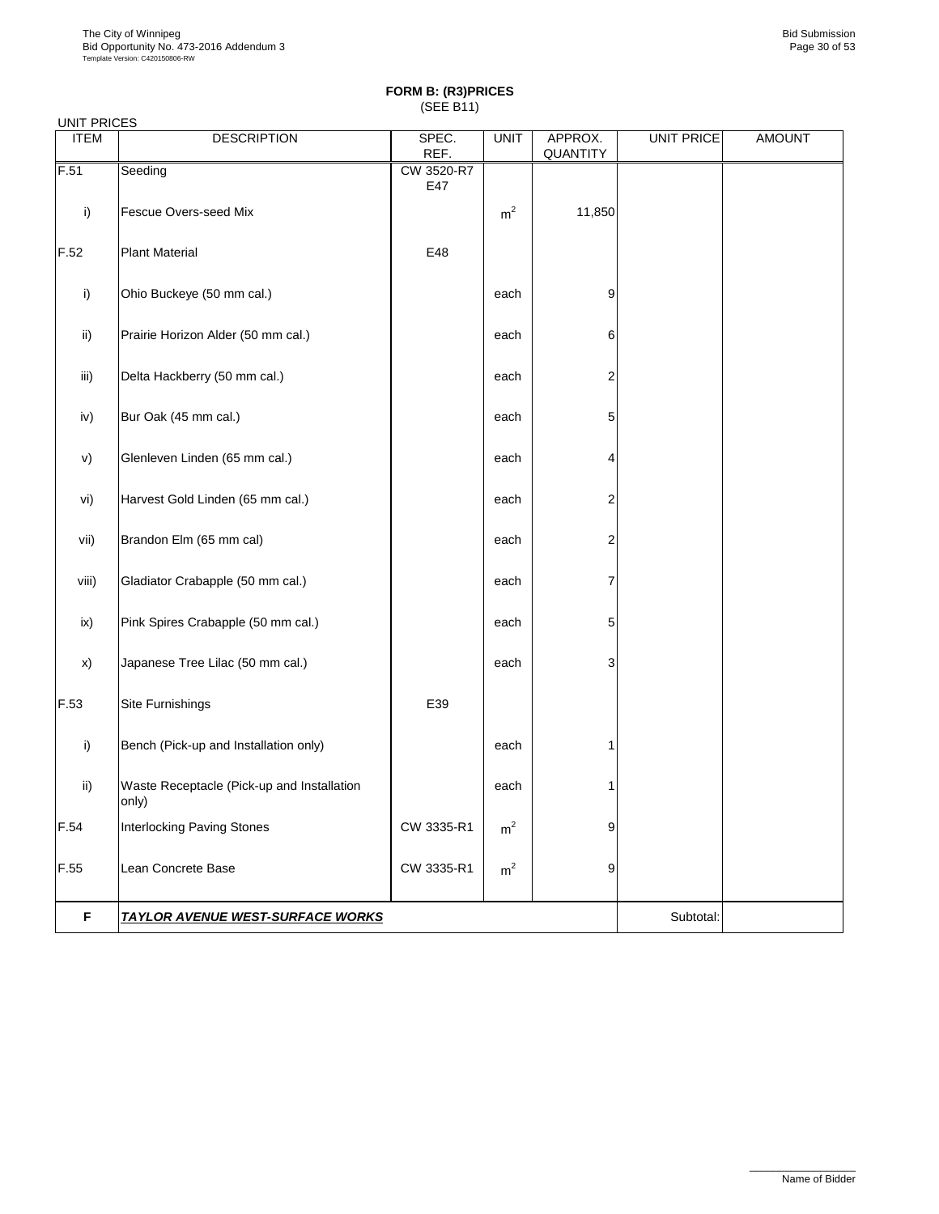**FORM B: (R3)PRICES**
(SEE B11)

UNIT PRICES

| ITEM | DESCRIPTION | SPEC. REF. | UNIT | APPROX. QUANTITY | UNIT PRICE | AMOUNT |
|---|---|---|---|---|---|---|
| F.51 | Seeding | CW 3520-R7 E47 | | | | |
| i) | Fescue Overs-seed Mix | | $m^2$ | 11,850 | | |
| F.52 | Plant Material | E48 | | | | |
| i) | Ohio Buckeye (50 mm cal.) | | each | 9 | | |
| ii) | Prairie Horizon Alder (50 mm cal.) | | each | 6 | | |
| iii) | Delta Hackberry (50 mm cal.) | | each | 2 | | |
| iv) | Bur Oak (45 mm cal.) | | each | 5 | | |
| v) | Glenleven Linden (65 mm cal.) | | each | 4 | | |
| vi) | Harvest Gold Linden (65 mm cal.) | | each | 2 | | |
| vii) | Brandon Elm (65 mm cal) | | each | 2 | | |
| viii) | Gladiator Crabapple (50 mm cal.) | | each | 7 | | |
| ix) | Pink Spires Crabapple (50 mm cal.) | | each | 5 | | |
| x) | Japanese Tree Lilac (50 mm cal.) | | each | 3 | | |
| F.53 | Site Furnishings | E39 | | | | |
| i) | Bench (Pick-up and Installation only) | | each | 1 | | |
| ii) | Waste Receptacle (Pick-up and Installation only) | | each | 1 | | |
| F.54 | Interlocking Paving Stones | CW 3335-R1 | $m^2$ | 9 | | |
| F.55 | Lean Concrete Base | CW 3335-R1 | $m^2$ | 9 | | |
| **F** | ***TAYLOR AVENUE WEST-SURFACE WORKS*** | | | | Subtotal: | |

Name of Bidder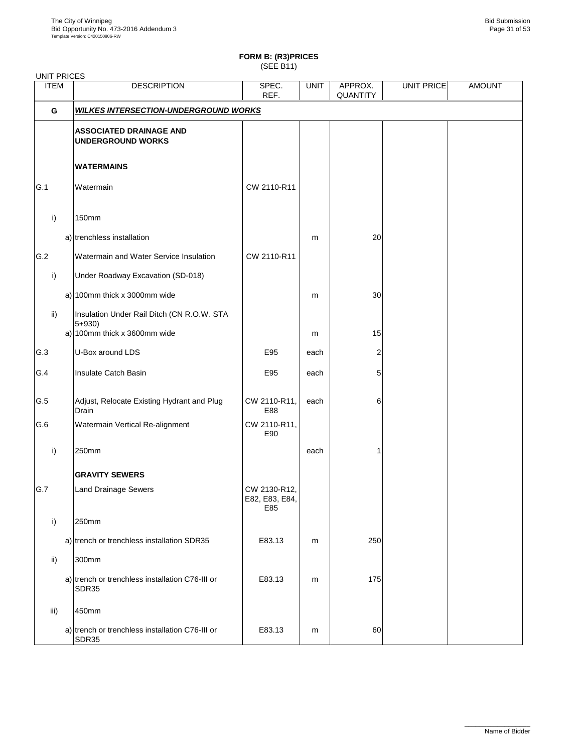**FORM B: (R3)PRICES**
(SEE B11)

UNIT PRICES

| ITEM | | DESCRIPTION | SPEC. REF. | UNIT | APPROX. QUANTITY | UNIT PRICE | AMOUNT |
|---|---|---|---|---|---|---|---|
| **G** | | ***WILKES INTERSECTION-UNDERGROUND WORKS*** | | | | | |
| | | **ASSOCIATED DRAINAGE AND UNDERGROUND WORKS** | | | | | |
| | | **WATERMAINS** | | | | | |
| G.1 | | Watermain | CW 2110-R11 | | | | |
| i) | | 150mm | | | | | |
| | a) | trenchless installation | | m | 20 | | |
| G.2 | | Watermain and Water Service Insulation | CW 2110-R11 | | | | |
| i) | | Under Roadway Excavation (SD-018) | | | | | |
| | a) | 100mm thick x 3000mm wide | | m | 30 | | |
| ii) | | Insulation Under Rail Ditch (CN R.O.W. STA 5+930) | | | | | |
| | a) | 100mm thick x 3600mm wide | | m | 15 | | |
| G.3 | | U-Box around LDS | E95 | each | 2 | | |
| G.4 | | Insulate Catch Basin | E95 | each | 5 | | |
| G.5 | | Adjust, Relocate Existing Hydrant and Plug Drain | CW 2110-R11, E88 | each | 6 | | |
| G.6 | | Watermain Vertical Re-alignment | CW 2110-R11, E90 | | | | |
| i) | | 250mm | | each | 1 | | |
| | | **GRAVITY SEWERS** | | | | | |
| G.7 | | Land Drainage Sewers | CW 2130-R12, E82, E83, E84, E85 | | | | |
| i) | | 250mm | | | | | |
| | a) | trench or trenchless installation SDR35 | E83.13 | m | 250 | | |
| ii) | | 300mm | | | | | |
| | a) | trench or trenchless installation C76-III or SDR35 | E83.13 | m | 175 | | |
| iii) | | 450mm | | | | | |
| | a) | trench or trenchless installation C76-III or SDR35 | E83.13 | m | 60 | | |

Name of Bidder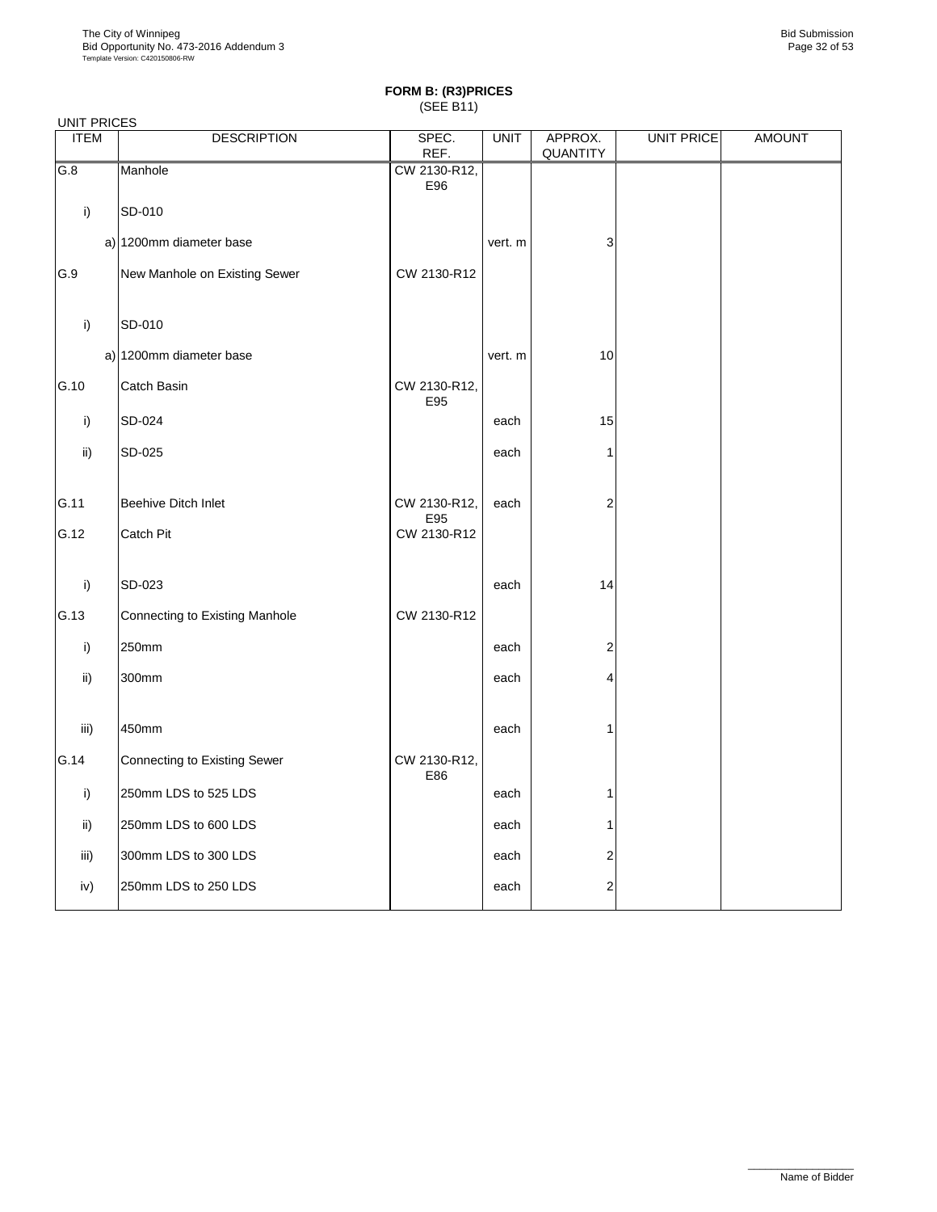**FORM B: (R3)PRICES**
(SEE B11)

UNIT PRICES

| ITEM | DESCRIPTION | SPEC. REF. | UNIT | APPROX. QUANTITY | UNIT PRICE | AMOUNT |
|---|---|---|---|---|---|---|
| G.8 | Manhole | CW 2130-R12, E96 | | | | |
| i) | SD-010 | | | | | |
| a) | 1200mm diameter base | | vert. m | 3 | | |
| G.9 | New Manhole on Existing Sewer | CW 2130-R12 | | | | |
| i) | SD-010 | | | | | |
| a) | 1200mm diameter base | | vert. m | 10 | | |
| G.10 | Catch Basin | CW 2130-R12, E95 | | | | |
| i) | SD-024 | | each | 15 | | |
| ii) | SD-025 | | each | 1 | | |
| G.11 | Beehive Ditch Inlet | CW 2130-R12, E95 | each | 2 | | |
| G.12 | Catch Pit | CW 2130-R12 | | | | |
| i) | SD-023 | | each | 14 | | |
| G.13 | Connecting to Existing Manhole | CW 2130-R12 | | | | |
| i) | 250mm | | each | 2 | | |
| ii) | 300mm | | each | 4 | | |
| iii) | 450mm | | each | 1 | | |
| G.14 | Connecting to Existing Sewer | CW 2130-R12, E86 | | | | |
| i) | 250mm LDS to 525 LDS | | each | 1 | | |
| ii) | 250mm LDS to 600 LDS | | each | 1 | | |
| iii) | 300mm LDS to 300 LDS | | each | 2 | | |
| iv) | 250mm LDS to 250 LDS | | each | 2 | | |

Name of Bidder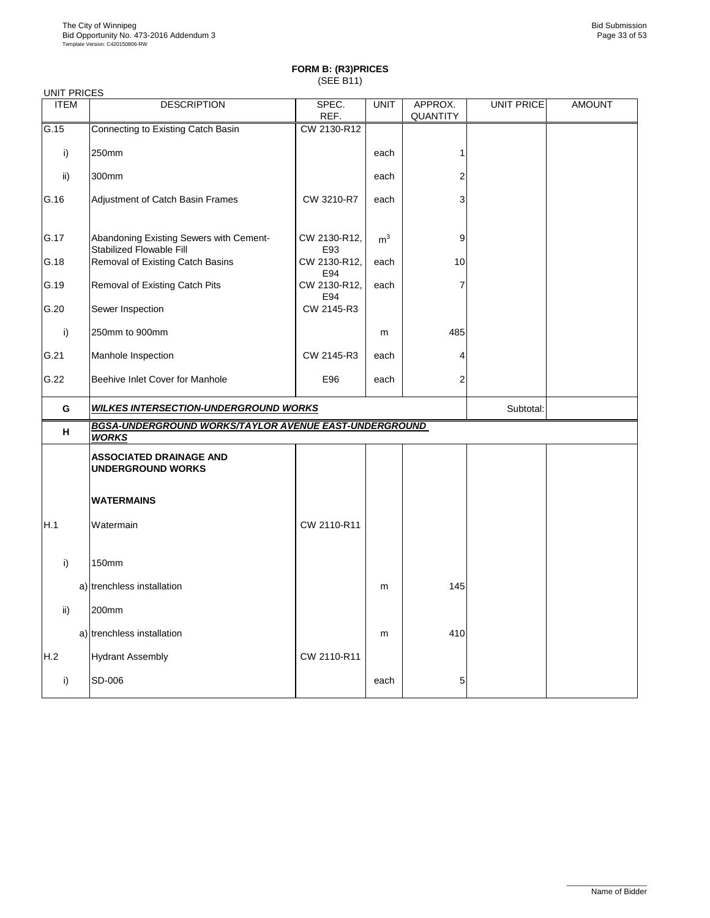## FORM B: (R3)PRICES
(SEE B11)

UNIT PRICES

| ITEM | DESCRIPTION | SPEC. REF. | UNIT | APPROX. QUANTITY | UNIT PRICE | AMOUNT |
|---|---|---|---|---|---|---|
| G.15 | Connecting to Existing Catch Basin | CW 2130-R12 | | | | |
| i) | 250mm | | each | 1 | | |
| ii) | 300mm | | each | 2 | | |
| G.16 | Adjustment of Catch Basin Frames | CW 3210-R7 | each | 3 | | |
| G.17 | Abandoning Existing Sewers with Cement-Stabilized Flowable Fill | CW 2130-R12, E93 | $m^3$ | 9 | | |
| G.18 | Removal of Existing Catch Basins | CW 2130-R12, E94 | each | 10 | | |
| G.19 | Removal of Existing Catch Pits | CW 2130-R12, E94 | each | 7 | | |
| G.20 | Sewer Inspection | CW 2145-R3 | | | | |
| i) | 250mm to 900mm | | m | 485 | | |
| G.21 | Manhole Inspection | CW 2145-R3 | each | 4 | | |
| G.22 | Beehive Inlet Cover for Manhole | E96 | each | 2 | | |
| **G** | ***WILKES INTERSECTION-UNDERGROUND WORKS*** | | | | Subtotal: | |
| **H** | ***BGSA-UNDERGROUND WORKS/TAYLOR AVENUE EAST-UNDERGROUND WORKS*** | | | | | |
| | **ASSOCIATED DRAINAGE AND UNDERGROUND WORKS** | | | | | |
| | **WATERMAINS** | | | | | |
| H.1 | Watermain | CW 2110-R11 | | | | |
| i) | 150mm | | | | | |
| | a) trenchless installation | | m | 145 | | |
| ii) | 200mm | | | | | |
| | a) trenchless installation | | m | 410 | | |
| H.2 | Hydrant Assembly | CW 2110-R11 | | | | |
| i) | SD-006 | | each | 5 | | |

Name of Bidder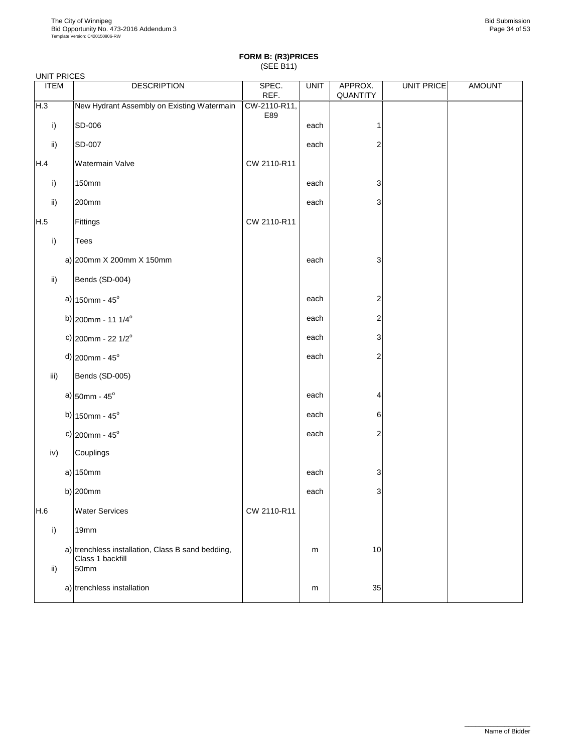**FORM B: (R3)PRICES**
(SEE B11)

UNIT PRICES

| ITEM | DESCRIPTION | SPEC. REF. | UNIT | APPROX. QUANTITY | UNIT PRICE | AMOUNT |
|---|---|---|---|---|---|---|
| H.3 | New Hydrant Assembly on Existing Watermain | CW-2110-R11, E89 | | | | |
| i) | SD-006 | | each | 1 | | |
| ii) | SD-007 | | each | 2 | | |
| H.4 | Watermain Valve | CW 2110-R11 | | | | |
| i) | 150mm | | each | 3 | | |
| ii) | 200mm | | each | 3 | | |
| H.5 | Fittings | CW 2110-R11 | | | | |
| i) | Tees | | | | | |
| | a) 200mm X 200mm X 150mm | | each | 3 | | |
| ii) | Bends (SD-004) | | | | | |
| | a) 150mm - 45$^o$ | | each | 2 | | |
| | b) 200mm - 11 1/4$^o$ | | each | 2 | | |
| | c) 200mm - 22 1/2$^o$ | | each | 3 | | |
| | d) 200mm - 45$^o$ | | each | 2 | | |
| iii) | Bends (SD-005) | | | | | |
| | a) 50mm - 45$^o$ | | each | 4 | | |
| | b) 150mm - 45$^o$ | | each | 6 | | |
| | c) 200mm - 45$^o$ | | each | 2 | | |
| iv) | Couplings | | | | | |
| | a) 150mm | | each | 3 | | |
| | b) 200mm | | each | 3 | | |
| H.6 | Water Services | CW 2110-R11 | | | | |
| i) | 19mm | | | | | |
| | a) trenchless installation, Class B sand bedding, Class 1 backfill | | m | 10 | | |
| ii) | 50mm | | | | | |
| | a) trenchless installation | | m | 35 | | |

Name of Bidder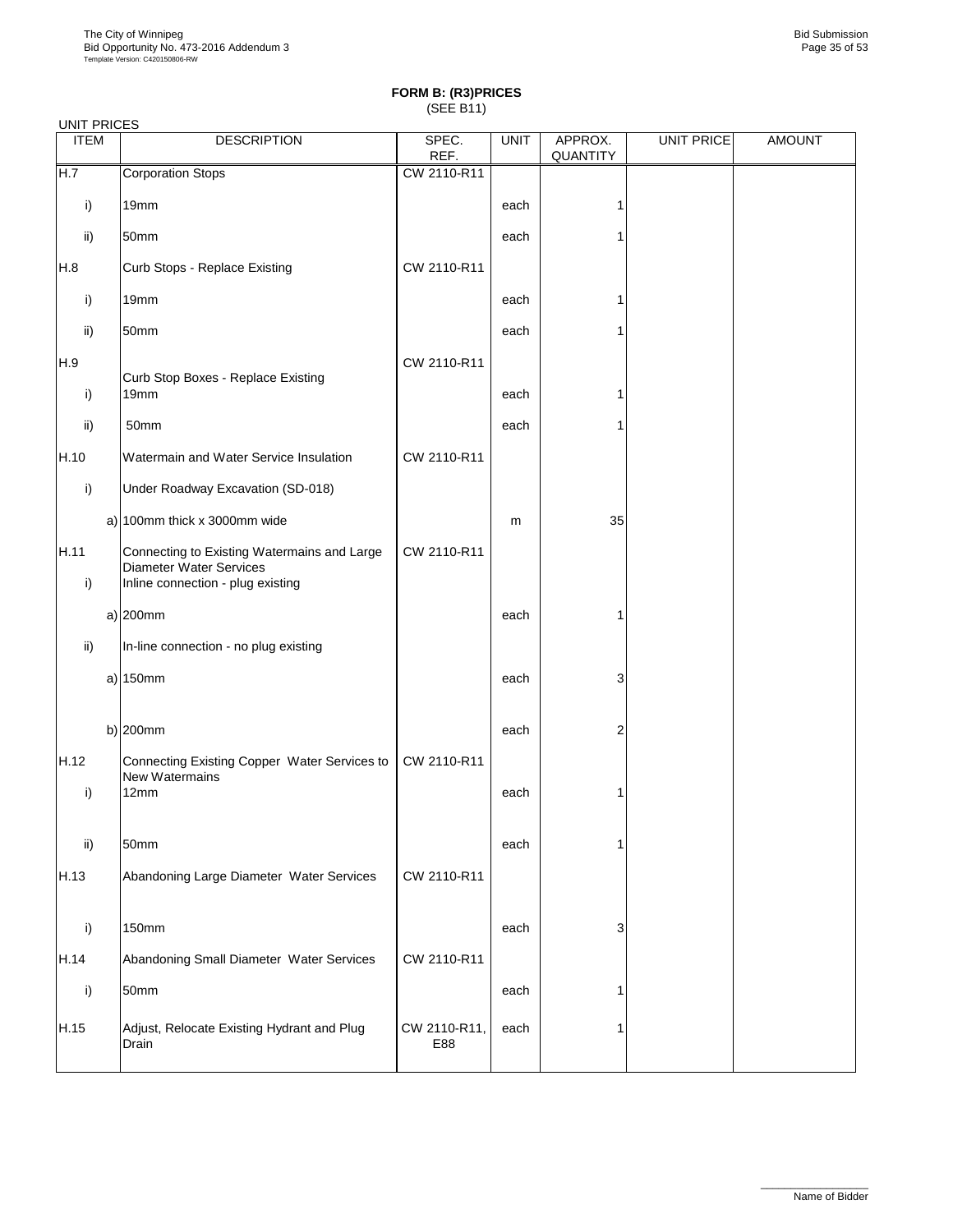**FORM B: (R3)PRICES**
(SEE B11)

UNIT PRICES

| ITEM | | DESCRIPTION | SPEC. REF. | UNIT | APPROX. QUANTITY | UNIT PRICE | AMOUNT |
|---|---|---|---|---|---|---|---|
| H.7 | | Corporation Stops | CW 2110-R11 | | | | |
| i) | | 19mm | | each | 1 | | |
| ii) | | 50mm | | each | 1 | | |
| H.8 | | Curb Stops - Replace Existing | CW 2110-R11 | | | | |
| i) | | 19mm | | each | 1 | | |
| ii) | | 50mm | | each | 1 | | |
| H.9 | | Curb Stop Boxes - Replace Existing | CW 2110-R11 | | | | |
| i) | | 19mm | | each | 1 | | |
| ii) | | 50mm | | each | 1 | | |
| H.10 | | Watermain and Water Service Insulation | CW 2110-R11 | | | | |
| i) | | Under Roadway Excavation (SD-018) | | | | | |
| | a) | 100mm thick x 3000mm wide | | m | 35 | | |
| H.11 | | Connecting to Existing Watermains and Large Diameter Water Services | CW 2110-R11 | | | | |
| i) | | Inline connection - plug existing | | | | | |
| | a) | 200mm | | each | 1 | | |
| ii) | | In-line connection - no plug existing | | | | | |
| | a) | 150mm | | each | 3 | | |
| | b) | 200mm | | each | 2 | | |
| H.12 | | Connecting Existing Copper Water Services to New Watermains | CW 2110-R11 | | | | |
| i) | | 12mm | | each | 1 | | |
| ii) | | 50mm | | each | 1 | | |
| H.13 | | Abandoning Large Diameter Water Services | CW 2110-R11 | | | | |
| i) | | 150mm | | each | 3 | | |
| H.14 | | Abandoning Small Diameter Water Services | CW 2110-R11 | | | | |
| i) | | 50mm | | each | 1 | | |
| H.15 | | Adjust, Relocate Existing Hydrant and Plug Drain | CW 2110-R11, E88 | each | 1 | | |

Name of Bidder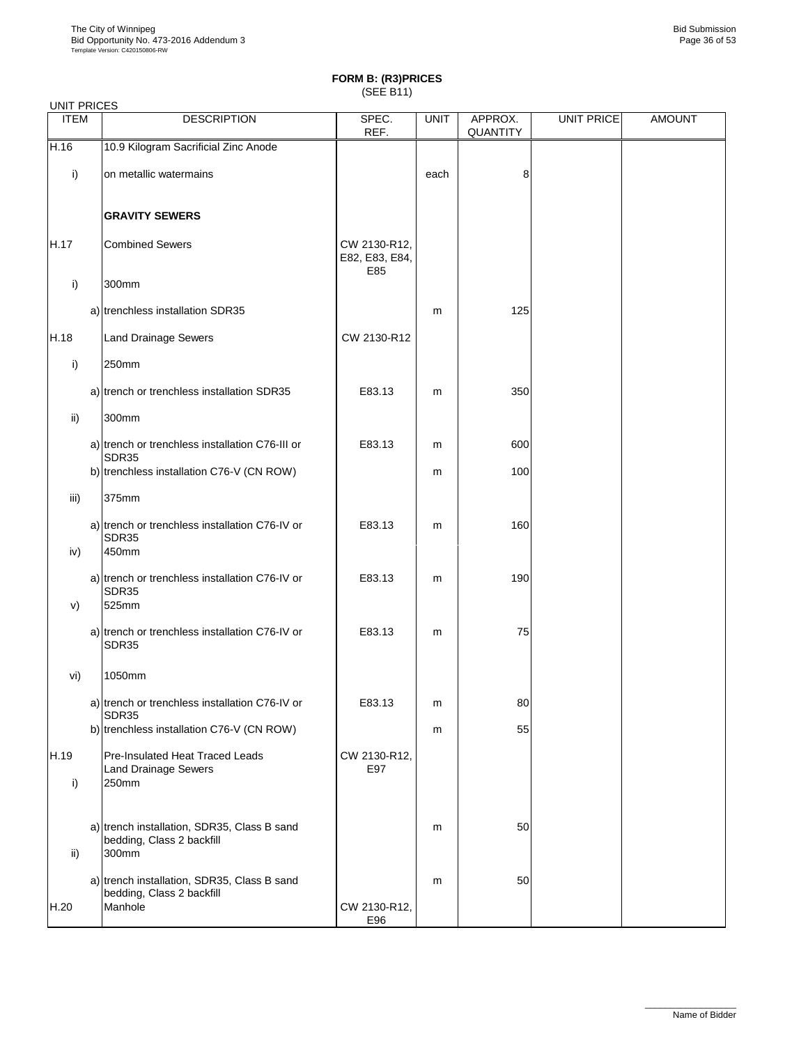## FORM B: (R3)PRICES
(SEE B11)

UNIT PRICES

| ITEM | DESCRIPTION | SPEC. REF. | UNIT | APPROX. QUANTITY | UNIT PRICE | AMOUNT |
|---|---|---|---|---|---|---|
| H.16 | 10.9 Kilogram Sacrificial Zinc Anode | | | | | |
| i) | on metallic watermains | | each | 8 | | |
| | **GRAVITY SEWERS** | | | | | |
| H.17 | Combined Sewers | CW 2130-R12, E82, E83, E84, E85 | | | | |
| i) | 300mm | | | | | |
| | a) trenchless installation SDR35 | | m | 125 | | |
| H.18 | Land Drainage Sewers | CW 2130-R12 | | | | |
| i) | 250mm | | | | | |
| | a) trench or trenchless installation SDR35 | E83.13 | m | 350 | | |
| ii) | 300mm | | | | | |
| | a) trench or trenchless installation C76-III or SDR35 | E83.13 | m | 600 | | |
| | b) trenchless installation C76-V (CN ROW) | | m | 100 | | |
| iii) | 375mm | | | | | |
| | a) trench or trenchless installation C76-IV or SDR35 | E83.13 | m | 160 | | |
| iv) | 450mm | | | | | |
| | a) trench or trenchless installation C76-IV or SDR35 | E83.13 | m | 190 | | |
| v) | 525mm | | | | | |
| | a) trench or trenchless installation C76-IV or SDR35 | E83.13 | m | 75 | | |
| vi) | 1050mm | | | | | |
| | a) trench or trenchless installation C76-IV or SDR35 | E83.13 | m | 80 | | |
| | b) trenchless installation C76-V (CN ROW) | | m | 55 | | |
| H.19 | Pre-Insulated Heat Traced Leads Land Drainage Sewers | CW 2130-R12, E97 | | | | |
| i) | 250mm | | | | | |
| | a) trench installation, SDR35, Class B sand bedding, Class 2 backfill | | m | 50 | | |
| ii) | 300mm | | | | | |
| | a) trench installation, SDR35, Class B sand bedding, Class 2 backfill | | m | 50 | | |
| H.20 | Manhole | CW 2130-R12, E96 | | | | |

Name of Bidder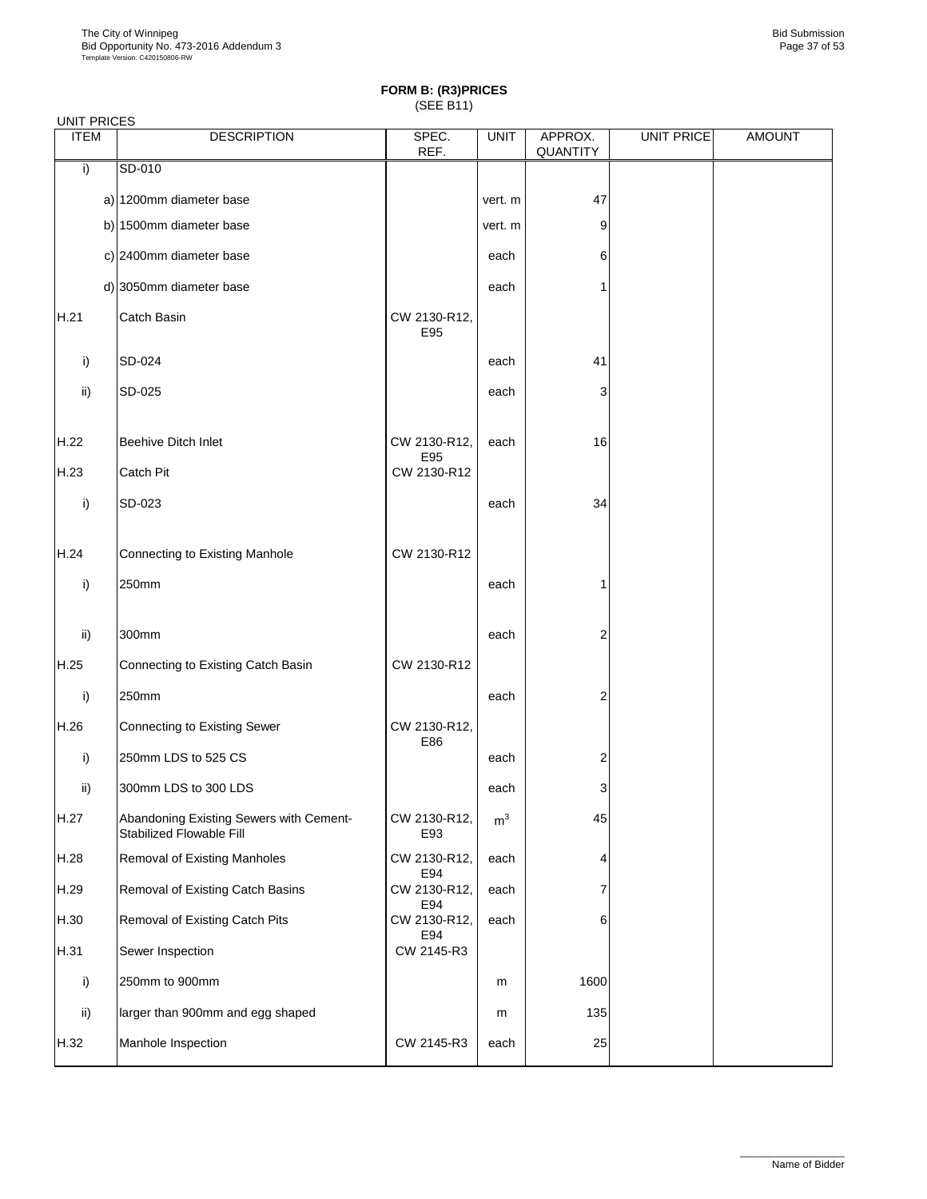**FORM B: (R3)PRICES**
(SEE B11)

UNIT PRICES

| ITEM | DESCRIPTION | SPEC. REF. | UNIT | APPROX. QUANTITY | UNIT PRICE | AMOUNT |
|---|---|---|---|---|---|---|
| i) | SD-010 | | | | | |
| | a) 1200mm diameter base | | vert. m | 47 | | |
| | b) 1500mm diameter base | | vert. m | 9 | | |
| | c) 2400mm diameter base | | each | 6 | | |
| | d) 3050mm diameter base | | each | 1 | | |
| H.21 | Catch Basin | CW 2130-R12, E95 | | | | |
| i) | SD-024 | | each | 41 | | |
| ii) | SD-025 | | each | 3 | | |
| H.22 | Beehive Ditch Inlet | CW 2130-R12, E95 | each | 16 | | |
| H.23 | Catch Pit | CW 2130-R12 | | | | |
| i) | SD-023 | | each | 34 | | |
| H.24 | Connecting to Existing Manhole | CW 2130-R12 | | | | |
| i) | 250mm | | each | 1 | | |
| ii) | 300mm | | each | 2 | | |
| H.25 | Connecting to Existing Catch Basin | CW 2130-R12 | | | | |
| i) | 250mm | | each | 2 | | |
| H.26 | Connecting to Existing Sewer | CW 2130-R12, E86 | | | | |
| i) | 250mm LDS to 525 CS | | each | 2 | | |
| ii) | 300mm LDS to 300 LDS | | each | 3 | | |
| H.27 | Abandoning Existing Sewers with Cement-Stabilized Flowable Fill | CW 2130-R12, E93 | $m^3$ | 45 | | |
| H.28 | Removal of Existing Manholes | CW 2130-R12, E94 | each | 4 | | |
| H.29 | Removal of Existing Catch Basins | CW 2130-R12, E94 | each | 7 | | |
| H.30 | Removal of Existing Catch Pits | CW 2130-R12, E94 | each | 6 | | |
| H.31 | Sewer Inspection | CW 2145-R3 | | | | |
| i) | 250mm to 900mm | | m | 1600 | | |
| ii) | larger than 900mm and egg shaped | | m | 135 | | |
| H.32 | Manhole Inspection | CW 2145-R3 | each | 25 | | |

_______________
Name of Bidder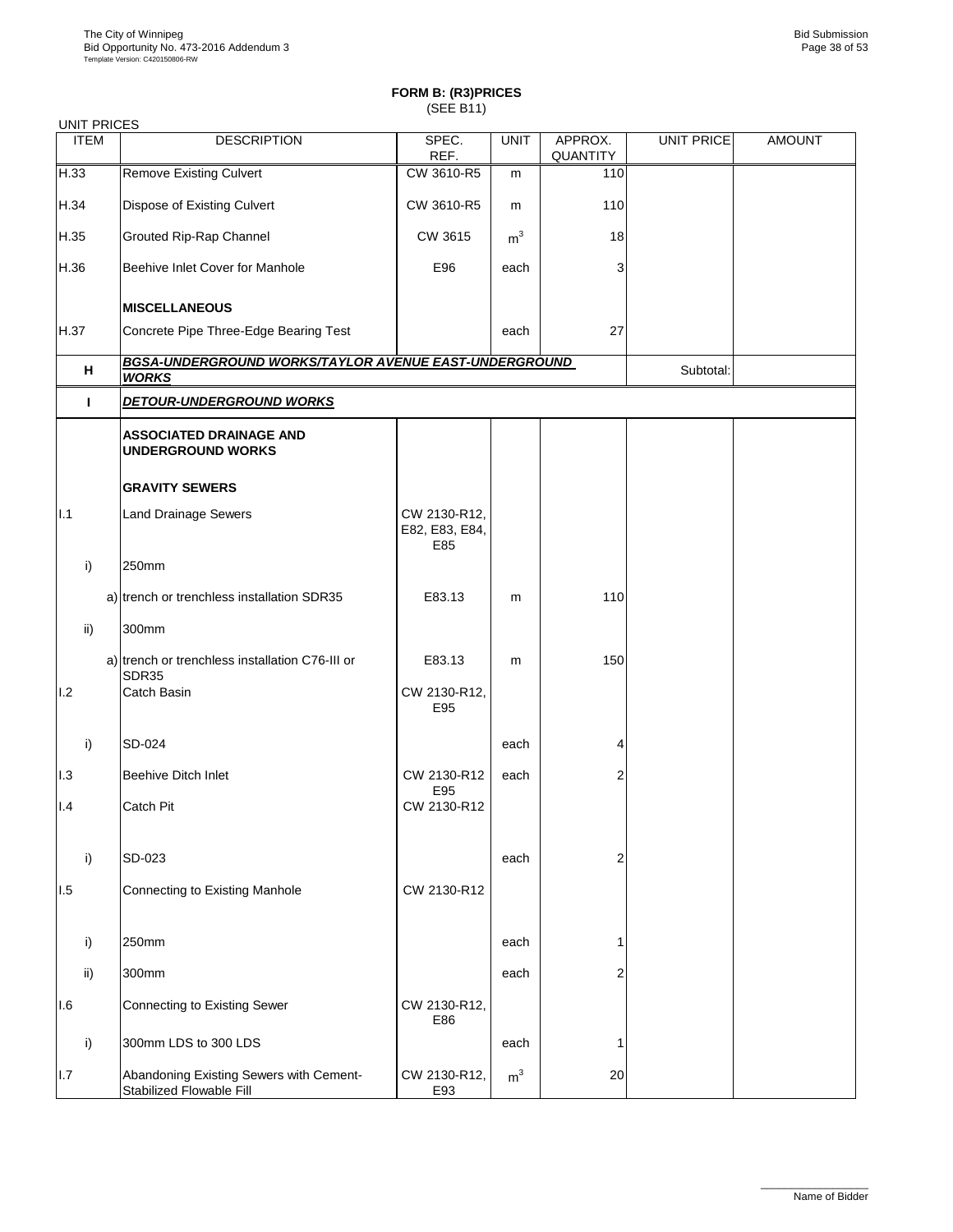**FORM B: (R3)PRICES**
(SEE B11)

UNIT PRICES

| ITEM | DESCRIPTION | SPEC. REF. | UNIT | APPROX. QUANTITY | UNIT PRICE | AMOUNT |
|---|---|---|---|---|---|---|
| H.33 | Remove Existing Culvert | CW 3610-R5 | m | 110 | | |
| H.34 | Dispose of Existing Culvert | CW 3610-R5 | m | 110 | | |
| H.35 | Grouted Rip-Rap Channel | CW 3615 | $m^3$ | 18 | | |
| H.36 | Beehive Inlet Cover for Manhole | E96 | each | 3 | | |
| | **MISCELLANEOUS** | | | | | |
| H.37 | Concrete Pipe Three-Edge Bearing Test | | each | 27 | | |
| **H** | ***BGSA-UNDERGROUND WORKS/TAYLOR AVENUE EAST-UNDERGROUND WORKS*** | | | | Subtotal: | |
| **I** | ***DETOUR-UNDERGROUND WORKS*** | | | | | |
| | **ASSOCIATED DRAINAGE AND UNDERGROUND WORKS** | | | | | |
| | **GRAVITY SEWERS** | | | | | |
| I.1 | Land Drainage Sewers | CW 2130-R12, E82, E83, E84, E85 | | | | |
| i) | 250mm | | | | | |
| | a) trench or trenchless installation SDR35 | E83.13 | m | 110 | | |
| ii) | 300mm | | | | | |
| | a) trench or trenchless installation C76-III or SDR35 | E83.13 | m | 150 | | |
| I.2 | Catch Basin | CW 2130-R12, E95 | | | | |
| i) | SD-024 | | each | 4 | | |
| I.3 | Beehive Ditch Inlet | CW 2130-R12 E95 | each | 2 | | |
| I.4 | Catch Pit | CW 2130-R12 | | | | |
| i) | SD-023 | | each | 2 | | |
| I.5 | Connecting to Existing Manhole | CW 2130-R12 | | | | |
| i) | 250mm | | each | 1 | | |
| ii) | 300mm | | each | 2 | | |
| I.6 | Connecting to Existing Sewer | CW 2130-R12, E86 | | | | |
| i) | 300mm LDS to 300 LDS | | each | 1 | | |
| I.7 | Abandoning Existing Sewers with Cement-Stabilized Flowable Fill | CW 2130-R12, E93 | $m^3$ | 20 | | |

Name of Bidder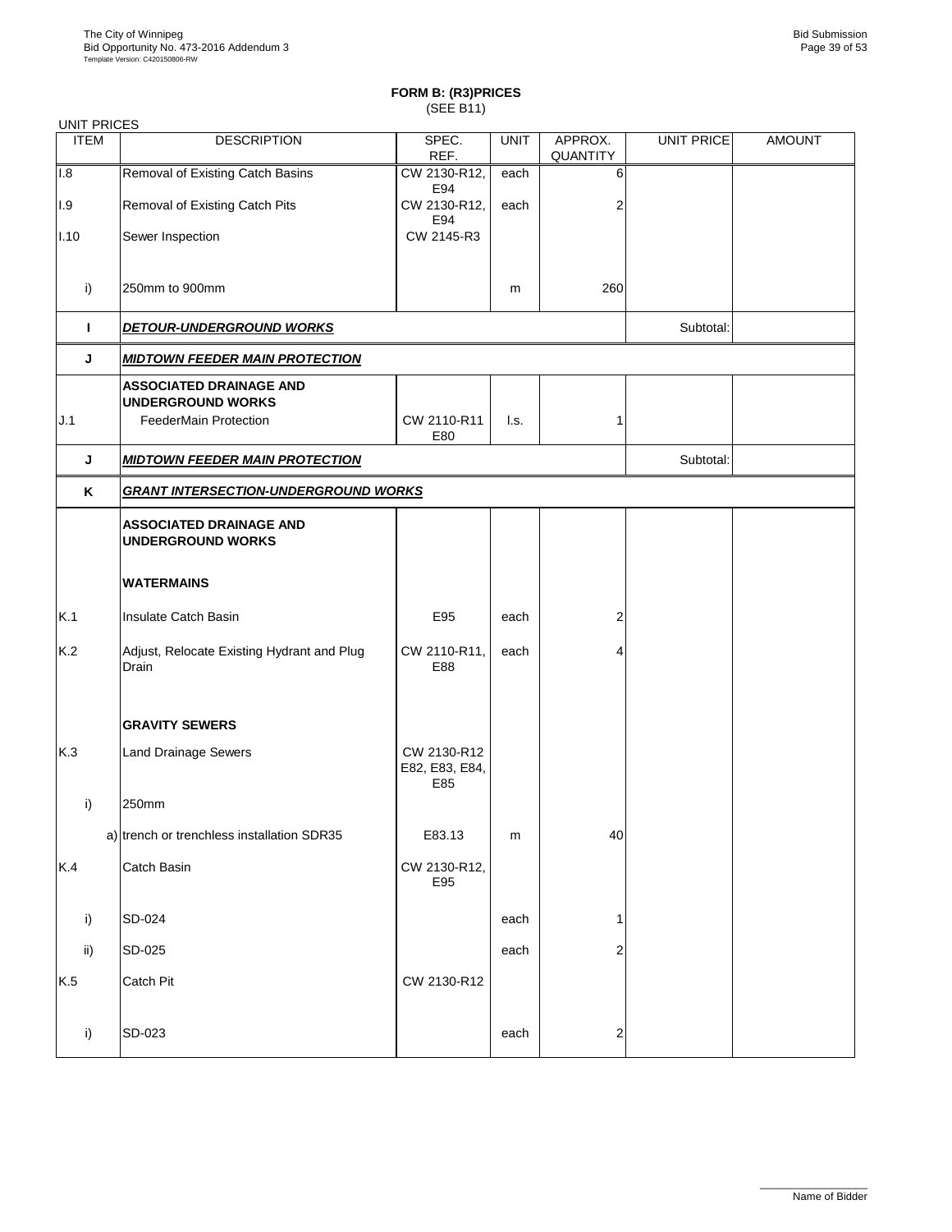**FORM B: (R3)PRICES**
(SEE B11)

UNIT PRICES

| ITEM | DESCRIPTION | SPEC. REF. | UNIT | APPROX. QUANTITY | UNIT PRICE | AMOUNT |
|---|---|---|---|---|---|---|
| I.8 | Removal of Existing Catch Basins | CW 2130-R12, E94 | each | 6 | | |
| I.9 | Removal of Existing Catch Pits | CW 2130-R12, E94 | each | 2 | | |
| I.10 | Sewer Inspection | CW 2145-R3 | | | | |
| i) | 250mm to 900mm | | m | 260 | | |
| **I** | ***DETOUR-UNDERGROUND WORKS*** | | | | Subtotal: | |
| **J** | ***MIDTOWN FEEDER MAIN PROTECTION*** | | | | | |
| | **ASSOCIATED DRAINAGE AND UNDERGROUND WORKS** | | | | | |
| J.1 | FeederMain Protection | CW 2110-R11 E80 | l.s. | 1 | | |
| **J** | ***MIDTOWN FEEDER MAIN PROTECTION*** | | | | Subtotal: | |
| **K** | ***GRANT INTERSECTION-UNDERGROUND WORKS*** | | | | | |
| | **ASSOCIATED DRAINAGE AND UNDERGROUND WORKS** | | | | | |
| | **WATERMAINS** | | | | | |
| K.1 | Insulate Catch Basin | E95 | each | 2 | | |
| K.2 | Adjust, Relocate Existing Hydrant and Plug Drain | CW 2110-R11, E88 | each | 4 | | |
| | **GRAVITY SEWERS** | | | | | |
| K.3 | Land Drainage Sewers | CW 2130-R12 E82, E83, E84, E85 | | | | |
| i) | 250mm | | | | | |
| a) | trench or trenchless installation SDR35 | E83.13 | m | 40 | | |
| K.4 | Catch Basin | CW 2130-R12, E95 | | | | |
| i) | SD-024 | | each | 1 | | |
| ii) | SD-025 | | each | 2 | | |
| K.5 | Catch Pit | CW 2130-R12 | | | | |
| i) | SD-023 | | each | 2 | | |

_________________
Name of Bidder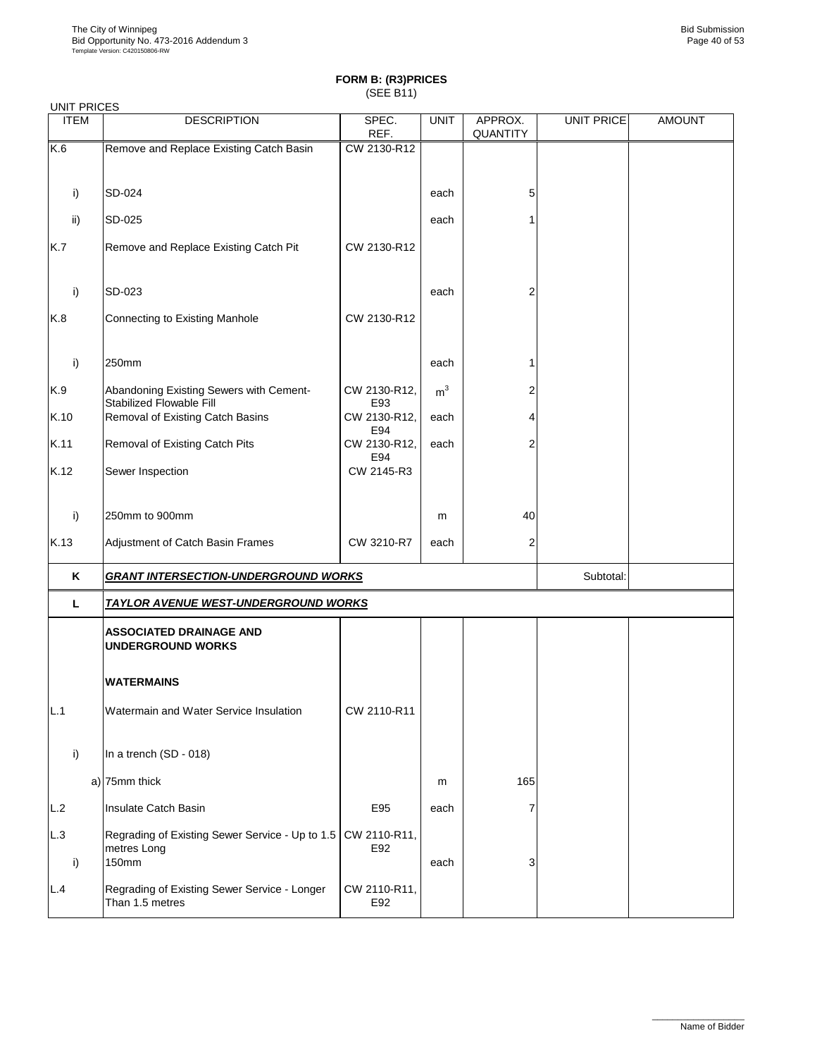**FORM B: (R3)PRICES**
(SEE B11)

UNIT PRICES

| ITEM | DESCRIPTION | SPEC. REF. | UNIT | APPROX. QUANTITY | UNIT PRICE | AMOUNT |
|---|---|---|---|---|---|---|
| K.6 | Remove and Replace Existing Catch Basin | CW 2130-R12 | | | | |
| i) | SD-024 | | each | 5 | | |
| ii) | SD-025 | | each | 1 | | |
| K.7 | Remove and Replace Existing Catch Pit | CW 2130-R12 | | | | |
| i) | SD-023 | | each | 2 | | |
| K.8 | Connecting to Existing Manhole | CW 2130-R12 | | | | |
| i) | 250mm | | each | 1 | | |
| K.9 | Abandoning Existing Sewers with Cement-Stabilized Flowable Fill | CW 2130-R12, E93 | $m^3$ | 2 | | |
| K.10 | Removal of Existing Catch Basins | CW 2130-R12, E94 | each | 4 | | |
| K.11 | Removal of Existing Catch Pits | CW 2130-R12, E94 | each | 2 | | |
| K.12 | Sewer Inspection | CW 2145-R3 | | | | |
| i) | 250mm to 900mm | | m | 40 | | |
| K.13 | Adjustment of Catch Basin Frames | CW 3210-R7 | each | 2 | | |
| **K** | ***GRANT INTERSECTION-UNDERGROUND WORKS*** | | | | Subtotal: | |
| **L** | ***TAYLOR AVENUE WEST-UNDERGROUND WORKS*** | | | | | |
| | **ASSOCIATED DRAINAGE AND UNDERGROUND WORKS** | | | | | |
| | **WATERMAINS** | | | | | |
| L.1 | Watermain and Water Service Insulation | CW 2110-R11 | | | | |
| i) | In a trench (SD - 018) | | | | | |
| a) | 75mm thick | | m | 165 | | |
| L.2 | Insulate Catch Basin | E95 | each | 7 | | |
| L.3 | Regrading of Existing Sewer Service - Up to 1.5 metres Long | CW 2110-R11, E92 | | | | |
| i) | 150mm | | each | 3 | | |
| L.4 | Regrading of Existing Sewer Service - Longer Than 1.5 metres | CW 2110-R11, E92 | | | | |

Name of Bidder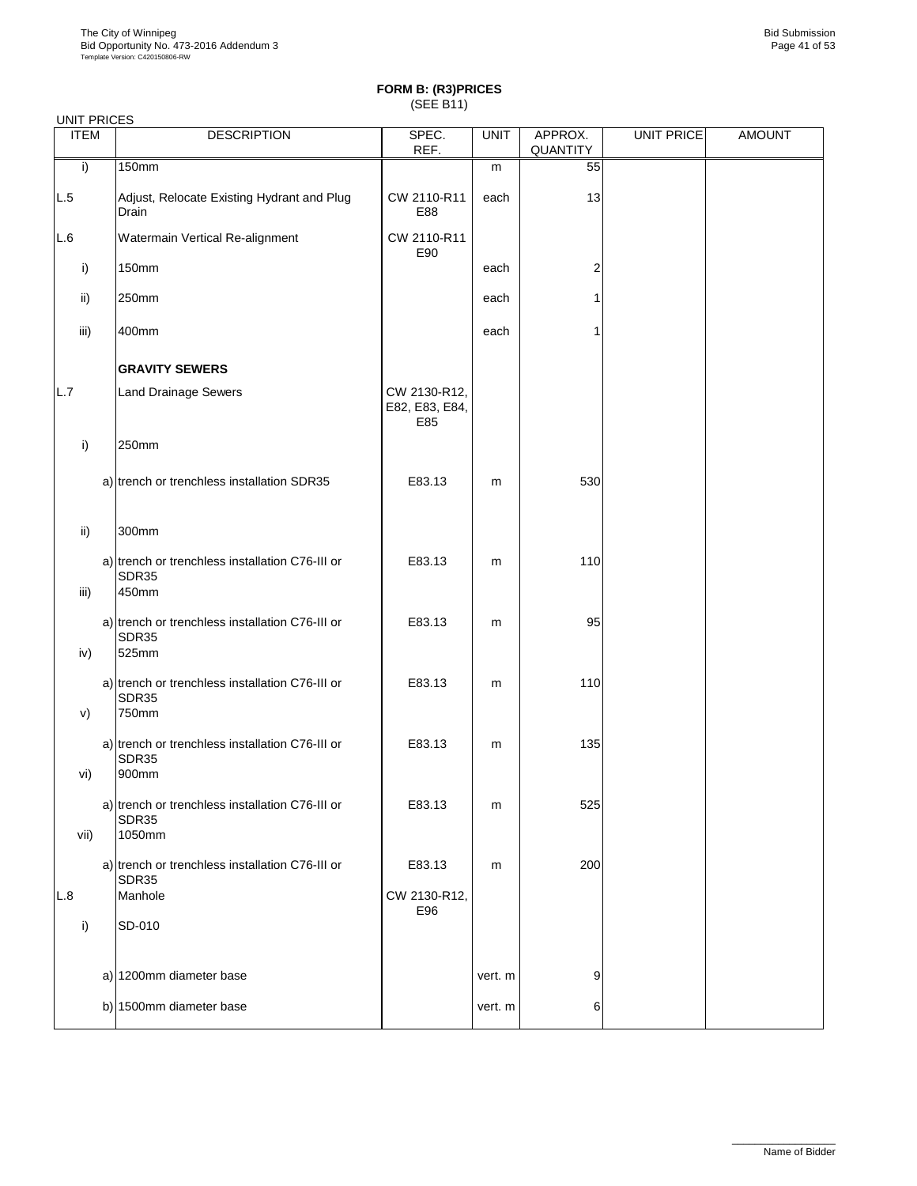## FORM B: (R3)PRICES
(SEE B11)

UNIT PRICES

| ITEM | | DESCRIPTION | SPEC. REF. | UNIT | APPROX. QUANTITY | UNIT PRICE | AMOUNT |
|---|---|---|---|---|---|---|---|
| i) | | 150mm | | m | 55 | | |
| L.5 | | Adjust, Relocate Existing Hydrant and Plug Drain | CW 2110-R11 E88 | each | 13 | | |
| L.6 | | Watermain Vertical Re-alignment | CW 2110-R11 E90 | | | | |
| i) | | 150mm | | each | 2 | | |
| ii) | | 250mm | | each | 1 | | |
| iii) | | 400mm | | each | 1 | | |
| | | **GRAVITY SEWERS** | | | | | |
| L.7 | | Land Drainage Sewers | CW 2130-R12, E82, E83, E84, E85 | | | | |
| i) | | 250mm | | | | | |
| | a) | trench or trenchless installation SDR35 | E83.13 | m | 530 | | |
| ii) | | 300mm | | | | | |
| | a) | trench or trenchless installation C76-III or SDR35 | E83.13 | m | 110 | | |
| iii) | | 450mm | | | | | |
| | a) | trench or trenchless installation C76-III or SDR35 | E83.13 | m | 95 | | |
| iv) | | 525mm | | | | | |
| | a) | trench or trenchless installation C76-III or SDR35 | E83.13 | m | 110 | | |
| v) | | 750mm | | | | | |
| | a) | trench or trenchless installation C76-III or SDR35 | E83.13 | m | 135 | | |
| vi) | | 900mm | | | | | |
| | a) | trench or trenchless installation C76-III or SDR35 | E83.13 | m | 525 | | |
| vii) | | 1050mm | | | | | |
| | a) | trench or trenchless installation C76-III or SDR35 | E83.13 | m | 200 | | |
| L.8 | | Manhole | CW 2130-R12, E96 | | | | |
| i) | | SD-010 | | | | | |
| | a) | 1200mm diameter base | | vert. m | 9 | | |
| | b) | 1500mm diameter base | | vert. m | 6 | | |

Name of Bidder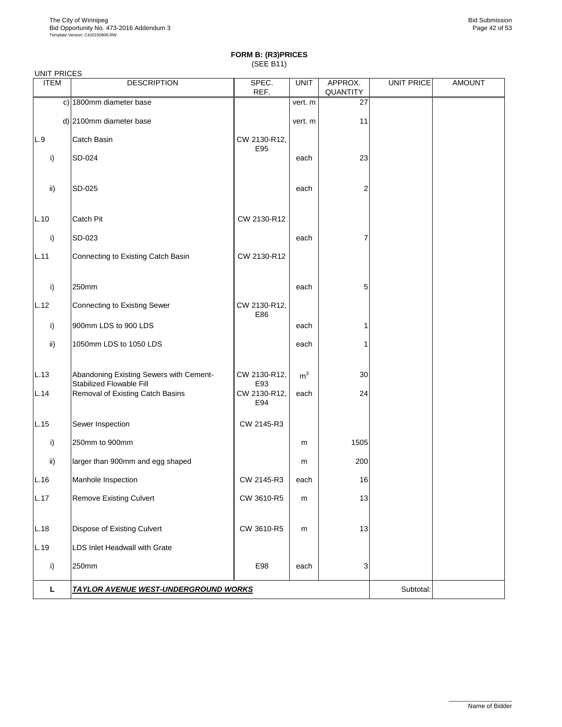**FORM B: (R3)PRICES**
(SEE B11)

UNIT PRICES

| ITEM | DESCRIPTION | SPEC. REF. | UNIT | APPROX. QUANTITY | UNIT PRICE | AMOUNT |
|---|---|---|---|---|---|---|
| c) | 1800mm diameter base | | vert. m | 27 | | |
| d) | 2100mm diameter base | | vert. m | 11 | | |
| L.9 | Catch Basin | CW 2130-R12, E95 | | | | |
| i) | SD-024 | | each | 23 | | |
| ii) | SD-025 | | each | 2 | | |
| L.10 | Catch Pit | CW 2130-R12 | | | | |
| i) | SD-023 | | each | 7 | | |
| L.11 | Connecting to Existing Catch Basin | CW 2130-R12 | | | | |
| i) | 250mm | | each | 5 | | |
| L.12 | Connecting to Existing Sewer | CW 2130-R12, E86 | | | | |
| i) | 900mm LDS to 900 LDS | | each | 1 | | |
| ii) | 1050mm LDS to 1050 LDS | | each | 1 | | |
| L.13 | Abandoning Existing Sewers with Cement-Stabilized Flowable Fill | CW 2130-R12, E93 | $m^3$ | 30 | | |
| L.14 | Removal of Existing Catch Basins | CW 2130-R12, E94 | each | 24 | | |
| L.15 | Sewer Inspection | CW 2145-R3 | | | | |
| i) | 250mm to 900mm | | m | 1505 | | |
| ii) | larger than 900mm and egg shaped | | m | 200 | | |
| L.16 | Manhole Inspection | CW 2145-R3 | each | 16 | | |
| L.17 | Remove Existing Culvert | CW 3610-R5 | m | 13 | | |
| L.18 | Dispose of Existing Culvert | CW 3610-R5 | m | 13 | | |
| L.19 | LDS Inlet Headwall with Grate | | | | | |
| i) | 250mm | E98 | each | 3 | | |
| **L** | ***TAYLOR AVENUE WEST-UNDERGROUND WORKS*** | | | | Subtotal: | |

\_\_\_\_\_\_\_\_\_\_\_\_\_\_\_\_\_\_\_\_
Name of Bidder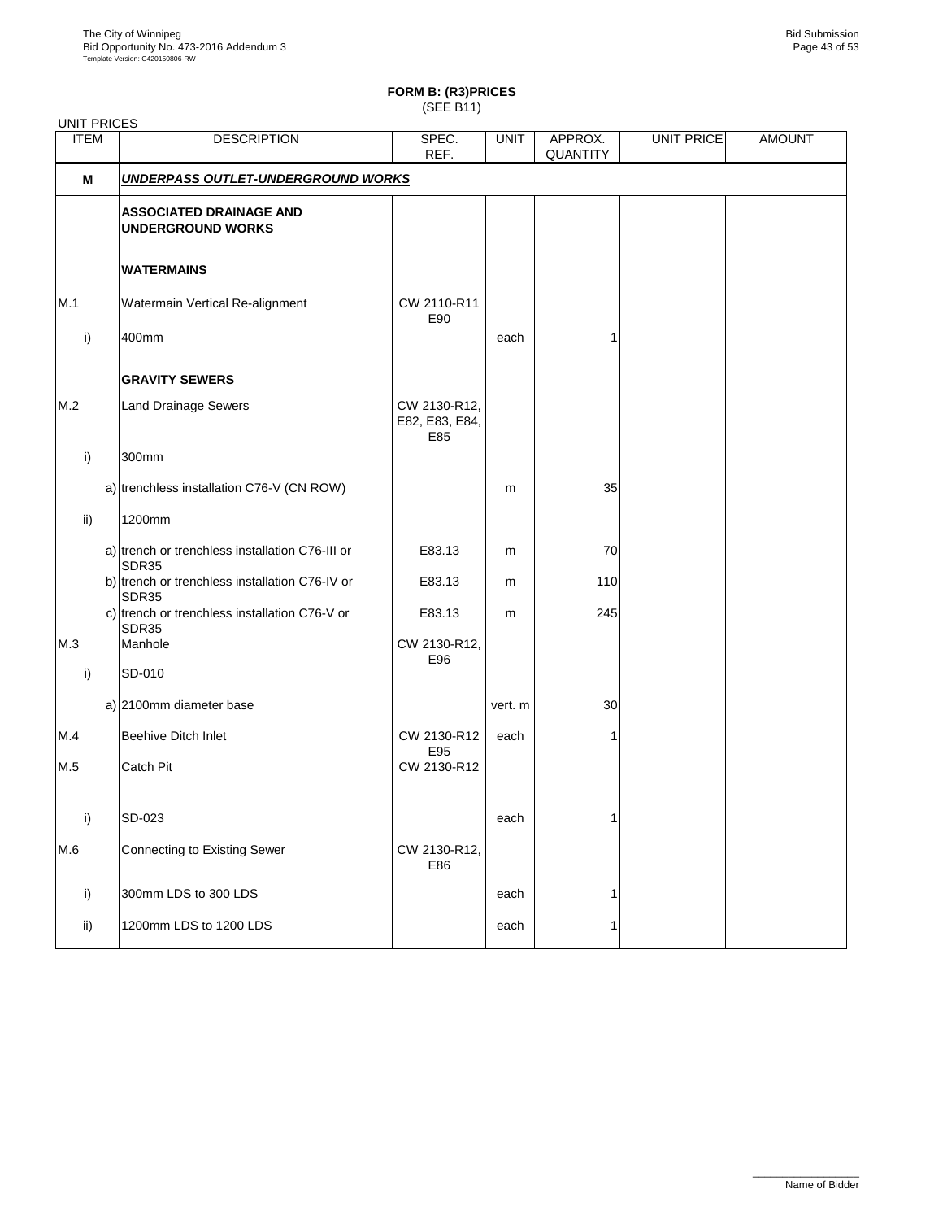**FORM B: (R3)PRICES**
(SEE B11)

UNIT PRICES

| ITEM | DESCRIPTION | SPEC. REF. | UNIT | APPROX. QUANTITY | UNIT PRICE | AMOUNT |
|---|---|---|---|---|---|---|
| **M** | ***UNDERPASS OUTLET-UNDERGROUND WORKS*** | | | | | |
| | **ASSOCIATED DRAINAGE AND UNDERGROUND WORKS** | | | | | |
| | **WATERMAINS** | | | | | |
| M.1 | Watermain Vertical Re-alignment | CW 2110-R11 E90 | | | | |
| i) | 400mm | | each | 1 | | |
| | **GRAVITY SEWERS** | | | | | |
| M.2 | Land Drainage Sewers | CW 2130-R12, E82, E83, E84, E85 | | | | |
| i) | 300mm | | | | | |
| | a) trenchless installation C76-V (CN ROW) | | m | 35 | | |
| ii) | 1200mm | | | | | |
| | a) trench or trenchless installation C76-III or SDR35 | E83.13 | m | 70 | | |
| | b) trench or trenchless installation C76-IV or SDR35 | E83.13 | m | 110 | | |
| | c) trench or trenchless installation C76-V or SDR35 | E83.13 | m | 245 | | |
| M.3 | Manhole | CW 2130-R12, E96 | | | | |
| i) | SD-010 | | | | | |
| | a) 2100mm diameter base | | vert. m | 30 | | |
| M.4 | Beehive Ditch Inlet | CW 2130-R12 E95 | each | 1 | | |
| M.5 | Catch Pit | CW 2130-R12 | | | | |
| i) | SD-023 | | each | 1 | | |
| M.6 | Connecting to Existing Sewer | CW 2130-R12, E86 | | | | |
| i) | 300mm LDS to 300 LDS | | each | 1 | | |
| ii) | 1200mm LDS to 1200 LDS | | each | 1 | | |

Name of Bidder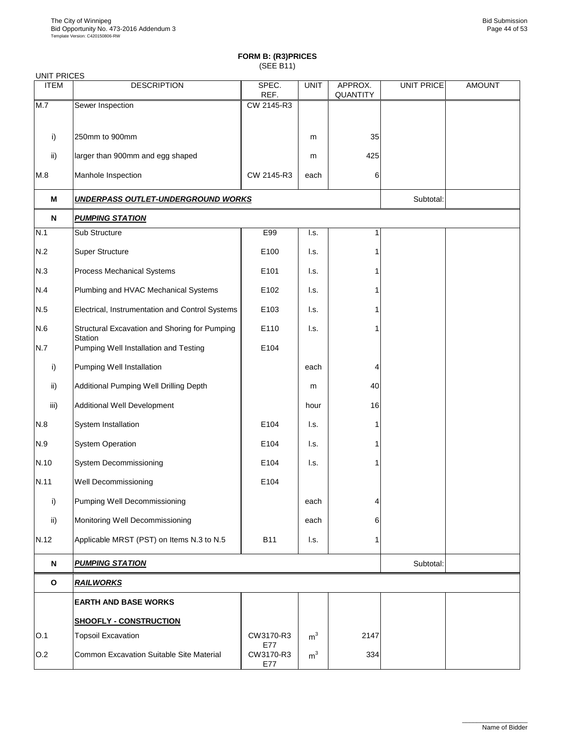**FORM B: (R3)PRICES**
(SEE B11)

UNIT PRICES

| ITEM | DESCRIPTION | SPEC. REF. | UNIT | APPROX. QUANTITY | UNIT PRICE | AMOUNT |
|---|---|---|---|---|---|---|
| M.7 | Sewer Inspection | CW 2145-R3 | | | | |
| i) | 250mm to 900mm | | m | 35 | | |
| ii) | larger than 900mm and egg shaped | | m | 425 | | |
| M.8 | Manhole Inspection | CW 2145-R3 | each | 6 | | |
| **M** | ***UNDERPASS OUTLET-UNDERGROUND WORKS*** | | | | Subtotal: | |
| **N** | ***PUMPING STATION*** | | | | | |
| N.1 | Sub Structure | E99 | l.s. | 1 | | |
| N.2 | Super Structure | E100 | l.s. | 1 | | |
| N.3 | Process Mechanical Systems | E101 | l.s. | 1 | | |
| N.4 | Plumbing and HVAC Mechanical Systems | E102 | l.s. | 1 | | |
| N.5 | Electrical, Instrumentation and Control Systems | E103 | l.s. | 1 | | |
| N.6 | Structural Excavation and Shoring for Pumping Station | E110 | l.s. | 1 | | |
| N.7 | Pumping Well Installation and Testing | E104 | | | | |
| i) | Pumping Well Installation | | each | 4 | | |
| ii) | Additional Pumping Well Drilling Depth | | m | 40 | | |
| iii) | Additional Well Development | | hour | 16 | | |
| N.8 | System Installation | E104 | l.s. | 1 | | |
| N.9 | System Operation | E104 | l.s. | 1 | | |
| N.10 | System Decommissioning | E104 | l.s. | 1 | | |
| N.11 | Well Decommissioning | E104 | | | | |
| i) | Pumping Well Decommissioning | | each | 4 | | |
| ii) | Monitoring Well Decommissioning | | each | 6 | | |
| N.12 | Applicable MRST (PST) on Items N.3 to N.5 | B11 | l.s. | 1 | | |
| **N** | ***PUMPING STATION*** | | | | Subtotal: | |
| **O** | ***RAILWORKS*** | | | | | |
| | **EARTH AND BASE WORKS** | | | | | |
| | **SHOOFLY - CONSTRUCTION** | | | | | |
| O.1 | Topsoil Excavation | CW3170-R3 E77 | $m^3$ | 2147 | | |
| O.2 | Common Excavation Suitable Site Material | CW3170-R3 E77 | $m^3$ | 334 | | |

Name of Bidder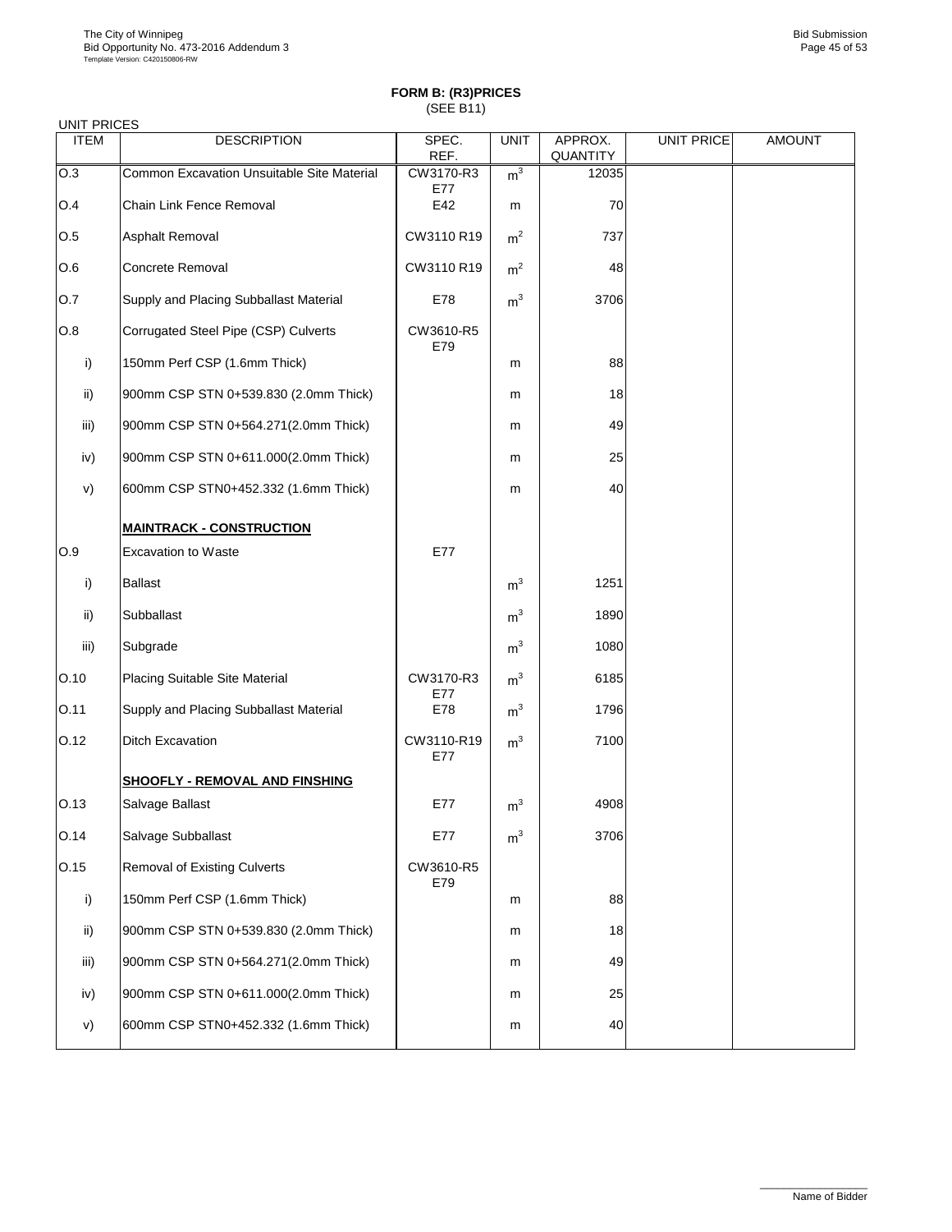**FORM B: (R3)PRICES**
(SEE B11)

UNIT PRICES

| ITEM | DESCRIPTION | SPEC. REF. | UNIT | APPROX. QUANTITY | UNIT PRICE | AMOUNT |
|---|---|---|---|---|---|---|
| O.3 | Common Excavation Unsuitable Site Material | CW3170-R3 E77 | $m^3$ | 12035 | | |
| O.4 | Chain Link Fence Removal | E42 | m | 70 | | |
| O.5 | Asphalt Removal | CW3110 R19 | $m^2$ | 737 | | |
| O.6 | Concrete Removal | CW3110 R19 | $m^2$ | 48 | | |
| O.7 | Supply and Placing Subballast Material | E78 | $m^3$ | 3706 | | |
| O.8 | Corrugated Steel Pipe (CSP) Culverts | CW3610-R5 E79 | | | | |
| i) | 150mm Perf CSP (1.6mm Thick) | | m | 88 | | |
| ii) | 900mm CSP STN 0+539.830 (2.0mm Thick) | | m | 18 | | |
| iii) | 900mm CSP STN 0+564.271(2.0mm Thick) | | m | 49 | | |
| iv) | 900mm CSP STN 0+611.000(2.0mm Thick) | | m | 25 | | |
| v) | 600mm CSP STN0+452.332 (1.6mm Thick) | | m | 40 | | |
| | **MAINTRACK - CONSTRUCTION** | | | | | |
| O.9 | Excavation to Waste | E77 | | | | |
| i) | Ballast | | $m^3$ | 1251 | | |
| ii) | Subballast | | $m^3$ | 1890 | | |
| iii) | Subgrade | | $m^3$ | 1080 | | |
| O.10 | Placing Suitable Site Material | CW3170-R3 E77 | $m^3$ | 6185 | | |
| O.11 | Supply and Placing Subballast Material | E78 | $m^3$ | 1796 | | |
| O.12 | Ditch Excavation | CW3110-R19 E77 | $m^3$ | 7100 | | |
| | **SHOOFLY - REMOVAL AND FINSHING** | | | | | |
| O.13 | Salvage Ballast | E77 | $m^3$ | 4908 | | |
| O.14 | Salvage Subballast | E77 | $m^3$ | 3706 | | |
| O.15 | Removal of Existing Culverts | CW3610-R5 E79 | | | | |
| i) | 150mm Perf CSP (1.6mm Thick) | | m | 88 | | |
| ii) | 900mm CSP STN 0+539.830 (2.0mm Thick) | | m | 18 | | |
| iii) | 900mm CSP STN 0+564.271(2.0mm Thick) | | m | 49 | | |
| iv) | 900mm CSP STN 0+611.000(2.0mm Thick) | | m | 25 | | |
| v) | 600mm CSP STN0+452.332 (1.6mm Thick) | | m | 40 | | |

Name of Bidder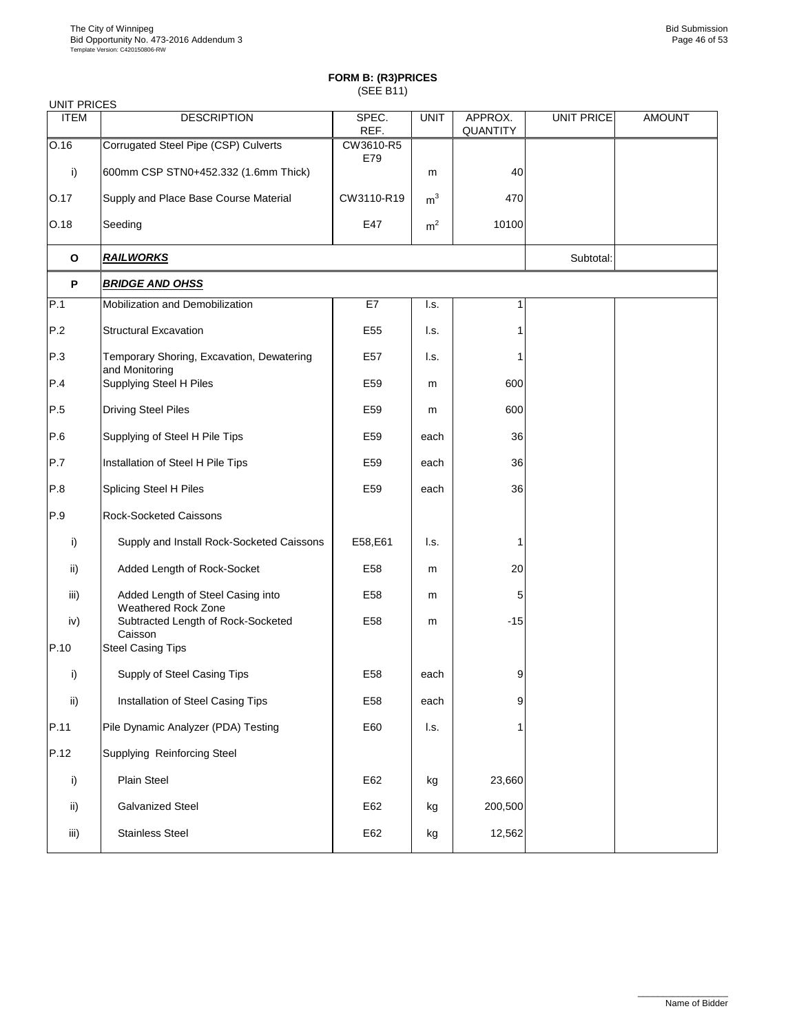**FORM B: (R3)PRICES**
(SEE B11)

UNIT PRICES

| ITEM | DESCRIPTION | SPEC. REF. | UNIT | APPROX. QUANTITY | UNIT PRICE | AMOUNT |
|---|---|---|---|---|---|---|
| O.16 | Corrugated Steel Pipe (CSP) Culverts | CW3610-R5 E79 | | | | |
| i) | 600mm CSP STN0+452.332 (1.6mm Thick) | | m | 40 | | |
| O.17 | Supply and Place Base Course Material | CW3110-R19 | $m^3$ | 470 | | |
| O.18 | Seeding | E47 | $m^2$ | 10100 | | |
| **O** | ***RAILWORKS*** | | | | Subtotal: | |
| **P** | ***BRIDGE AND OHSS*** | | | | | |
| P.1 | Mobilization and Demobilization | E7 | l.s. | 1 | | |
| P.2 | Structural Excavation | E55 | l.s. | 1 | | |
| P.3 | Temporary Shoring, Excavation, Dewatering and Monitoring | E57 | l.s. | 1 | | |
| P.4 | Supplying Steel H Piles | E59 | m | 600 | | |
| P.5 | Driving Steel Piles | E59 | m | 600 | | |
| P.6 | Supplying of Steel H Pile Tips | E59 | each | 36 | | |
| P.7 | Installation of Steel H Pile Tips | E59 | each | 36 | | |
| P.8 | Splicing Steel H Piles | E59 | each | 36 | | |
| P.9 | Rock-Socketed Caissons | | | | | |
| i) | Supply and Install Rock-Socketed Caissons | E58,E61 | l.s. | 1 | | |
| ii) | Added Length of Rock-Socket | E58 | m | 20 | | |
| iii) | Added Length of Steel Casing into Weathered Rock Zone | E58 | m | 5 | | |
| iv) | Subtracted Length of Rock-Socketed Caisson | E58 | m | -15 | | |
| P.10 | Steel Casing Tips | | | | | |
| i) | Supply of Steel Casing Tips | E58 | each | 9 | | |
| ii) | Installation of Steel Casing Tips | E58 | each | 9 | | |
| P.11 | Pile Dynamic Analyzer (PDA) Testing | E60 | l.s. | 1 | | |
| P.12 | Supplying Reinforcing Steel | | | | | |
| i) | Plain Steel | E62 | kg | 23,660 | | |
| ii) | Galvanized Steel | E62 | kg | 200,500 | | |
| iii) | Stainless Steel | E62 | kg | 12,562 | | |

Name of Bidder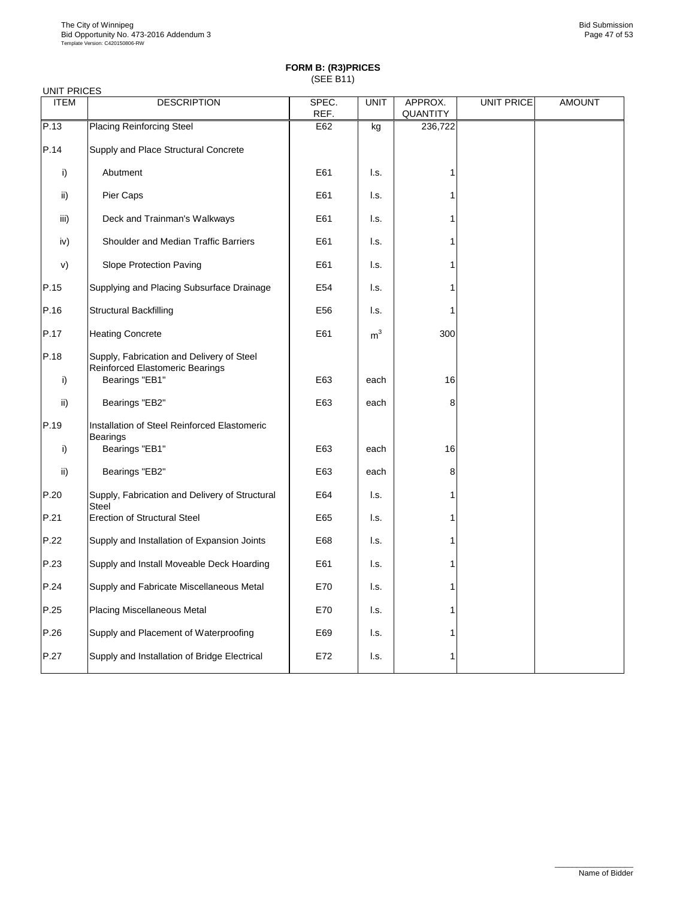**FORM B: (R3)PRICES**
(SEE B11)

UNIT PRICES

| ITEM | DESCRIPTION | SPEC. REF. | UNIT | APPROX. QUANTITY | UNIT PRICE | AMOUNT |
|---|---|---|---|---|---|---|
| P.13 | Placing Reinforcing Steel | E62 | kg | 236,722 | | |
| P.14 | Supply and Place Structural Concrete | | | | | |
| i) | Abutment | E61 | l.s. | 1 | | |
| ii) | Pier Caps | E61 | l.s. | 1 | | |
| iii) | Deck and Trainman's Walkways | E61 | l.s. | 1 | | |
| iv) | Shoulder and Median Traffic Barriers | E61 | l.s. | 1 | | |
| v) | Slope Protection Paving | E61 | l.s. | 1 | | |
| P.15 | Supplying and Placing Subsurface Drainage | E54 | l.s. | 1 | | |
| P.16 | Structural Backfilling | E56 | l.s. | 1 | | |
| P.17 | Heating Concrete | E61 | $m^3$ | 300 | | |
| P.18 | Supply, Fabrication and Delivery of Steel Reinforced Elastomeric Bearings | | | | | |
| i) | Bearings "EB1" | E63 | each | 16 | | |
| ii) | Bearings "EB2" | E63 | each | 8 | | |
| P.19 | Installation of Steel Reinforced Elastomeric Bearings | | | | | |
| i) | Bearings "EB1" | E63 | each | 16 | | |
| ii) | Bearings "EB2" | E63 | each | 8 | | |
| P.20 | Supply, Fabrication and Delivery of Structural Steel | E64 | l.s. | 1 | | |
| P.21 | Erection of Structural Steel | E65 | l.s. | 1 | | |
| P.22 | Supply and Installation of Expansion Joints | E68 | l.s. | 1 | | |
| P.23 | Supply and Install Moveable Deck Hoarding | E61 | l.s. | 1 | | |
| P.24 | Supply and Fabricate Miscellaneous Metal | E70 | l.s. | 1 | | |
| P.25 | Placing Miscellaneous Metal | E70 | l.s. | 1 | | |
| P.26 | Supply and Placement of Waterproofing | E69 | l.s. | 1 | | |
| P.27 | Supply and Installation of Bridge Electrical | E72 | l.s. | 1 | | |

Name of Bidder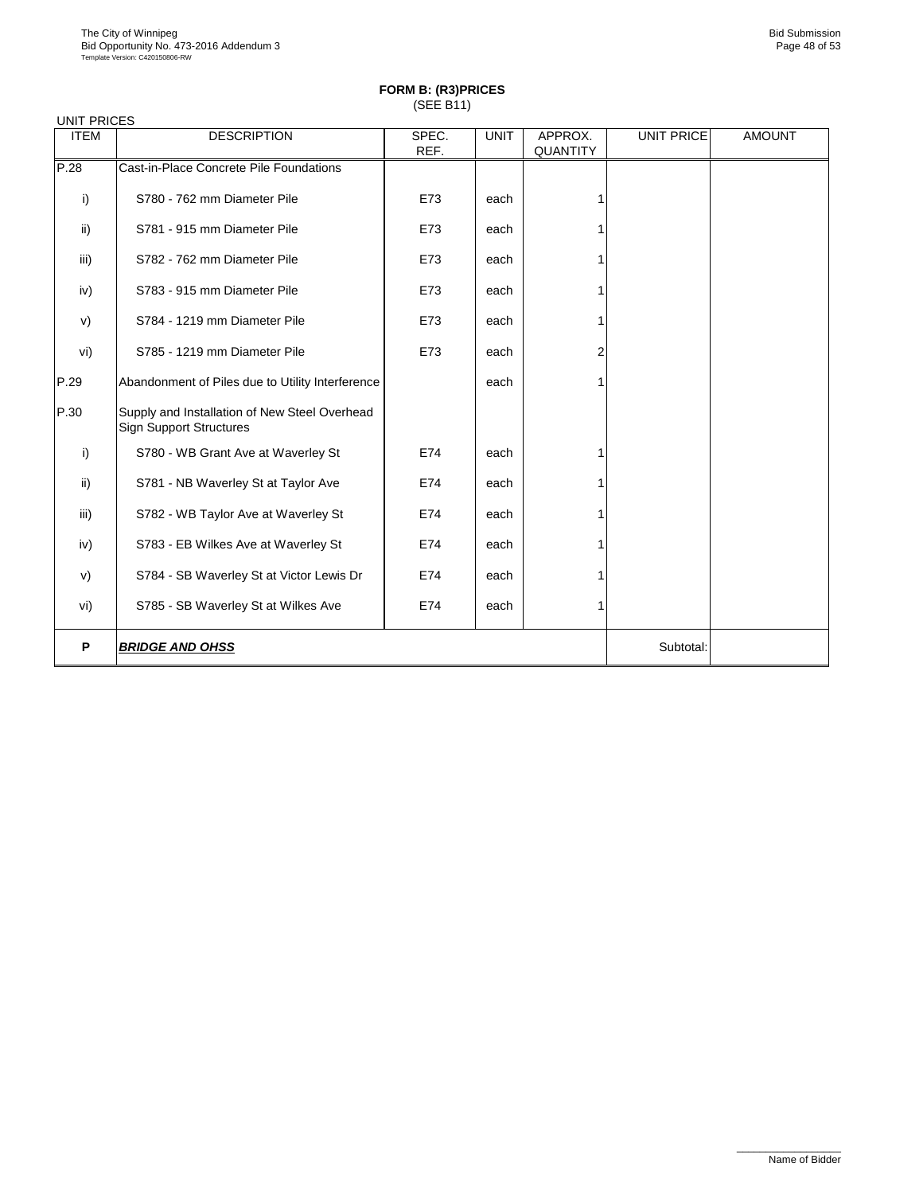**FORM B: (R3)PRICES**
(SEE B11)

UNIT PRICES

| ITEM | DESCRIPTION | SPEC. REF. | UNIT | APPROX. QUANTITY | UNIT PRICE | AMOUNT |
|---|---|---|---|---|---|---|
| P.28 | Cast-in-Place Concrete Pile Foundations | | | | | |
| i) | S780 - 762 mm Diameter Pile | E73 | each | 1 | | |
| ii) | S781 - 915 mm Diameter Pile | E73 | each | 1 | | |
| iii) | S782 - 762 mm Diameter Pile | E73 | each | 1 | | |
| iv) | S783 - 915 mm Diameter Pile | E73 | each | 1 | | |
| v) | S784 - 1219 mm Diameter Pile | E73 | each | 1 | | |
| vi) | S785 - 1219 mm Diameter Pile | E73 | each | 2 | | |
| P.29 | Abandonment of Piles due to Utility Interference | | each | 1 | | |
| P.30 | Supply and Installation of New Steel Overhead Sign Support Structures | | | | | |
| i) | S780 - WB Grant Ave at Waverley St | E74 | each | 1 | | |
| ii) | S781 - NB Waverley St at Taylor Ave | E74 | each | 1 | | |
| iii) | S782 - WB Taylor Ave at Waverley St | E74 | each | 1 | | |
| iv) | S783 - EB Wilkes Ave at Waverley St | E74 | each | 1 | | |
| v) | S784 - SB Waverley St at Victor Lewis Dr | E74 | each | 1 | | |
| vi) | S785 - SB Waverley St at Wilkes Ave | E74 | each | 1 | | |
| **P** | ***BRIDGE AND OHSS*** | | | | Subtotal: | |

Name of Bidder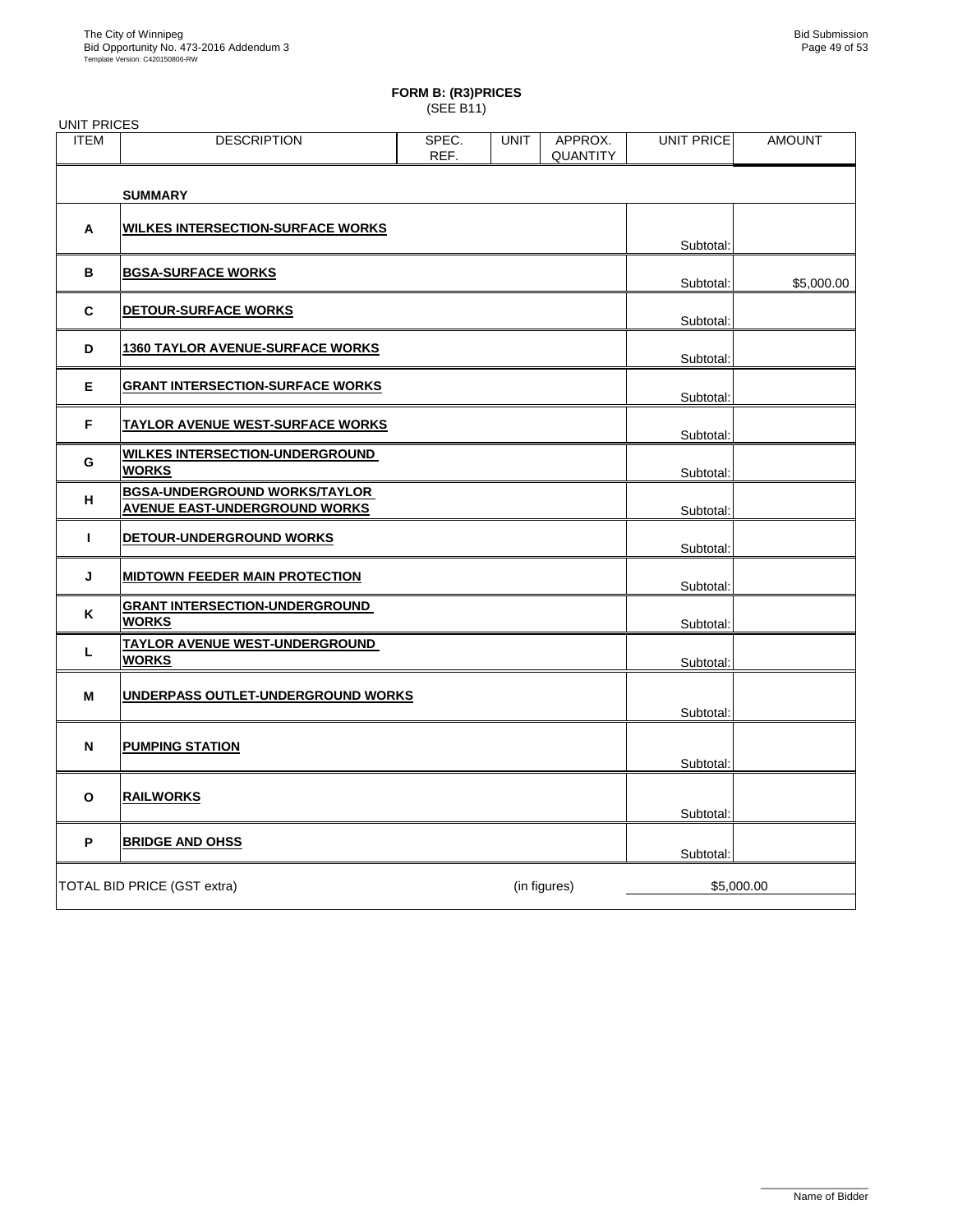**FORM B: (R3)PRICES**
(SEE B11)

UNIT PRICES

| ITEM | DESCRIPTION | SPEC. REF. | UNIT | APPROX. QUANTITY | UNIT PRICE | AMOUNT |
|---|---|---|---|---|---|---|
| | **SUMMARY** | | | | | |
| **A** | **WILKES INTERSECTION-SURFACE WORKS** | | | | Subtotal: | |
| **B** | **BGSA-SURFACE WORKS** | | | | Subtotal: | $5,000.00 |
| **C** | **DETOUR-SURFACE WORKS** | | | | Subtotal: | |
| **D** | **1360 TAYLOR AVENUE-SURFACE WORKS** | | | | Subtotal: | |
| **E** | **GRANT INTERSECTION-SURFACE WORKS** | | | | Subtotal: | |
| **F** | **TAYLOR AVENUE WEST-SURFACE WORKS** | | | | Subtotal: | |
| **G** | **WILKES INTERSECTION-UNDERGROUND WORKS** | | | | Subtotal: | |
| **H** | **BGSA-UNDERGROUND WORKS/TAYLOR AVENUE EAST-UNDERGROUND WORKS** | | | | Subtotal: | |
| **I** | **DETOUR-UNDERGROUND WORKS** | | | | Subtotal: | |
| **J** | **MIDTOWN FEEDER MAIN PROTECTION** | | | | Subtotal: | |
| **K** | **GRANT INTERSECTION-UNDERGROUND WORKS** | | | | Subtotal: | |
| **L** | **TAYLOR AVENUE WEST-UNDERGROUND WORKS** | | | | Subtotal: | |
| **M** | **UNDERPASS OUTLET-UNDERGROUND WORKS** | | | | Subtotal: | |
| **N** | **PUMPING STATION** | | | | Subtotal: | |
| **O** | **RAILWORKS** | | | | Subtotal: | |
| **P** | **BRIDGE AND OHSS** | | | | Subtotal: | |

TOTAL BID PRICE (GST extra) (in figures) $5,000.00

Name of Bidder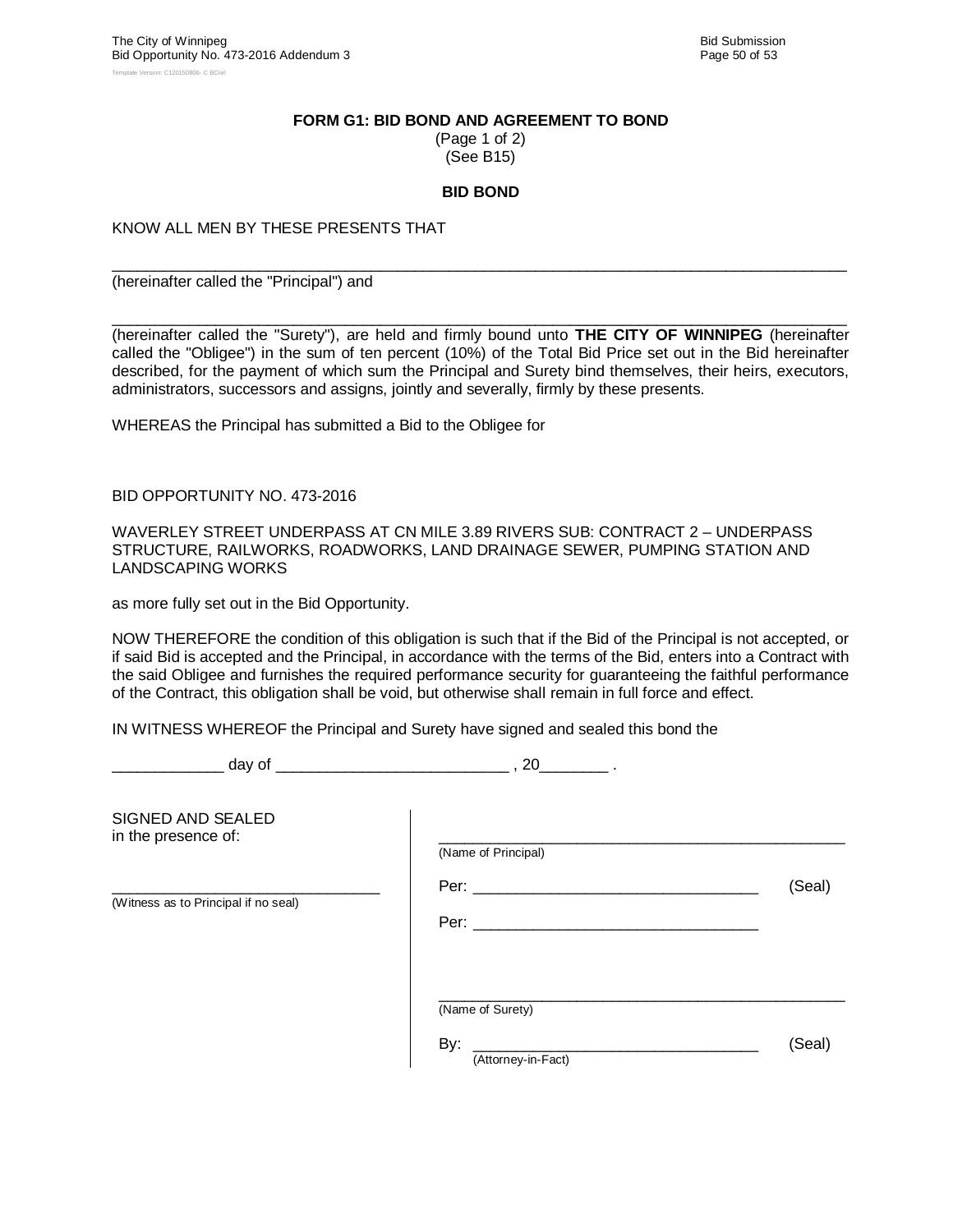**FORM G1: BID BOND AND AGREEMENT TO BOND**
(Page 1 of 2)
(See B15)

**BID BOND**

KNOW ALL MEN BY THESE PRESENTS THAT

_______________________________________________________________________________
(hereinafter called the "Principal") and

_______________________________________________________________________________
(hereinafter called the "Surety"), are held and firmly bound unto **THE CITY OF WINNIPEG** (hereinafter called the "Obligee") in the sum of ten percent (10%) of the Total Bid Price set out in the Bid hereinafter described, for the payment of which sum the Principal and Surety bind themselves, their heirs, executors, administrators, successors and assigns, jointly and severally, firmly by these presents.

WHEREAS the Principal has submitted a Bid to the Obligee for

BID OPPORTUNITY NO. 473-2016

WAVERLEY STREET UNDERPASS AT CN MILE 3.89 RIVERS SUB: CONTRACT 2 – UNDERPASS STRUCTURE, RAILWORKS, ROADWORKS, LAND DRAINAGE SEWER, PUMPING STATION AND LANDSCAPING WORKS

as more fully set out in the Bid Opportunity.

NOW THEREFORE the condition of this obligation is such that if the Bid of the Principal is not accepted, or if said Bid is accepted and the Principal, in accordance with the terms of the Bid, enters into a Contract with the said Obligee and furnishes the required performance security for guaranteeing the faithful performance of the Contract, this obligation shall be void, but otherwise shall remain in full force and effect.

IN WITNESS WHEREOF the Principal and Surety have signed and sealed this bond the

_____________ day of ___________________________ , 20________ .

SIGNED AND SEALED
in the presence of:

_________________________________
(Witness as to Principal if no seal)

_________________________________________________
(Name of Principal)

Per: _________________________________ (Seal)

Per: _________________________________

_________________________________________________
(Name of Surety)

By: _________________________________ (Seal)
(Attorney-in-Fact)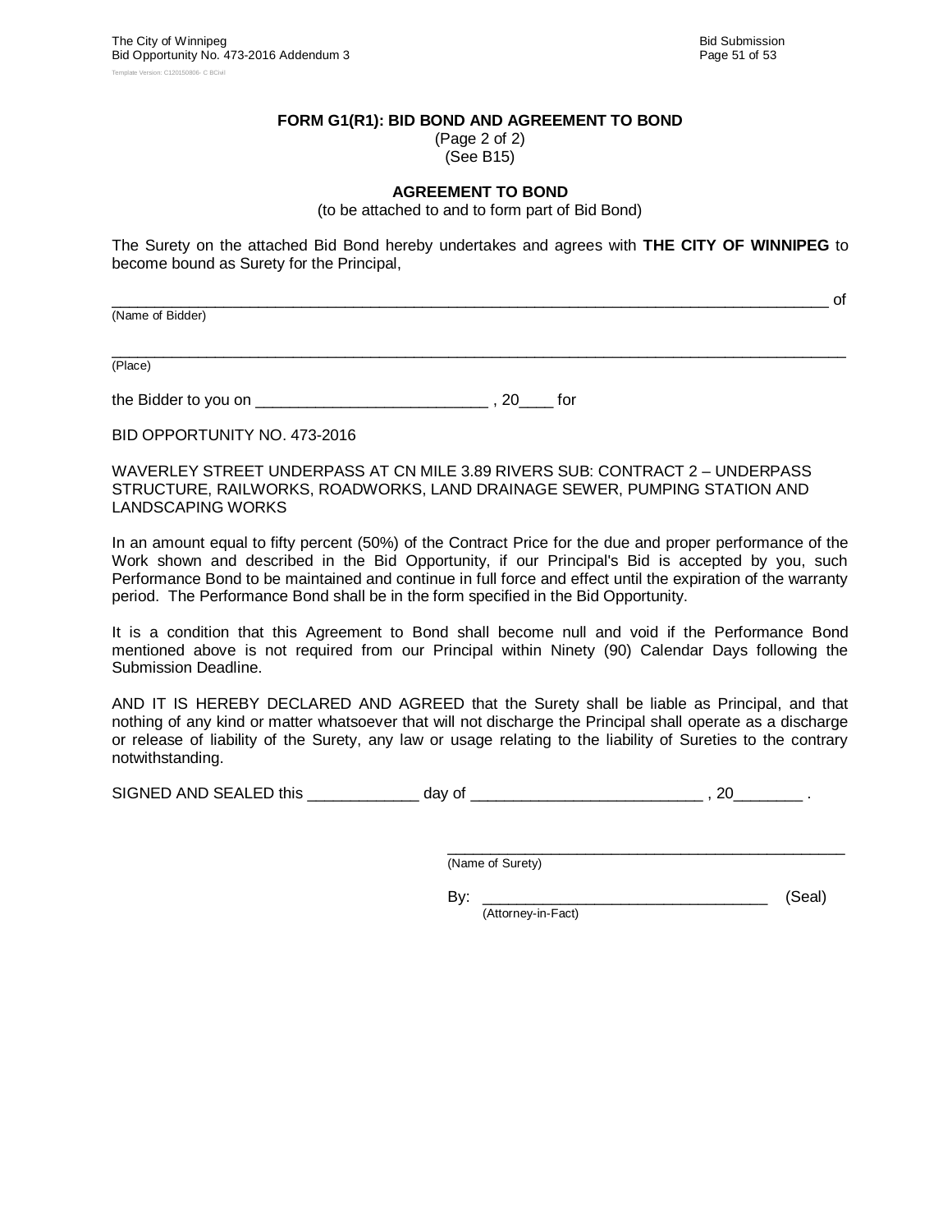## FORM G1(R1): BID BOND AND AGREEMENT TO BOND

(Page 2 of 2)
(See B15)

### AGREEMENT TO BOND

(to be attached to and to form part of Bid Bond)

The Surety on the attached Bid Bond hereby undertakes and agrees with **THE CITY OF WINNIPEG** to become bound as Surety for the Principal,

_______________________________________________________________________________ of
(Name of Bidder)

________________________________________________________________________________
(Place)

the Bidder to you on ___________________________ , 20____ for

BID OPPORTUNITY NO. 473-2016

WAVERLEY STREET UNDERPASS AT CN MILE 3.89 RIVERS SUB: CONTRACT 2 – UNDERPASS STRUCTURE, RAILWORKS, ROADWORKS, LAND DRAINAGE SEWER, PUMPING STATION AND LANDSCAPING WORKS

In an amount equal to fifty percent (50%) of the Contract Price for the due and proper performance of the Work shown and described in the Bid Opportunity, if our Principal's Bid is accepted by you, such Performance Bond to be maintained and continue in full force and effect until the expiration of the warranty period. The Performance Bond shall be in the form specified in the Bid Opportunity.

It is a condition that this Agreement to Bond shall become null and void if the Performance Bond mentioned above is not required from our Principal within Ninety (90) Calendar Days following the Submission Deadline.

AND IT IS HEREBY DECLARED AND AGREED that the Surety shall be liable as Principal, and that nothing of any kind or matter whatsoever that will not discharge the Principal shall operate as a discharge or release of liability of the Surety, any law or usage relating to the liability of Sureties to the contrary notwithstanding.

SIGNED AND SEALED this _____________ day of ___________________________ , 20________ .

_________________________________________________
(Name of Surety)

By: _________________________________ (Seal)
(Attorney-in-Fact)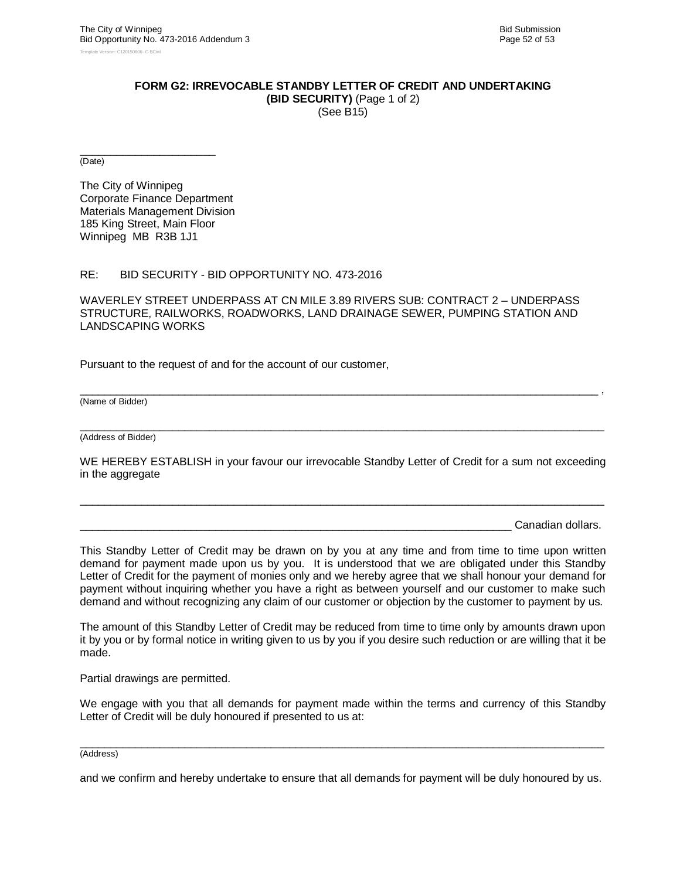**FORM G2: IRREVOCABLE STANDBY LETTER OF CREDIT AND UNDERTAKING**
**(BID SECURITY)** (Page 1 of 2)
(See B15)

______________________
(Date)

The City of Winnipeg
Corporate Finance Department
Materials Management Division
185 King Street, Main Floor
Winnipeg MB R3B 1J1

RE: BID SECURITY - BID OPPORTUNITY NO. 473-2016

WAVERLEY STREET UNDERPASS AT CN MILE 3.89 RIVERS SUB: CONTRACT 2 – UNDERPASS STRUCTURE, RAILWORKS, ROADWORKS, LAND DRAINAGE SEWER, PUMPING STATION AND LANDSCAPING WORKS

Pursuant to the request of and for the account of our customer,

______________________________________________________________________ ,
(Name of Bidder)

______________________________________________________________________
(Address of Bidder)

WE HEREBY ESTABLISH in your favour our irrevocable Standby Letter of Credit for a sum not exceeding in the aggregate

______________________________________________________________________

________________________________________________________ Canadian dollars.

This Standby Letter of Credit may be drawn on by you at any time and from time to time upon written demand for payment made upon us by you. It is understood that we are obligated under this Standby Letter of Credit for the payment of monies only and we hereby agree that we shall honour your demand for payment without inquiring whether you have a right as between yourself and our customer to make such demand and without recognizing any claim of our customer or objection by the customer to payment by us.

The amount of this Standby Letter of Credit may be reduced from time to time only by amounts drawn upon it by you or by formal notice in writing given to us by you if you desire such reduction or are willing that it be made.

Partial drawings are permitted.

We engage with you that all demands for payment made within the terms and currency of this Standby Letter of Credit will be duly honoured if presented to us at:

______________________________________________________________________
(Address)

and we confirm and hereby undertake to ensure that all demands for payment will be duly honoured by us.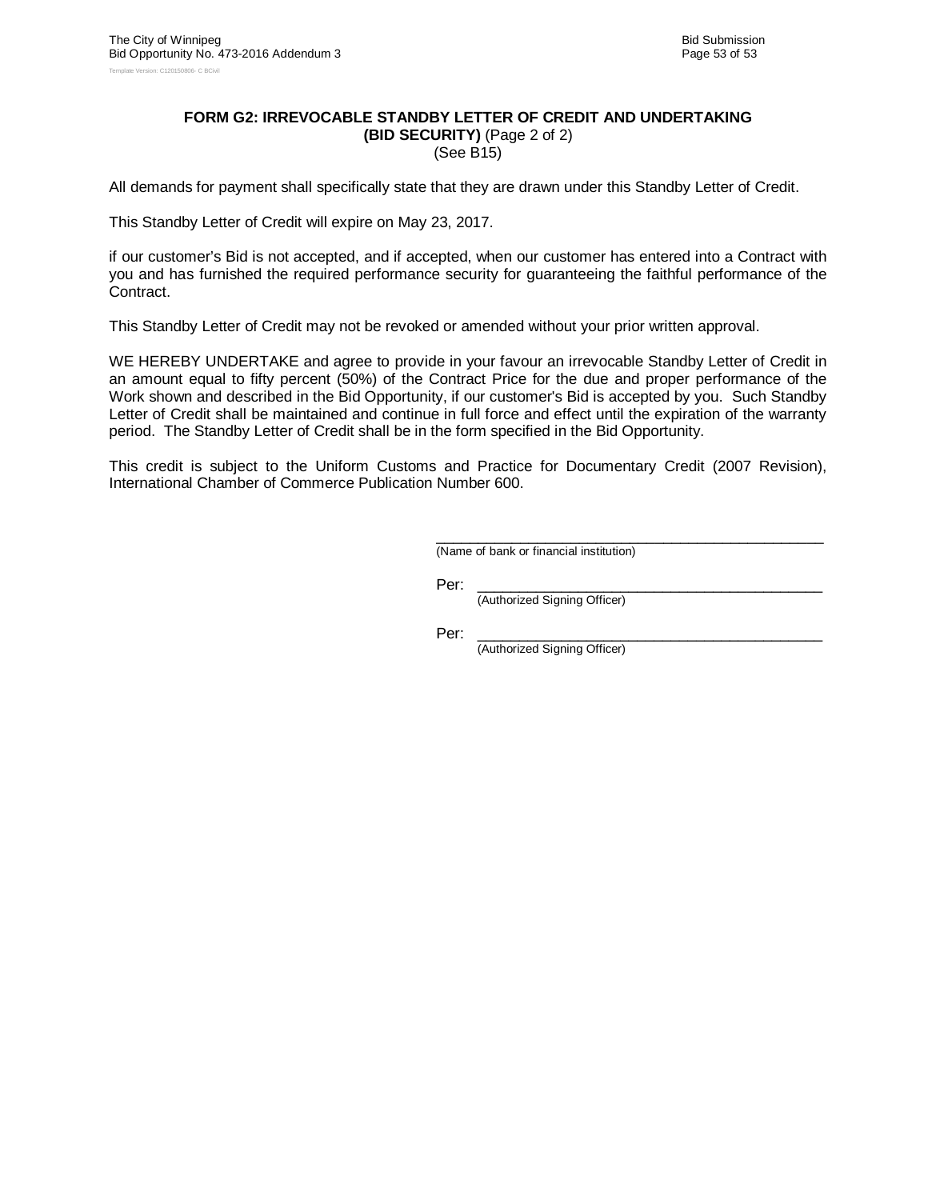**FORM G2: IRREVOCABLE STANDBY LETTER OF CREDIT AND UNDERTAKING (BID SECURITY)** (Page 2 of 2)
(See B15)

All demands for payment shall specifically state that they are drawn under this Standby Letter of Credit.

This Standby Letter of Credit will expire on May 23, 2017.

if our customer's Bid is not accepted, and if accepted, when our customer has entered into a Contract with you and has furnished the required performance security for guaranteeing the faithful performance of the Contract.

This Standby Letter of Credit may not be revoked or amended without your prior written approval.

WE HEREBY UNDERTAKE and agree to provide in your favour an irrevocable Standby Letter of Credit in an amount equal to fifty percent (50%) of the Contract Price for the due and proper performance of the Work shown and described in the Bid Opportunity, if our customer's Bid is accepted by you. Such Standby Letter of Credit shall be maintained and continue in full force and effect until the expiration of the warranty period. The Standby Letter of Credit shall be in the form specified in the Bid Opportunity.

This credit is subject to the Uniform Customs and Practice for Documentary Credit (2007 Revision), International Chamber of Commerce Publication Number 600.

\_\_\_\_\_\_\_\_\_\_\_\_\_\_\_\_\_\_\_\_\_\_\_\_\_\_\_\_\_\_\_\_\_\_\_\_\_\_\_\_
(Name of bank or financial institution)

Per: \_\_\_\_\_\_\_\_\_\_\_\_\_\_\_\_\_\_\_\_\_\_\_\_\_\_\_\_\_\_\_\_\_\_\_\_
(Authorized Signing Officer)

Per: \_\_\_\_\_\_\_\_\_\_\_\_\_\_\_\_\_\_\_\_\_\_\_\_\_\_\_\_\_\_\_\_\_\_\_\_
(Authorized Signing Officer)